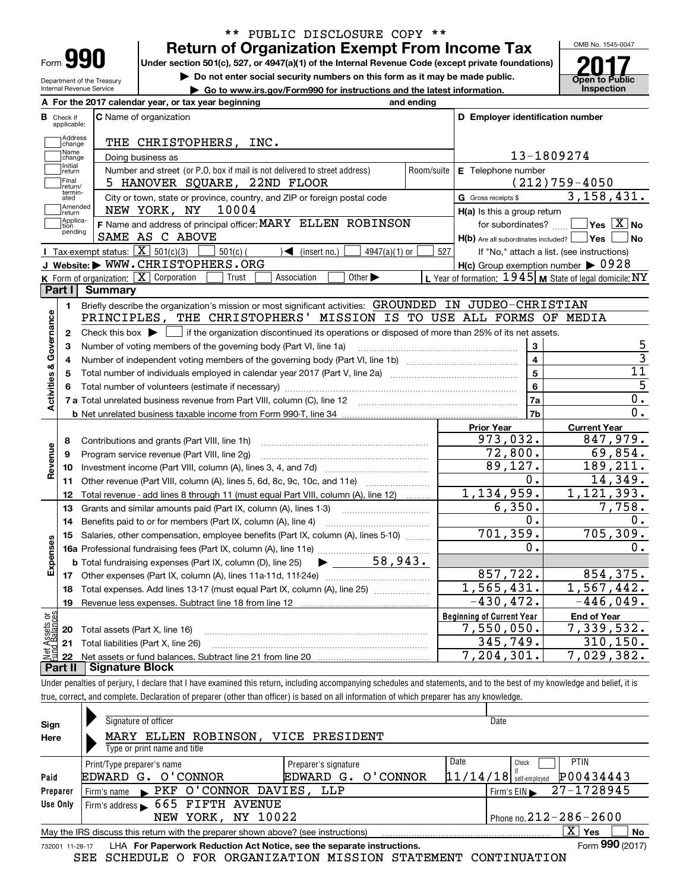** PUBLIC DISCLOSURE COPY **

# Form 990 — Return of Organization Exempt From Income Tax

Under section 501(c), 527, or 4947(a)(1) of the Internal Revenue Code (except private foundations)

▶ Do not enter social security numbers on this form as it may be made public.

▶ Go to www.irs.gov/Form990 for instructions and the latest information.

Department of the Treasury
Internal Revenue Service

OMB No. 1545-0047

**2017**

Open to Public Inspection

**A** For the 2017 calendar year, or tax year beginning and ending

**B** Check if applicable: Address change, Name change, Initial return, Final return/terminated, Amended return, Application pending

**C** Name of organization: THE CHRISTOPHERS, INC.

Doing business as

Number and street (or P.O. box if mail is not delivered to street address): 5 HANOVER SQUARE, 22ND FLOOR — Room/suite

City or town, state or province, country, and ZIP or foreign postal code: NEW YORK, NY 10004

**D** Employer identification number: 13-1809274

**E** Telephone number: (212)759-4050

**G** Gross receipts $ 3,158,431.

**F** Name and address of principal officer: MARY ELLEN ROBINSON, SAME AS C ABOVE

**H(a)** Is this a group return for subordinates? ☐ Yes ☒ No

**H(b)** Are all subordinates included? ☐ Yes ☐ No — If "No," attach a list. (see instructions)

**H(c)** Group exemption number ▶ 0928

**I** Tax-exempt status: ☒ 501(c)(3) ☐ 501(c) ( ) ◀ (insert no.) ☐ 4947(a)(1) or ☐ 527

**J** Website: ▶ WWW.CHRISTOPHERS.ORG

**K** Form of organization: ☒ Corporation ☐ Trust ☐ Association ☐ Other ▶

**L** Year of formation: 1945 **M** State of legal domicile: NY

## Part I Summary

**Activities & Governance**

1. Briefly describe the organization's mission or most significant activities: GROUNDED IN JUDEO-CHRISTIAN PRINCIPLES, THE CHRISTOPHERS' MISSION IS TO USE ALL FORMS OF MEDIA
2. Check this box ▶ ☐ if the organization discontinued its operations or disposed of more than 25% of its net assets.

| Line | Description | | Value |
|---|---|---|---|
| 3 | Number of voting members of the governing body (Part VI, line 1a) | 3 | 5 |
| 4 | Number of independent voting members of the governing body (Part VI, line 1b) | 4 | 3 |
| 5 | Total number of individuals employed in calendar year 2017 (Part V, line 2a) | 5 | 11 |
| 6 | Total number of volunteers (estimate if necessary) | 6 | 5 |
| 7a | Total unrelated business revenue from Part VIII, column (C), line 12 | 7a | 0. |
| 7b | Net unrelated business taxable income from Form 990-T, line 34 | 7b | 0. |

| Line | Description | Prior Year | Current Year |
|---|---|---|---|
| **Revenue** | | | |
| 8 | Contributions and grants (Part VIII, line 1h) | 973,032. | 847,979. |
| 9 | Program service revenue (Part VIII, line 2g) | 72,800. | 69,854. |
| 10 | Investment income (Part VIII, column (A), lines 3, 4, and 7d) | 89,127. | 189,211. |
| 11 | Other revenue (Part VIII, column (A), lines 5, 6d, 8c, 9c, 10c, and 11e) | 0. | 14,349. |
| 12 | Total revenue - add lines 8 through 11 (must equal Part VIII, column (A), line 12) | 1,134,959. | 1,121,393. |
| **Expenses** | | | |
| 13 | Grants and similar amounts paid (Part IX, column (A), lines 1-3) | 6,350. | 7,758. |
| 14 | Benefits paid to or for members (Part IX, column (A), line 4) | 0. | 0. |
| 15 | Salaries, other compensation, employee benefits (Part IX, column (A), lines 5-10) | 701,359. | 705,309. |
| 16a | Professional fundraising fees (Part IX, column (A), line 11e) | 0. | 0. |
| b | Total fundraising expenses (Part IX, column (D), line 25) ▶ 58,943. | | |
| 17 | Other expenses (Part IX, column (A), lines 11a-11d, 11f-24e) | 857,722. | 854,375. |
| 18 | Total expenses. Add lines 13-17 (must equal Part IX, column (A), line 25) | 1,565,431. | 1,567,442. |
| 19 | Revenue less expenses. Subtract line 18 from line 12 | -430,472. | -446,049. |
| **Net Assets or Fund Balances** | | **Beginning of Current Year** | **End of Year** |
| 20 | Total assets (Part X, line 16) | 7,550,050. | 7,339,532. |
| 21 | Total liabilities (Part X, line 26) | 345,749. | 310,150. |
| 22 | Net assets or fund balances. Subtract line 21 from line 20 | 7,204,301. | 7,029,382. |

## Part II Signature Block

Under penalties of perjury, I declare that I have examined this return, including accompanying schedules and statements, and to the best of my knowledge and belief, it is true, correct, and complete. Declaration of preparer (other than officer) is based on all information of which preparer has any knowledge.

**Sign Here**

Signature of officer — Date

MARY ELLEN ROBINSON, VICE PRESIDENT

Type or print name and title

**Paid Preparer Use Only**

| Print/Type preparer's name | Preparer's signature | Date | Check if self-employed | PTIN |
|---|---|---|---|---|
| EDWARD G. O'CONNOR | EDWARD G. O'CONNOR | 11/14/18 | ☐ | P00434443 |

Firm's name ▶ PKF O'CONNOR DAVIES, LLP — Firm's EIN ▶ 27-1728945

Firm's address ▶ 665 FIFTH AVENUE, NEW YORK, NY 10022 — Phone no. 212-286-2600

May the IRS discuss this return with the preparer shown above? (see instructions) ☒ Yes ☐ No

732001 11-28-17 LHA For Paperwork Reduction Act Notice, see the separate instructions. Form **990** (2017)

SEE SCHEDULE O FOR ORGANIZATION MISSION STATEMENT CONTINUATION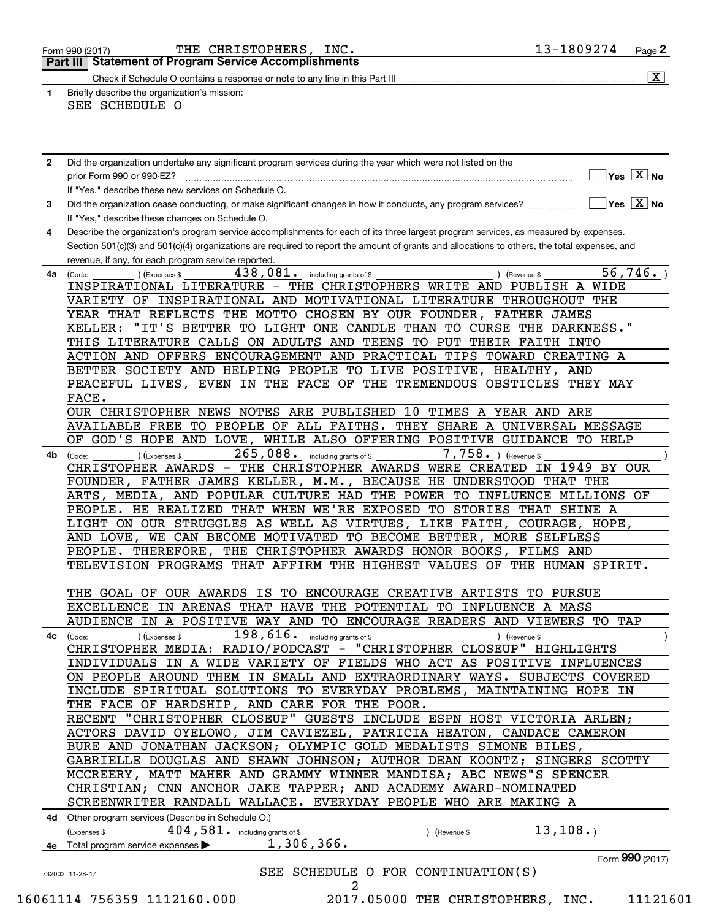Form 990 (2017) THE CHRISTOPHERS, INC. 13-1809274 Page **2**

## Part III Statement of Program Service Accomplishments

Check if Schedule O contains a response or note to any line in this Part III .......... [X]

**1** Briefly describe the organization's mission:

SEE SCHEDULE O

**2** Did the organization undertake any significant program services during the year which were not listed on the prior Form 990 or 990-EZ? .......... [ ] Yes [X] No

If "Yes," describe these new services on Schedule O.

**3** Did the organization cease conducting, or make significant changes in how it conducts, any program services? .......... [ ] Yes [X] No

If "Yes," describe these changes on Schedule O.

**4** Describe the organization's program service accomplishments for each of its three largest program services, as measured by expenses. Section 501(c)(3) and 501(c)(4) organizations are required to report the amount of grants and allocations to others, the total expenses, and revenue, if any, for each program service reported.

**4a** (Code: ) (Expenses $ 438,081. including grants of $ ) (Revenue $ 56,746. )

INSPIRATIONAL LITERATURE - THE CHRISTOPHERS WRITE AND PUBLISH A WIDE VARIETY OF INSPIRATIONAL AND MOTIVATIONAL LITERATURE THROUGHOUT THE YEAR THAT REFLECTS THE MOTTO CHOSEN BY OUR FOUNDER, FATHER JAMES KELLER: "IT'S BETTER TO LIGHT ONE CANDLE THAN TO CURSE THE DARKNESS." THIS LITERATURE CALLS ON ADULTS AND TEENS TO PUT THEIR FAITH INTO ACTION AND OFFERS ENCOURAGEMENT AND PRACTICAL TIPS TOWARD CREATING A BETTER SOCIETY AND HELPING PEOPLE TO LIVE POSITIVE, HEALTHY, AND PEACEFUL LIVES, EVEN IN THE FACE OF THE TREMENDOUS OBSTICLES THEY MAY FACE.

OUR CHRISTOPHER NEWS NOTES ARE PUBLISHED 10 TIMES A YEAR AND ARE AVAILABLE FREE TO PEOPLE OF ALL FAITHS. THEY SHARE A UNIVERSAL MESSAGE OF GOD'S HOPE AND LOVE, WHILE ALSO OFFERING POSITIVE GUIDANCE TO HELP

**4b** (Code: ) (Expenses $ 265,088. including grants of $ 7,758. ) (Revenue $ )

CHRISTOPHER AWARDS - THE CHRISTOPHER AWARDS WERE CREATED IN 1949 BY OUR FOUNDER, FATHER JAMES KELLER, M.M., BECAUSE HE UNDERSTOOD THAT THE ARTS, MEDIA, AND POPULAR CULTURE HAD THE POWER TO INFLUENCE MILLIONS OF PEOPLE. HE REALIZED THAT WHEN WE'RE EXPOSED TO STORIES THAT SHINE A LIGHT ON OUR STRUGGLES AS WELL AS VIRTUES, LIKE FAITH, COURAGE, HOPE, AND LOVE, WE CAN BECOME MOTIVATED TO BECOME BETTER, MORE SELFLESS PEOPLE. THEREFORE, THE CHRISTOPHER AWARDS HONOR BOOKS, FILMS AND TELEVISION PROGRAMS THAT AFFIRM THE HIGHEST VALUES OF THE HUMAN SPIRIT.

THE GOAL OF OUR AWARDS IS TO ENCOURAGE CREATIVE ARTISTS TO PURSUE EXCELLENCE IN ARENAS THAT HAVE THE POTENTIAL TO INFLUENCE A MASS AUDIENCE IN A POSITIVE WAY AND TO ENCOURAGE READERS AND VIEWERS TO TAP

**4c** (Code: ) (Expenses $ 198,616. including grants of $ ) (Revenue $ )

CHRISTOPHER MEDIA: RADIO/PODCAST - "CHRISTOPHER CLOSEUP" HIGHLIGHTS INDIVIDUALS IN A WIDE VARIETY OF FIELDS WHO ACT AS POSITIVE INFLUENCES ON PEOPLE AROUND THEM IN SMALL AND EXTRAORDINARY WAYS. SUBJECTS COVERED INCLUDE SPIRITUAL SOLUTIONS TO EVERYDAY PROBLEMS, MAINTAINING HOPE IN THE FACE OF HARDSHIP, AND CARE FOR THE POOR.

RECENT "CHRISTOPHER CLOSEUP" GUESTS INCLUDE ESPN HOST VICTORIA ARLEN; ACTORS DAVID OYELOWO, JIM CAVIEZEL, PATRICIA HEATON, CANDACE CAMERON BURE AND JONATHAN JACKSON; OLYMPIC GOLD MEDALISTS SIMONE BILES, GABRIELLE DOUGLAS AND SHAWN JOHNSON; AUTHOR DEAN KOONTZ; SINGERS SCOTTY MCCREERY, MATT MAHER AND GRAMMY WINNER MANDISA; ABC NEWS"S SPENCER CHRISTIAN; CNN ANCHOR JAKE TAPPER; AND ACADEMY AWARD-NOMINATED SCREENWRITER RANDALL WALLACE. EVERYDAY PEOPLE WHO ARE MAKING A

**4d** Other program services (Describe in Schedule O.)

(Expenses $ 404,581. including grants of $ ) (Revenue $ 13,108.)

**4e** Total program service expenses ▶ 1,306,366.

Form **990** (2017)

SEE SCHEDULE O FOR CONTINUATION(S)

732002 11-28-17

16061114 756359 1112160.000 2017.05000 THE CHRISTOPHERS, INC. 11121601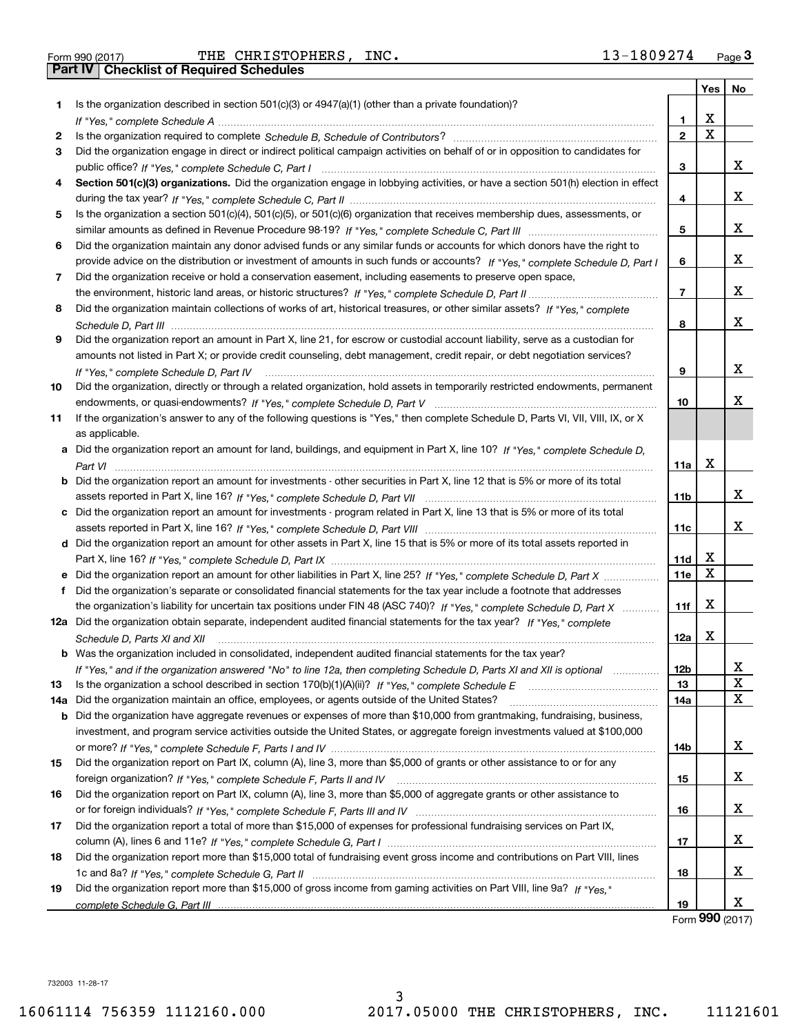Form 990 (2017) THE CHRISTOPHERS, INC. 13-1809274 Page 3

## Part IV Checklist of Required Schedules

| | | | Yes | No |
|---|---|---|---|---|
| 1 | Is the organization described in section 501(c)(3) or 4947(a)(1) (other than a private foundation)? *If "Yes," complete Schedule A* | 1 | X | |
| 2 | Is the organization required to complete *Schedule B, Schedule of Contributors*? | 2 | X | |
| 3 | Did the organization engage in direct or indirect political campaign activities on behalf of or in opposition to candidates for public office? *If "Yes," complete Schedule C, Part I* | 3 | | X |
| 4 | **Section 501(c)(3) organizations.** Did the organization engage in lobbying activities, or have a section 501(h) election in effect during the tax year? *If "Yes," complete Schedule C, Part II* | 4 | | X |
| 5 | Is the organization a section 501(c)(4), 501(c)(5), or 501(c)(6) organization that receives membership dues, assessments, or similar amounts as defined in Revenue Procedure 98-19? *If "Yes," complete Schedule C, Part III* | 5 | | X |
| 6 | Did the organization maintain any donor advised funds or any similar funds or accounts for which donors have the right to provide advice on the distribution or investment of amounts in such funds or accounts? *If "Yes," complete Schedule D, Part I* | 6 | | X |
| 7 | Did the organization receive or hold a conservation easement, including easements to preserve open space, the environment, historic land areas, or historic structures? *If "Yes," complete Schedule D, Part II* | 7 | | X |
| 8 | Did the organization maintain collections of works of art, historical treasures, or other similar assets? *If "Yes," complete Schedule D, Part III* | 8 | | X |
| 9 | Did the organization report an amount in Part X, line 21, for escrow or custodial account liability, serve as a custodian for amounts not listed in Part X; or provide credit counseling, debt management, credit repair, or debt negotiation services? *If "Yes," complete Schedule D, Part IV* | 9 | | X |
| 10 | Did the organization, directly or through a related organization, hold assets in temporarily restricted endowments, permanent endowments, or quasi-endowments? *If "Yes," complete Schedule D, Part V* | 10 | | X |
| 11 | If the organization's answer to any of the following questions is "Yes," then complete Schedule D, Parts VI, VII, VIII, IX, or X as applicable. | | | |
| a | Did the organization report an amount for land, buildings, and equipment in Part X, line 10? *If "Yes," complete Schedule D, Part VI* | 11a | X | |
| b | Did the organization report an amount for investments - other securities in Part X, line 12 that is 5% or more of its total assets reported in Part X, line 16? *If "Yes," complete Schedule D, Part VII* | 11b | | X |
| c | Did the organization report an amount for investments - program related in Part X, line 13 that is 5% or more of its total assets reported in Part X, line 16? *If "Yes," complete Schedule D, Part VIII* | 11c | | X |
| d | Did the organization report an amount for other assets in Part X, line 15 that is 5% or more of its total assets reported in Part X, line 16? *If "Yes," complete Schedule D, Part IX* | 11d | X | |
| e | Did the organization report an amount for other liabilities in Part X, line 25? *If "Yes," complete Schedule D, Part X* | 11e | X | |
| f | Did the organization's separate or consolidated financial statements for the tax year include a footnote that addresses the organization's liability for uncertain tax positions under FIN 48 (ASC 740)? *If "Yes," complete Schedule D, Part X* | 11f | X | |
| 12a | Did the organization obtain separate, independent audited financial statements for the tax year? *If "Yes," complete Schedule D, Parts XI and XII* | 12a | X | |
| b | Was the organization included in consolidated, independent audited financial statements for the tax year? *If "Yes," and if the organization answered "No" to line 12a, then completing Schedule D, Parts XI and XII is optional* | 12b | | X |
| 13 | Is the organization a school described in section 170(b)(1)(A)(ii)? *If "Yes," complete Schedule E* | 13 | | X |
| 14a | Did the organization maintain an office, employees, or agents outside of the United States? | 14a | | X |
| b | Did the organization have aggregate revenues or expenses of more than $10,000 from grantmaking, fundraising, business, investment, and program service activities outside the United States, or aggregate foreign investments valued at $100,000 or more? *If "Yes," complete Schedule F, Parts I and IV* | 14b | | X |
| 15 | Did the organization report on Part IX, column (A), line 3, more than $5,000 of grants or other assistance to or for any foreign organization? *If "Yes," complete Schedule F, Parts II and IV* | 15 | | X |
| 16 | Did the organization report on Part IX, column (A), line 3, more than $5,000 of aggregate grants or other assistance to or for foreign individuals? *If "Yes," complete Schedule F, Parts III and IV* | 16 | | X |
| 17 | Did the organization report a total of more than $15,000 of expenses for professional fundraising services on Part IX, column (A), lines 6 and 11e? *If "Yes," complete Schedule G, Part I* | 17 | | X |
| 18 | Did the organization report more than $15,000 total of fundraising event gross income and contributions on Part VIII, lines 1c and 8a? *If "Yes," complete Schedule G, Part II* | 18 | | X |
| 19 | Did the organization report more than $15,000 of gross income from gaming activities on Part VIII, line 9a? *If "Yes," complete Schedule G, Part III* | 19 | | X |

Form **990** (2017)

732003 11-28-17

16061114 756359 1112160.000 2017.05000 THE CHRISTOPHERS, INC. 11121601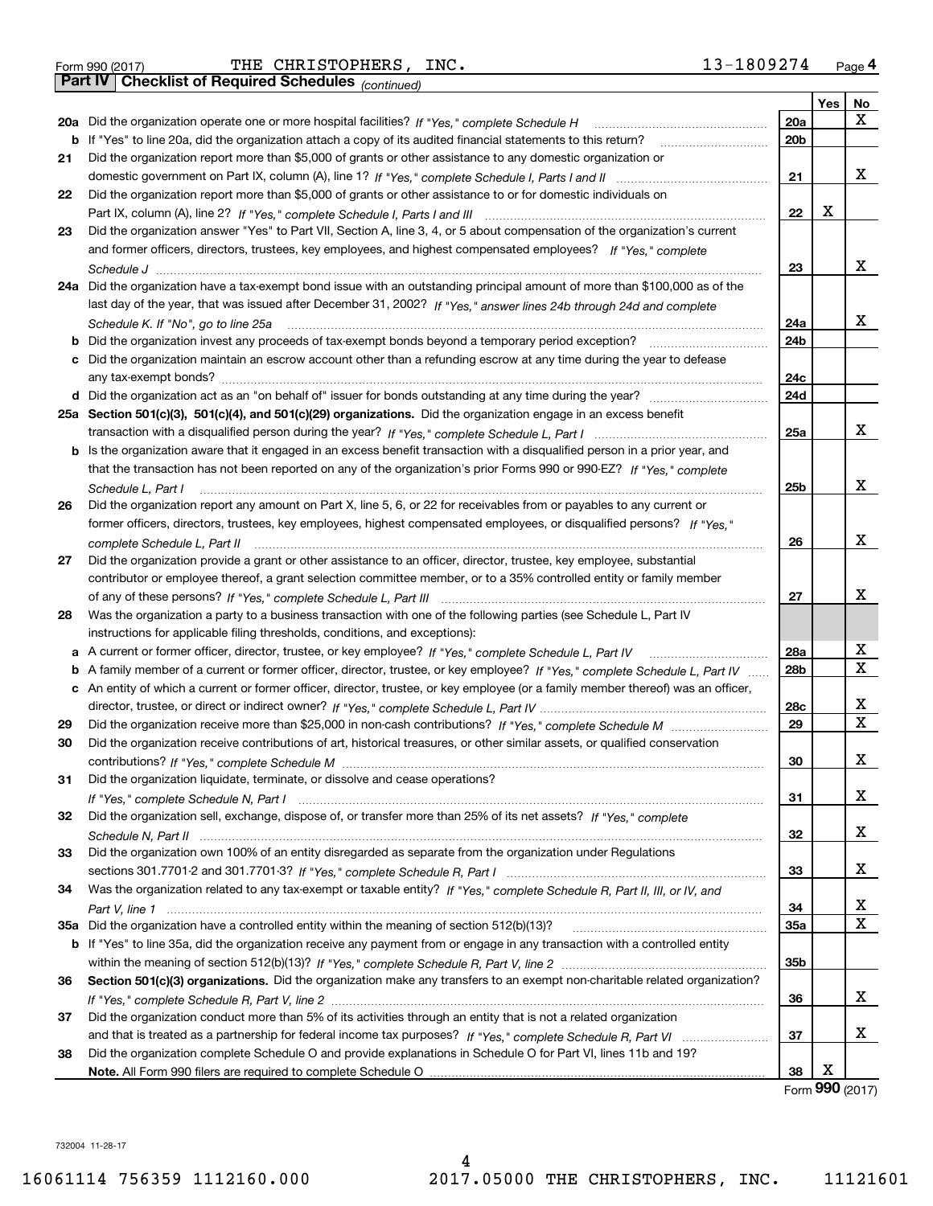Form 990 (2017) THE CHRISTOPHERS, INC. 13-1809274 Page 4

**Part IV Checklist of Required Schedules** *(continued)*

| | | | Yes | No |
|---|---|---|---|---|
| **20a** | Did the organization operate one or more hospital facilities? *If "Yes," complete Schedule H* | **20a** | | X |
| **b** | If "Yes" to line 20a, did the organization attach a copy of its audited financial statements to this return? | **20b** | | |
| **21** | Did the organization report more than $5,000 of grants or other assistance to any domestic organization or domestic government on Part IX, column (A), line 1? *If "Yes," complete Schedule I, Parts I and II* | **21** | | X |
| **22** | Did the organization report more than $5,000 of grants or other assistance to or for domestic individuals on Part IX, column (A), line 2? *If "Yes," complete Schedule I, Parts I and III* | **22** | X | |
| **23** | Did the organization answer "Yes" to Part VII, Section A, line 3, 4, or 5 about compensation of the organization's current and former officers, directors, trustees, key employees, and highest compensated employees? *If "Yes," complete Schedule J* | **23** | | X |
| **24a** | Did the organization have a tax-exempt bond issue with an outstanding principal amount of more than $100,000 as of the last day of the year, that was issued after December 31, 2002? *If "Yes," answer lines 24b through 24d and complete Schedule K. If "No", go to line 25a* | **24a** | | X |
| **b** | Did the organization invest any proceeds of tax-exempt bonds beyond a temporary period exception? | **24b** | | |
| **c** | Did the organization maintain an escrow account other than a refunding escrow at any time during the year to defease any tax-exempt bonds? | **24c** | | |
| **d** | Did the organization act as an "on behalf of" issuer for bonds outstanding at any time during the year? | **24d** | | |
| **25a** | **Section 501(c)(3), 501(c)(4), and 501(c)(29) organizations.** Did the organization engage in an excess benefit transaction with a disqualified person during the year? *If "Yes," complete Schedule L, Part I* | **25a** | | X |
| **b** | Is the organization aware that it engaged in an excess benefit transaction with a disqualified person in a prior year, and that the transaction has not been reported on any of the organization's prior Forms 990 or 990-EZ? *If "Yes," complete Schedule L, Part I* | **25b** | | X |
| **26** | Did the organization report any amount on Part X, line 5, 6, or 22 for receivables from or payables to any current or former officers, directors, trustees, key employees, highest compensated employees, or disqualified persons? *If "Yes," complete Schedule L, Part II* | **26** | | X |
| **27** | Did the organization provide a grant or other assistance to an officer, director, trustee, key employee, substantial contributor or employee thereof, a grant selection committee member, or to a 35% controlled entity or family member of any of these persons? *If "Yes," complete Schedule L, Part III* | **27** | | X |
| **28** | Was the organization a party to a business transaction with one of the following parties (see Schedule L, Part IV instructions for applicable filing thresholds, conditions, and exceptions): | | | |
| **a** | A current or former officer, director, trustee, or key employee? *If "Yes," complete Schedule L, Part IV* | **28a** | | X |
| **b** | A family member of a current or former officer, director, trustee, or key employee? *If "Yes," complete Schedule L, Part IV* | **28b** | | X |
| **c** | An entity of which a current or former officer, director, trustee, or key employee (or a family member thereof) was an officer, director, trustee, or direct or indirect owner? *If "Yes," complete Schedule L, Part IV* | **28c** | | X |
| **29** | Did the organization receive more than $25,000 in non-cash contributions? *If "Yes," complete Schedule M* | **29** | | X |
| **30** | Did the organization receive contributions of art, historical treasures, or other similar assets, or qualified conservation contributions? *If "Yes," complete Schedule M* | **30** | | X |
| **31** | Did the organization liquidate, terminate, or dissolve and cease operations? *If "Yes," complete Schedule N, Part I* | **31** | | X |
| **32** | Did the organization sell, exchange, dispose of, or transfer more than 25% of its net assets? *If "Yes," complete Schedule N, Part II* | **32** | | X |
| **33** | Did the organization own 100% of an entity disregarded as separate from the organization under Regulations sections 301.7701-2 and 301.7701-3? *If "Yes," complete Schedule R, Part I* | **33** | | X |
| **34** | Was the organization related to any tax-exempt or taxable entity? *If "Yes," complete Schedule R, Part II, III, or IV, and Part V, line 1* | **34** | | X |
| **35a** | Did the organization have a controlled entity within the meaning of section 512(b)(13)? | **35a** | | X |
| **b** | If "Yes" to line 35a, did the organization receive any payment from or engage in any transaction with a controlled entity within the meaning of section 512(b)(13)? *If "Yes," complete Schedule R, Part V, line 2* | **35b** | | |
| **36** | **Section 501(c)(3) organizations.** Did the organization make any transfers to an exempt non-charitable related organization? *If "Yes," complete Schedule R, Part V, line 2* | **36** | | X |
| **37** | Did the organization conduct more than 5% of its activities through an entity that is not a related organization and that is treated as a partnership for federal income tax purposes? *If "Yes," complete Schedule R, Part VI* | **37** | | X |
| **38** | Did the organization complete Schedule O and provide explanations in Schedule O for Part VI, lines 11b and 19? **Note.** All Form 990 filers are required to complete Schedule O | **38** | X | |

Form **990** (2017)

732004 11-28-17

16061114 756359 1112160.000 2017.05000 THE CHRISTOPHERS, INC. 11121601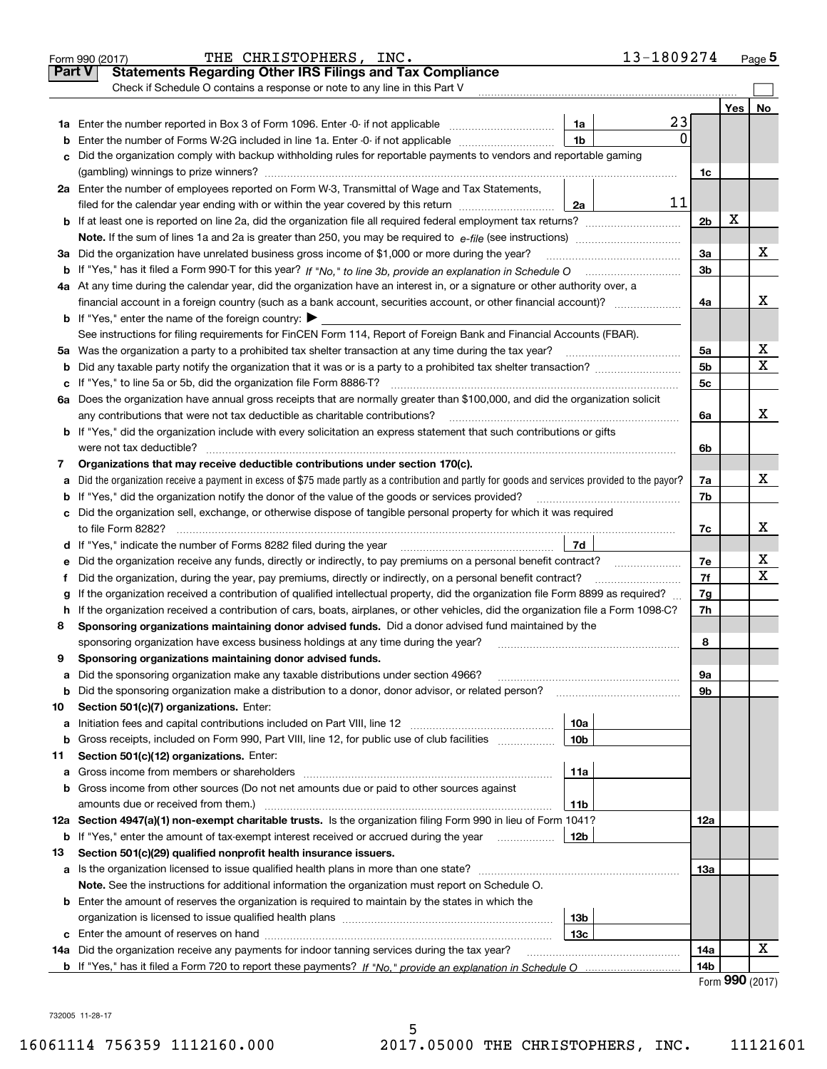Form 990 (2017) THE CHRISTOPHERS, INC. 13-1809274 Page **5**

## Part V Statements Regarding Other IRS Filings and Tax Compliance

Check if Schedule O contains a response or note to any line in this Part V ☐

| | | | | | Yes | No |
|---|---|---|---|---|---|---|
| **1a** | Enter the number reported in Box 3 of Form 1096. Enter -0- if not applicable | 1a | 23 | | | |
| **b** | Enter the number of Forms W-2G included in line 1a. Enter -0- if not applicable | 1b | 0 | | | |
| **c** | Did the organization comply with backup withholding rules for reportable payments to vendors and reportable gaming (gambling) winnings to prize winners? | | | 1c | | |
| **2a** | Enter the number of employees reported on Form W-3, Transmittal of Wage and Tax Statements, filed for the calendar year ending with or within the year covered by this return | 2a | 11 | | | |
| **b** | If at least one is reported on line 2a, did the organization file all required federal employment tax returns? | | | 2b | X | |
| | **Note.** If the sum of lines 1a and 2a is greater than 250, you may be required to *e-file* (see instructions) | | | | | |
| **3a** | Did the organization have unrelated business gross income of $1,000 or more during the year? | | | 3a | | X |
| **b** | If "Yes," has it filed a Form 990-T for this year? *If "No," to line 3b, provide an explanation in Schedule O* | | | 3b | | |
| **4a** | At any time during the calendar year, did the organization have an interest in, or a signature or other authority over, a financial account in a foreign country (such as a bank account, securities account, or other financial account)? | | | 4a | | X |
| **b** | If "Yes," enter the name of the foreign country: ▶ | | | | | |
| | See instructions for filing requirements for FinCEN Form 114, Report of Foreign Bank and Financial Accounts (FBAR). | | | | | |
| **5a** | Was the organization a party to a prohibited tax shelter transaction at any time during the tax year? | | | 5a | | X |
| **b** | Did any taxable party notify the organization that it was or is a party to a prohibited tax shelter transaction? | | | 5b | | X |
| **c** | If "Yes," to line 5a or 5b, did the organization file Form 8886-T? | | | 5c | | |
| **6a** | Does the organization have annual gross receipts that are normally greater than $100,000, and did the organization solicit any contributions that were not tax deductible as charitable contributions? | | | 6a | | X |
| **b** | If "Yes," did the organization include with every solicitation an express statement that such contributions or gifts were not tax deductible? | | | 6b | | |
| **7** | **Organizations that may receive deductible contributions under section 170(c).** | | | | | |
| **a** | Did the organization receive a payment in excess of $75 made partly as a contribution and partly for goods and services provided to the payor? | | | 7a | | X |
| **b** | If "Yes," did the organization notify the donor of the value of the goods or services provided? | | | 7b | | |
| **c** | Did the organization sell, exchange, or otherwise dispose of tangible personal property for which it was required to file Form 8282? | | | 7c | | X |
| **d** | If "Yes," indicate the number of Forms 8282 filed during the year | 7d | | | | |
| **e** | Did the organization receive any funds, directly or indirectly, to pay premiums on a personal benefit contract? | | | 7e | | X |
| **f** | Did the organization, during the year, pay premiums, directly or indirectly, on a personal benefit contract? | | | 7f | | X |
| **g** | If the organization received a contribution of qualified intellectual property, did the organization file Form 8899 as required? | | | 7g | | |
| **h** | If the organization received a contribution of cars, boats, airplanes, or other vehicles, did the organization file a Form 1098-C? | | | 7h | | |
| **8** | **Sponsoring organizations maintaining donor advised funds.** Did a donor advised fund maintained by the sponsoring organization have excess business holdings at any time during the year? | | | 8 | | |
| **9** | **Sponsoring organizations maintaining donor advised funds.** | | | | | |
| **a** | Did the sponsoring organization make any taxable distributions under section 4966? | | | 9a | | |
| **b** | Did the sponsoring organization make a distribution to a donor, donor advisor, or related person? | | | 9b | | |
| **10** | **Section 501(c)(7) organizations.** Enter: | | | | | |
| **a** | Initiation fees and capital contributions included on Part VIII, line 12 | 10a | | | | |
| **b** | Gross receipts, included on Form 990, Part VIII, line 12, for public use of club facilities | 10b | | | | |
| **11** | **Section 501(c)(12) organizations.** Enter: | | | | | |
| **a** | Gross income from members or shareholders | 11a | | | | |
| **b** | Gross income from other sources (Do not net amounts due or paid to other sources against amounts due or received from them.) | 11b | | | | |
| **12a** | **Section 4947(a)(1) non-exempt charitable trusts.** Is the organization filing Form 990 in lieu of Form 1041? | | | 12a | | |
| **b** | If "Yes," enter the amount of tax-exempt interest received or accrued during the year | 12b | | | | |
| **13** | **Section 501(c)(29) qualified nonprofit health insurance issuers.** | | | | | |
| **a** | Is the organization licensed to issue qualified health plans in more than one state? | | | 13a | | |
| | **Note.** See the instructions for additional information the organization must report on Schedule O. | | | | | |
| **b** | Enter the amount of reserves the organization is required to maintain by the states in which the organization is licensed to issue qualified health plans | 13b | | | | |
| **c** | Enter the amount of reserves on hand | 13c | | | | |
| **14a** | Did the organization receive any payments for indoor tanning services during the tax year? | | | 14a | | X |
| **b** | If "Yes," has it filed a Form 720 to report these payments? *If "No," provide an explanation in Schedule O* | | | 14b | | |

Form **990** (2017)

732005 11-28-17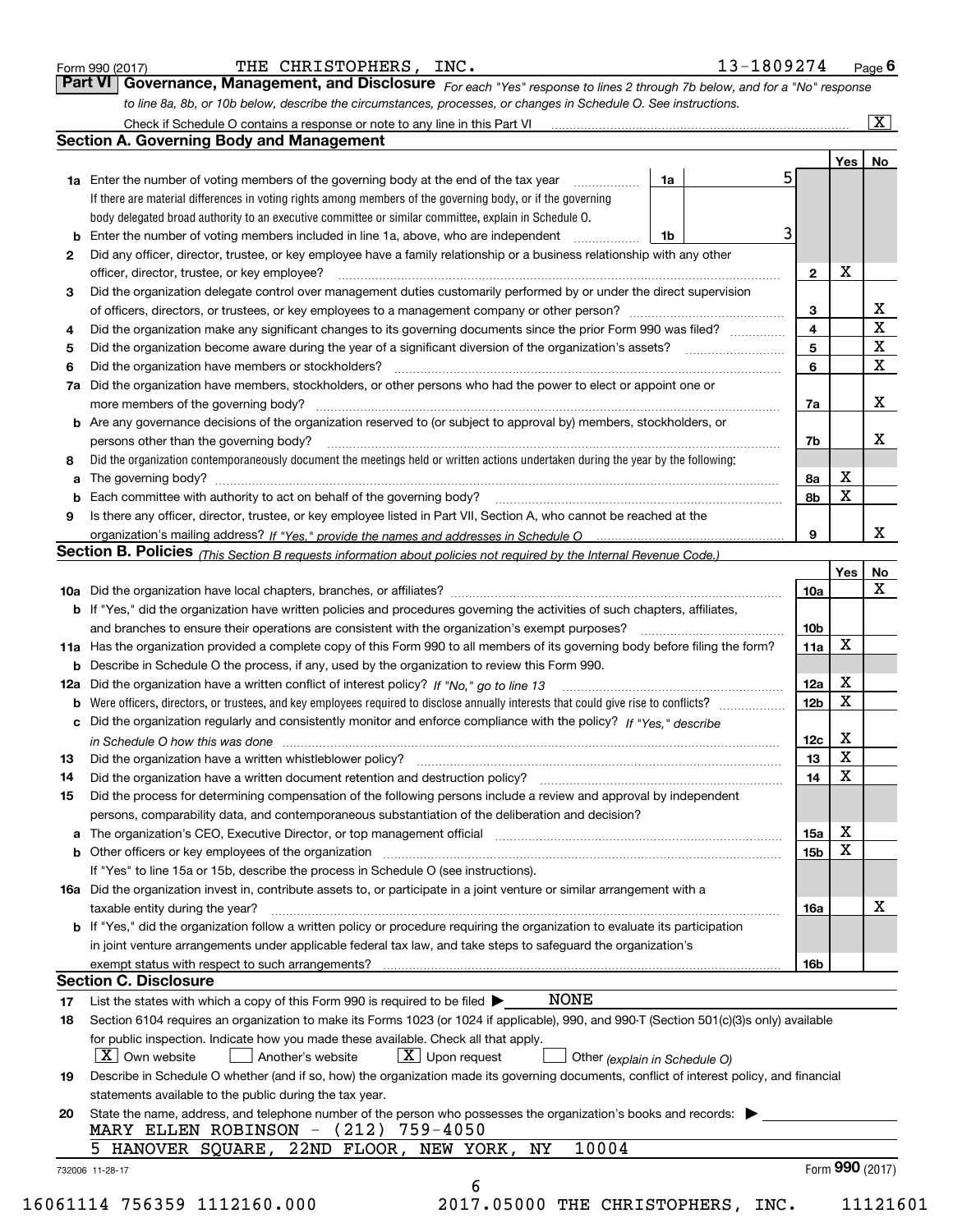Form 990 (2017) THE CHRISTOPHERS, INC. 13-1809274

## Part VI Governance, Management, and Disclosure

*For each "Yes" response to lines 2 through 7b below, and for a "No" response to line 8a, 8b, or 10b below, describe the circumstances, processes, or changes in Schedule O. See instructions.*

Check if Schedule O contains a response or note to any line in this Part VI [X]

### Section A. Governing Body and Management

| | | | | Yes | No |
|---|---|---|---|---|---|
| **1a** | Enter the number of voting members of the governing body at the end of the tax year | 1a | 5 | | |
| | If there are material differences in voting rights among members of the governing body, or if the governing body delegated broad authority to an executive committee or similar committee, explain in Schedule O. | | | | |
| **b** | Enter the number of voting members included in line 1a, above, who are independent | 1b | 3 | | |
| **2** | Did any officer, director, trustee, or key employee have a family relationship or a business relationship with any other officer, director, trustee, or key employee? | | 2 | X | |
| **3** | Did the organization delegate control over management duties customarily performed by or under the direct supervision of officers, directors, or trustees, or key employees to a management company or other person? | | 3 | | X |
| **4** | Did the organization make any significant changes to its governing documents since the prior Form 990 was filed? | | 4 | | X |
| **5** | Did the organization become aware during the year of a significant diversion of the organization's assets? | | 5 | | X |
| **6** | Did the organization have members or stockholders? | | 6 | | X |
| **7a** | Did the organization have members, stockholders, or other persons who had the power to elect or appoint one or more members of the governing body? | | 7a | | X |
| **b** | Are any governance decisions of the organization reserved to (or subject to approval by) members, stockholders, or persons other than the governing body? | | 7b | | X |
| **8** | Did the organization contemporaneously document the meetings held or written actions undertaken during the year by the following: | | | | |
| **a** | The governing body? | | 8a | X | |
| **b** | Each committee with authority to act on behalf of the governing body? | | 8b | X | |
| **9** | Is there any officer, director, trustee, or key employee listed in Part VII, Section A, who cannot be reached at the organization's mailing address? *If "Yes," provide the names and addresses in Schedule O* | | 9 | | X |

### Section B. Policies *(This Section B requests information about policies not required by the Internal Revenue Code.)*

| | | | Yes | No |
|---|---|---|---|---|
| **10a** | Did the organization have local chapters, branches, or affiliates? | 10a | | X |
| **b** | If "Yes," did the organization have written policies and procedures governing the activities of such chapters, affiliates, and branches to ensure their operations are consistent with the organization's exempt purposes? | 10b | | |
| **11a** | Has the organization provided a complete copy of this Form 990 to all members of its governing body before filing the form? | 11a | X | |
| **b** | Describe in Schedule O the process, if any, used by the organization to review this Form 990. | | | |
| **12a** | Did the organization have a written conflict of interest policy? *If "No," go to line 13* | 12a | X | |
| **b** | Were officers, directors, or trustees, and key employees required to disclose annually interests that could give rise to conflicts? | 12b | X | |
| **c** | Did the organization regularly and consistently monitor and enforce compliance with the policy? *If "Yes," describe in Schedule O how this was done* | 12c | X | |
| **13** | Did the organization have a written whistleblower policy? | 13 | X | |
| **14** | Did the organization have a written document retention and destruction policy? | 14 | X | |
| **15** | Did the process for determining compensation of the following persons include a review and approval by independent persons, comparability data, and contemporaneous substantiation of the deliberation and decision? | | | |
| **a** | The organization's CEO, Executive Director, or top management official | 15a | X | |
| **b** | Other officers or key employees of the organization | 15b | X | |
| | If "Yes" to line 15a or 15b, describe the process in Schedule O (see instructions). | | | |
| **16a** | Did the organization invest in, contribute assets to, or participate in a joint venture or similar arrangement with a taxable entity during the year? | 16a | | X |
| **b** | If "Yes," did the organization follow a written policy or procedure requiring the organization to evaluate its participation in joint venture arrangements under applicable federal tax law, and take steps to safeguard the organization's exempt status with respect to such arrangements? | 16b | | |

### Section C. Disclosure

**17** List the states with which a copy of this Form 990 is required to be filed ▶ NONE

**18** Section 6104 requires an organization to make its Forms 1023 (or 1024 if applicable), 990, and 990-T (Section 501(c)(3)s only) available for public inspection. Indicate how you made these available. Check all that apply.

[X] Own website  [ ] Another's website  [X] Upon request  [ ] Other *(explain in Schedule O)*

**19** Describe in Schedule O whether (and if so, how) the organization made its governing documents, conflict of interest policy, and financial statements available to the public during the tax year.

**20** State the name, address, and telephone number of the person who possesses the organization's books and records: ▶

MARY ELLEN ROBINSON - (212) 759-4050
5 HANOVER SQUARE, 22ND FLOOR, NEW YORK, NY 10004

732006 11-28-17 Form **990** (2017)

16061114 756359 1112160.000 2017.05000 THE CHRISTOPHERS, INC. 11121601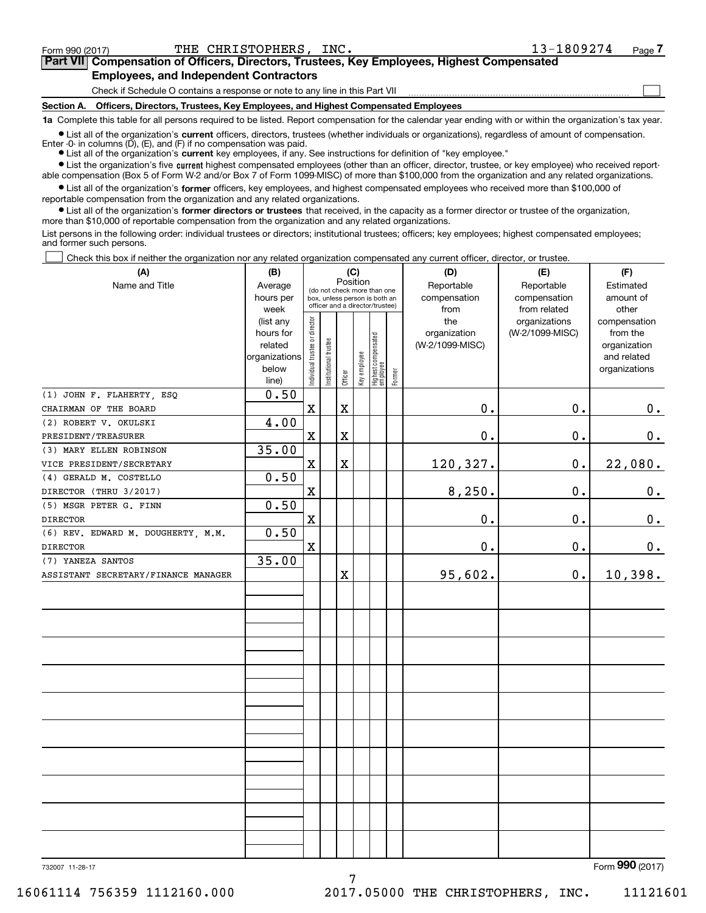Form 990 (2017) THE CHRISTOPHERS, INC. 13-1809274 Page 7

**Part VII Compensation of Officers, Directors, Trustees, Key Employees, Highest Compensated Employees, and Independent Contractors**

Check if Schedule O contains a response or note to any line in this Part VII

**Section A. Officers, Directors, Trustees, Key Employees, and Highest Compensated Employees**

**1a** Complete this table for all persons required to be listed. Report compensation for the calendar year ending with or within the organization's tax year.

- List all of the organization's **current** officers, directors, trustees (whether individuals or organizations), regardless of amount of compensation. Enter -0- in columns (D), (E), and (F) if no compensation was paid.
- List all of the organization's **current** key employees, if any. See instructions for definition of "key employee."
- List the organization's five **current** highest compensated employees (other than an officer, director, trustee, or key employee) who received reportable compensation (Box 5 of Form W-2 and/or Box 7 of Form 1099-MISC) of more than $100,000 from the organization and any related organizations.
- List all of the organization's **former** officers, key employees, and highest compensated employees who received more than $100,000 of reportable compensation from the organization and any related organizations.
- List all of the organization's **former directors or trustees** that received, in the capacity as a former director or trustee of the organization, more than $10,000 of reportable compensation from the organization and any related organizations.

List persons in the following order: individual trustees or directors; institutional trustees; officers; key employees; highest compensated employees; and former such persons.

Check this box if neither the organization nor any related organization compensated any current officer, director, or trustee.

| (A) Name and Title | (B) Average hours per week (list any hours for related organizations below line) | (C) Position: Individual trustee or director | Institutional trustee | Officer | Key employee | Highest compensated employee | Former | (D) Reportable compensation from the organization (W-2/1099-MISC) | (E) Reportable compensation from related organizations (W-2/1099-MISC) | (F) Estimated amount of other compensation from the organization and related organizations |
|---|---|---|---|---|---|---|---|---|---|---|
| (1) JOHN F. FLAHERTY, ESQ<br>CHAIRMAN OF THE BOARD | 0.50 | X | | X | | | | 0. | 0. | 0. |
| (2) ROBERT V. OKULSKI<br>PRESIDENT/TREASURER | 4.00 | X | | X | | | | 0. | 0. | 0. |
| (3) MARY ELLEN ROBINSON<br>VICE PRESIDENT/SECRETARY | 35.00 | X | | X | | | | 120,327. | 0. | 22,080. |
| (4) GERALD M. COSTELLO<br>DIRECTOR (THRU 3/2017) | 0.50 | X | | | | | | 8,250. | 0. | 0. |
| (5) MSGR PETER G. FINN<br>DIRECTOR | 0.50 | X | | | | | | 0. | 0. | 0. |
| (6) REV. EDWARD M. DOUGHERTY, M.M.<br>DIRECTOR | 0.50 | X | | | | | | 0. | 0. | 0. |
| (7) YANEZA SANTOS<br>ASSISTANT SECRETARY/FINANCE MANAGER | 35.00 | | | X | | | | 95,602. | 0. | 10,398. |

732007 11-28-17

Form 990 (2017)

16061114 756359 1112160.000 2017.05000 THE CHRISTOPHERS, INC. 11121601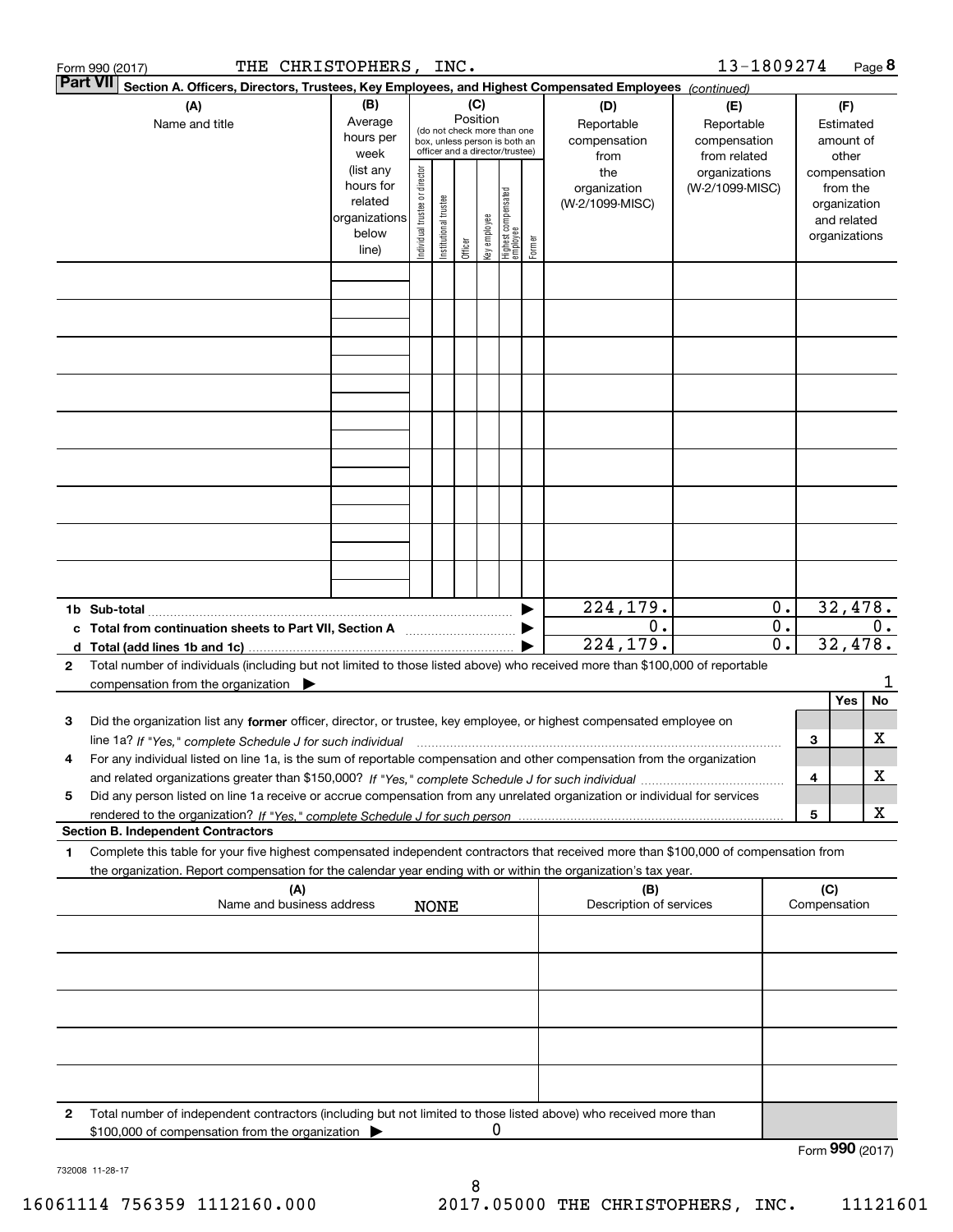Form 990 (2017) THE CHRISTOPHERS, INC. 13-1809274

## Part VII Section A. Officers, Directors, Trustees, Key Employees, and Highest Compensated Employees *(continued)*

| (A) Name and title | (B) Average hours per week (list any hours for related organizations below line) | (C) Position: Individual trustee or director | Institutional trustee | Officer | Key employee | Highest compensated employee | Former | (D) Reportable compensation from the organization (W-2/1099-MISC) | (E) Reportable compensation from related organizations (W-2/1099-MISC) | (F) Estimated amount of other compensation from the organization and related organizations |
|---|---|---|---|---|---|---|---|---|---|---|
| | | | | | | | | | | |
| | | | | | | | | | | |
| | | | | | | | | | | |
| | | | | | | | | | | |
| | | | | | | | | | | |
| | | | | | | | | | | |
| | | | | | | | | | | |
| | | | | | | | | | | |
| | | | | | | | | | | |
| **1b Sub-total** | | | | | | | ▶ | 224,179. | 0. | 32,478. |
| **c Total from continuation sheets to Part VII, Section A** | | | | | | | ▶ | 0. | 0. | 0. |
| **d Total (add lines 1b and 1c)** | | | | | | | ▶ | 224,179. | 0. | 32,478. |

**2** Total number of individuals (including but not limited to those listed above) who received more than $100,000 of reportable compensation from the organization ▶ 1

| | | Yes | No |
|---|---|---|---|
| **3** Did the organization list any **former** officer, director, or trustee, key employee, or highest compensated employee on line 1a? *If "Yes," complete Schedule J for such individual* | 3 | | X |
| **4** For any individual listed on line 1a, is the sum of reportable compensation and other compensation from the organization and related organizations greater than $150,000? *If "Yes," complete Schedule J for such individual* | 4 | | X |
| **5** Did any person listed on line 1a receive or accrue compensation from any unrelated organization or individual for services rendered to the organization? *If "Yes," complete Schedule J for such person* | 5 | | X |

### Section B. Independent Contractors

**1** Complete this table for your five highest compensated independent contractors that received more than $100,000 of compensation from the organization. Report compensation for the calendar year ending with or within the organization's tax year.

| (A) Name and business address | (B) Description of services | (C) Compensation |
|---|---|---|
| NONE | | |
| | | |
| | | |
| | | |
| | | |
| | | |

**2** Total number of independent contractors (including but not limited to those listed above) who received more than $100,000 of compensation from the organization ▶ 0

Form **990** (2017)

732008 11-28-17

16061114 756359 1112160.000 2017.05000 THE CHRISTOPHERS, INC. 11121601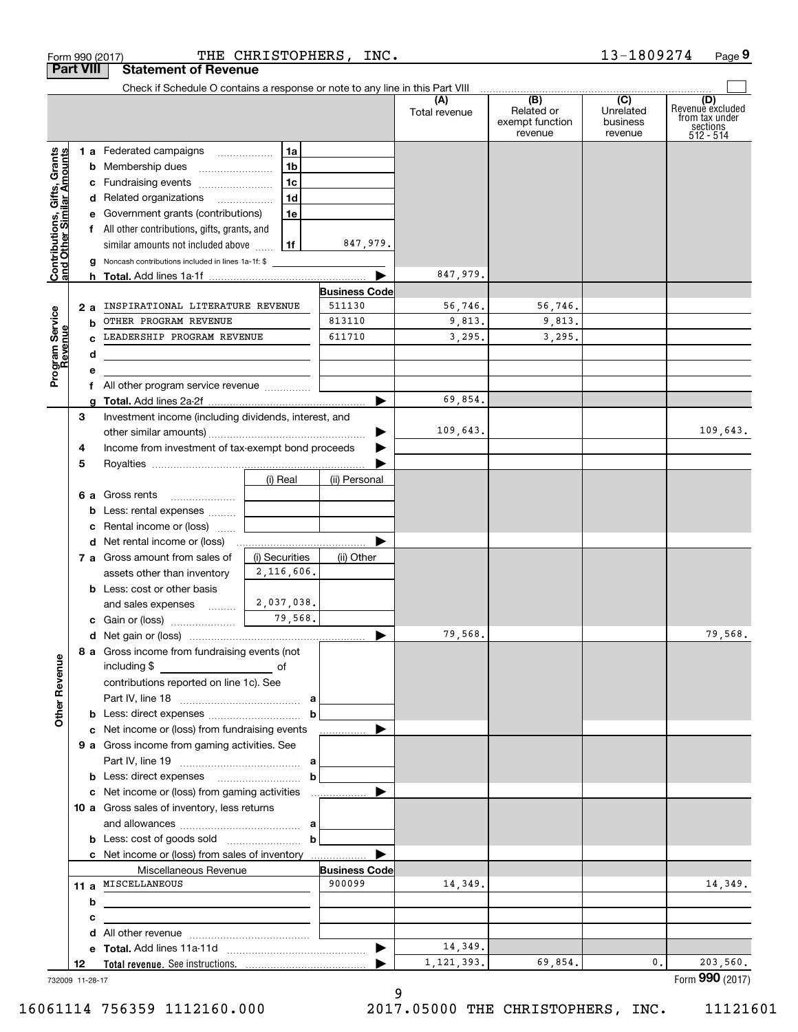Form 990 (2017) THE CHRISTOPHERS, INC. 13-1809274 Page 9

## Part VIII Statement of Revenue

Check if Schedule O contains a response or note to any line in this Part VIII

| | | | | (A) Total revenue | (B) Related or exempt function revenue | (C) Unrelated business revenue | (D) Revenue excluded from tax under sections 512 - 514 |
|---|---|---|---|---|---|---|---|
| **Contributions, Gifts, Grants and Other Similar Amounts** | 1 a Federated campaigns | 1a | | | | | |
| | b Membership dues | 1b | | | | | |
| | c Fundraising events | 1c | | | | | |
| | d Related organizations | 1d | | | | | |
| | e Government grants (contributions) | 1e | | | | | |
| | f All other contributions, gifts, grants, and similar amounts not included above | 1f | 847,979. | | | | |
| | g Noncash contributions included in lines 1a-1f: $ | | | | | | |
| | h **Total.** Add lines 1a-1f | | | 847,979. | | | |
| | | | **Business Code** | | | | |
| **Program Service Revenue** | 2 a INSPIRATIONAL LITERATURE REVENUE | | 511130 | 56,746. | 56,746. | | |
| | b OTHER PROGRAM REVENUE | | 813110 | 9,813. | 9,813. | | |
| | c LEADERSHIP PROGRAM REVENUE | | 611710 | 3,295. | 3,295. | | |
| | d | | | | | | |
| | e | | | | | | |
| | f All other program service revenue | | | | | | |
| | g **Total.** Add lines 2a-2f | | | 69,854. | | | |
| **Other Revenue** | 3 Investment income (including dividends, interest, and other similar amounts) | | | 109,643. | | | 109,643. |
| | 4 Income from investment of tax-exempt bond proceeds | | | | | | |
| | 5 Royalties | | | | | | |
| | | (i) Real | (ii) Personal | | | | |
| | 6 a Gross rents | | | | | | |
| | b Less: rental expenses | | | | | | |
| | c Rental income or (loss) | | | | | | |
| | d Net rental income or (loss) | | | | | | |
| | | (i) Securities | (ii) Other | | | | |
| | 7 a Gross amount from sales of assets other than inventory | 2,116,606. | | | | | |
| | b Less: cost or other basis and sales expenses | 2,037,038. | | | | | |
| | c Gain or (loss) | 79,568. | | | | | |
| | d Net gain or (loss) | | | 79,568. | | | 79,568. |
| | 8 a Gross income from fundraising events (not including $ of contributions reported on line 1c). See Part IV, line 18 | a | | | | | |
| | b Less: direct expenses | b | | | | | |
| | c Net income or (loss) from fundraising events | | | | | | |
| | 9 a Gross income from gaming activities. See Part IV, line 19 | a | | | | | |
| | b Less: direct expenses | b | | | | | |
| | c Net income or (loss) from gaming activities | | | | | | |
| | 10 a Gross sales of inventory, less returns and allowances | a | | | | | |
| | b Less: cost of goods sold | b | | | | | |
| | c Net income or (loss) from sales of inventory | | | | | | |
| | Miscellaneous Revenue | | **Business Code** | | | | |
| | 11 a MISCELLANEOUS | | 900099 | 14,349. | | | 14,349. |
| | b | | | | | | |
| | c | | | | | | |
| | d All other revenue | | | | | | |
| | e **Total.** Add lines 11a-11d | | | 14,349. | | | |
| | 12 **Total revenue.** See instructions. | | | 1,121,393. | 69,854. | 0. | 203,560. |

732009 11-28-17 Form **990** (2017)

16061114 756359 1112160.000 2017.05000 THE CHRISTOPHERS, INC. 11121601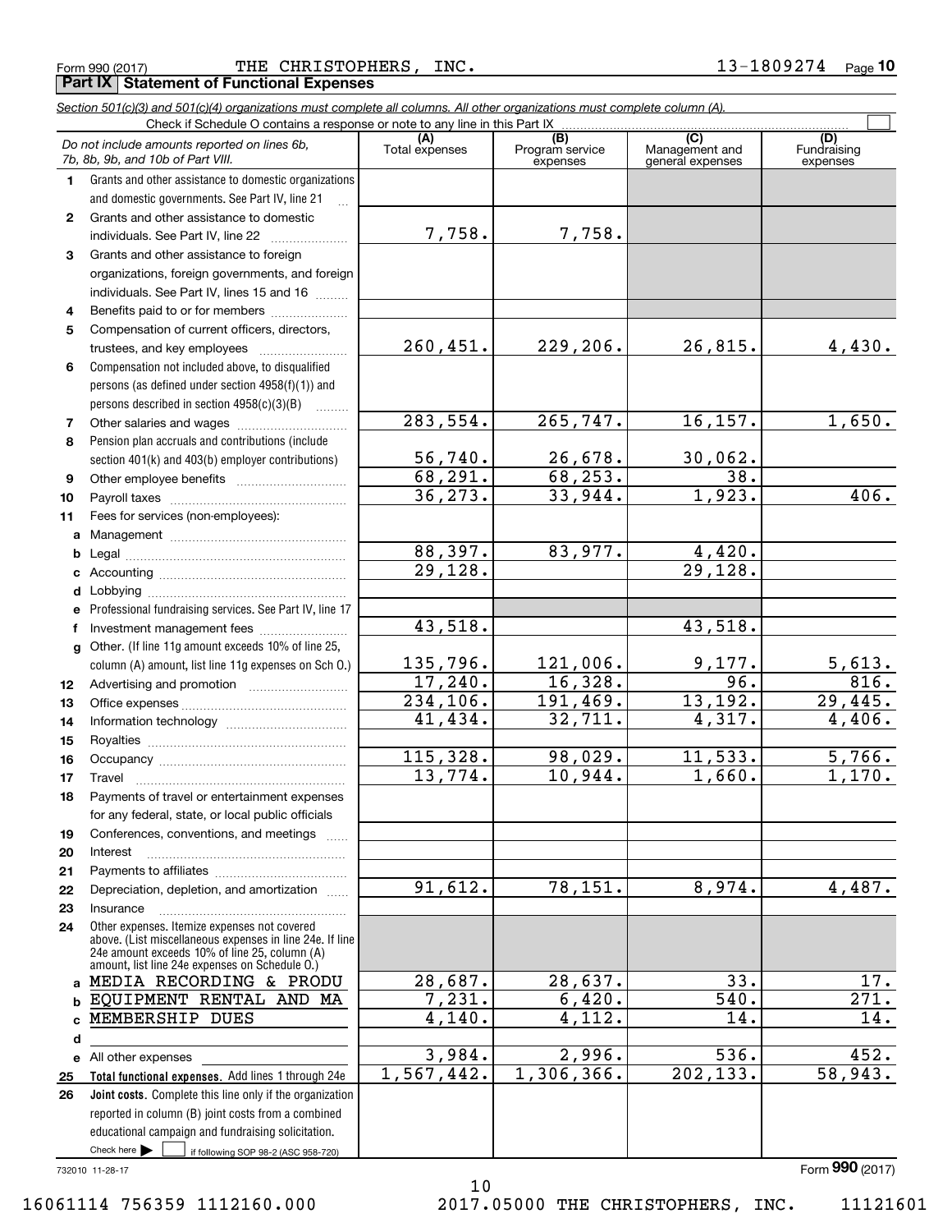Form 990 (2017) THE CHRISTOPHERS, INC. 13-1809274 Page **10**

## Part IX Statement of Functional Expenses

*Section 501(c)(3) and 501(c)(4) organizations must complete all columns. All other organizations must complete column (A).*

Check if Schedule O contains a response or note to any line in this Part IX ☐

| *Do not include amounts reported on lines 6b, 7b, 8b, 9b, and 10b of Part VIII.* | (A) Total expenses | (B) Program service expenses | (C) Management and general expenses | (D) Fundraising expenses |
|---|---|---|---|---|
| **1** Grants and other assistance to domestic organizations and domestic governments. See Part IV, line 21 | | | | |
| **2** Grants and other assistance to domestic individuals. See Part IV, line 22 | 7,758. | 7,758. | | |
| **3** Grants and other assistance to foreign organizations, foreign governments, and foreign individuals. See Part IV, lines 15 and 16 | | | | |
| **4** Benefits paid to or for members | | | | |
| **5** Compensation of current officers, directors, trustees, and key employees | 260,451. | 229,206. | 26,815. | 4,430. |
| **6** Compensation not included above, to disqualified persons (as defined under section 4958(f)(1)) and persons described in section 4958(c)(3)(B) | | | | |
| **7** Other salaries and wages | 283,554. | 265,747. | 16,157. | 1,650. |
| **8** Pension plan accruals and contributions (include section 401(k) and 403(b) employer contributions) | 56,740. | 26,678. | 30,062. | |
| **9** Other employee benefits | 68,291. | 68,253. | 38. | |
| **10** Payroll taxes | 36,273. | 33,944. | 1,923. | 406. |
| **11** Fees for services (non-employees): | | | | |
| **a** Management | | | | |
| **b** Legal | 88,397. | 83,977. | 4,420. | |
| **c** Accounting | 29,128. | | 29,128. | |
| **d** Lobbying | | | | |
| **e** Professional fundraising services. See Part IV, line 17 | | | | |
| **f** Investment management fees | 43,518. | | 43,518. | |
| **g** Other. (If line 11g amount exceeds 10% of line 25, column (A) amount, list line 11g expenses on Sch O.) | 135,796. | 121,006. | 9,177. | 5,613. |
| **12** Advertising and promotion | 17,240. | 16,328. | 96. | 816. |
| **13** Office expenses | 234,106. | 191,469. | 13,192. | 29,445. |
| **14** Information technology | 41,434. | 32,711. | 4,317. | 4,406. |
| **15** Royalties | | | | |
| **16** Occupancy | 115,328. | 98,029. | 11,533. | 5,766. |
| **17** Travel | 13,774. | 10,944. | 1,660. | 1,170. |
| **18** Payments of travel or entertainment expenses for any federal, state, or local public officials | | | | |
| **19** Conferences, conventions, and meetings | | | | |
| **20** Interest | | | | |
| **21** Payments to affiliates | | | | |
| **22** Depreciation, depletion, and amortization | 91,612. | 78,151. | 8,974. | 4,487. |
| **23** Insurance | | | | |
| **24** Other expenses. Itemize expenses not covered above. (List miscellaneous expenses in line 24e. If line 24e amount exceeds 10% of line 25, column (A) amount, list line 24e expenses on Schedule O.) | | | | |
| **a** MEDIA RECORDING & PRODU | 28,687. | 28,637. | 33. | 17. |
| **b** EQUIPMENT RENTAL AND MA | 7,231. | 6,420. | 540. | 271. |
| **c** MEMBERSHIP DUES | 4,140. | 4,112. | 14. | 14. |
| **d** | | | | |
| **e** All other expenses | 3,984. | 2,996. | 536. | 452. |
| **25** **Total functional expenses.** Add lines 1 through 24e | 1,567,442. | 1,306,366. | 202,133. | 58,943. |
| **26** **Joint costs.** Complete this line only if the organization reported in column (B) joint costs from a combined educational campaign and fundraising solicitation. Check here ☐ if following SOP 98-2 (ASC 958-720) | | | | |

732010 11-28-17 Form **990** (2017)

16061114 756359 1112160.000 2017.05000 THE CHRISTOPHERS, INC. 11121601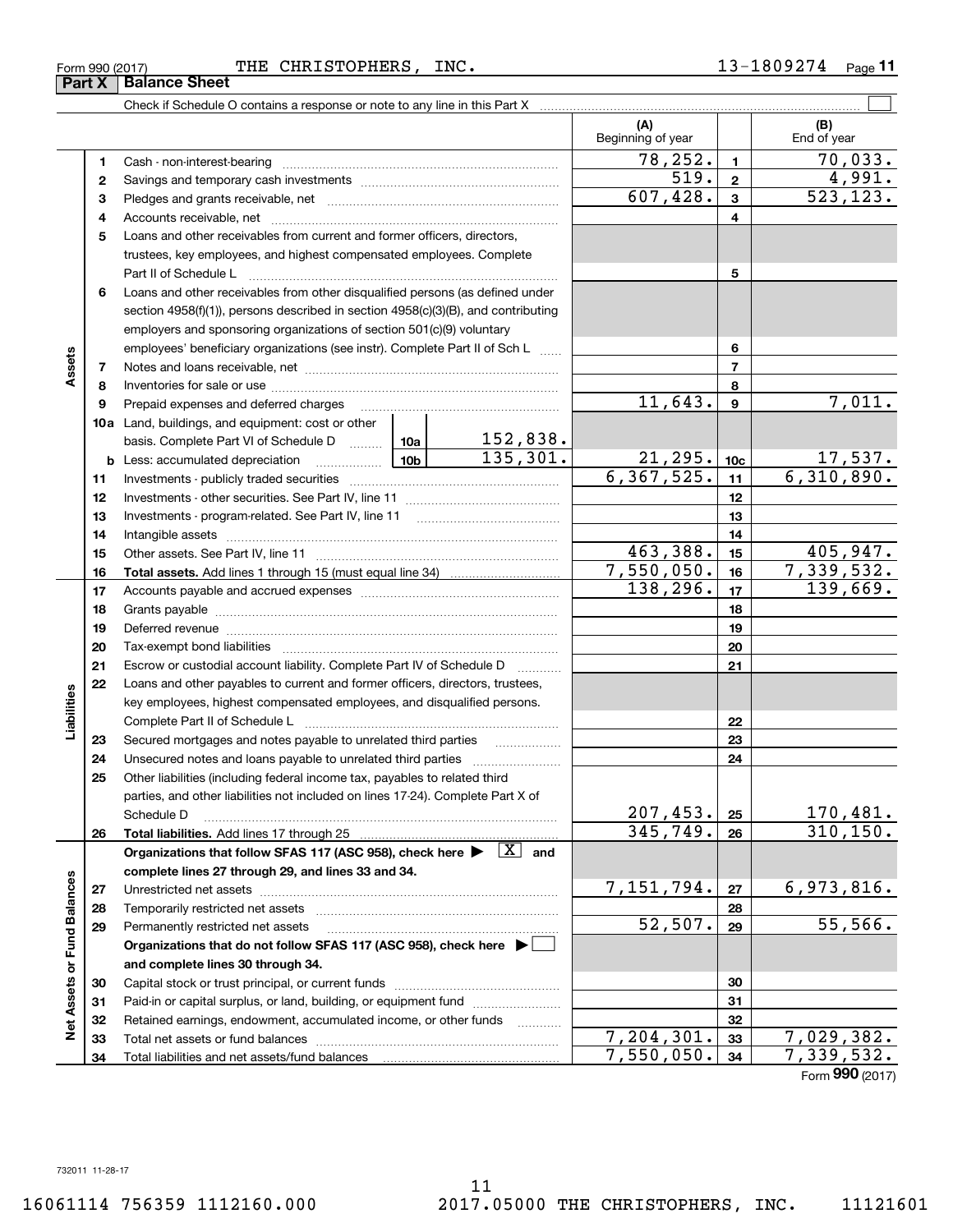Form 990 (2017) THE CHRISTOPHERS, INC. 13-1809274

## Part X Balance Sheet

Check if Schedule O contains a response or note to any line in this Part X

| | | | | (A) Beginning of year | | (B) End of year |
|---|---|---|---|---|---|---|
| Assets | 1 | Cash - non-interest-bearing | | 78,252. | 1 | 70,033. |
| | 2 | Savings and temporary cash investments | | 519. | 2 | 4,991. |
| | 3 | Pledges and grants receivable, net | | 607,428. | 3 | 523,123. |
| | 4 | Accounts receivable, net | | | 4 | |
| | 5 | Loans and other receivables from current and former officers, directors, trustees, key employees, and highest compensated employees. Complete Part II of Schedule L | | | 5 | |
| | 6 | Loans and other receivables from other disqualified persons (as defined under section 4958(f)(1)), persons described in section 4958(c)(3)(B), and contributing employers and sponsoring organizations of section 501(c)(9) voluntary employees' beneficiary organizations (see instr). Complete Part II of Sch L | | | 6 | |
| | 7 | Notes and loans receivable, net | | | 7 | |
| | 8 | Inventories for sale or use | | | 8 | |
| | 9 | Prepaid expenses and deferred charges | | 11,643. | 9 | 7,011. |
| | 10a | Land, buildings, and equipment: cost or other basis. Complete Part VI of Schedule D | 10a 152,838. | | | |
| | b | Less: accumulated depreciation | 10b 135,301. | 21,295. | 10c | 17,537. |
| | 11 | Investments - publicly traded securities | | 6,367,525. | 11 | 6,310,890. |
| | 12 | Investments - other securities. See Part IV, line 11 | | | 12 | |
| | 13 | Investments - program-related. See Part IV, line 11 | | | 13 | |
| | 14 | Intangible assets | | | 14 | |
| | 15 | Other assets. See Part IV, line 11 | | 463,388. | 15 | 405,947. |
| | 16 | **Total assets.** Add lines 1 through 15 (must equal line 34) | | 7,550,050. | 16 | 7,339,532. |
| Liabilities | 17 | Accounts payable and accrued expenses | | 138,296. | 17 | 139,669. |
| | 18 | Grants payable | | | 18 | |
| | 19 | Deferred revenue | | | 19 | |
| | 20 | Tax-exempt bond liabilities | | | 20 | |
| | 21 | Escrow or custodial account liability. Complete Part IV of Schedule D | | | 21 | |
| | 22 | Loans and other payables to current and former officers, directors, trustees, key employees, highest compensated employees, and disqualified persons. Complete Part II of Schedule L | | | 22 | |
| | 23 | Secured mortgages and notes payable to unrelated third parties | | | 23 | |
| | 24 | Unsecured notes and loans payable to unrelated third parties | | | 24 | |
| | 25 | Other liabilities (including federal income tax, payables to related third parties, and other liabilities not included on lines 17-24). Complete Part X of Schedule D | | 207,453. | 25 | 170,481. |
| | 26 | **Total liabilities.** Add lines 17 through 25 | | 345,749. | 26 | 310,150. |
| Net Assets or Fund Balances | | **Organizations that follow SFAS 117 (ASC 958), check here ▶ [X] and complete lines 27 through 29, and lines 33 and 34.** | | | | |
| | 27 | Unrestricted net assets | | 7,151,794. | 27 | 6,973,816. |
| | 28 | Temporarily restricted net assets | | | 28 | |
| | 29 | Permanently restricted net assets | | 52,507. | 29 | 55,566. |
| | | **Organizations that do not follow SFAS 117 (ASC 958), check here ▶ [ ] and complete lines 30 through 34.** | | | | |
| | 30 | Capital stock or trust principal, or current funds | | | 30 | |
| | 31 | Paid-in or capital surplus, or land, building, or equipment fund | | | 31 | |
| | 32 | Retained earnings, endowment, accumulated income, or other funds | | | 32 | |
| | 33 | Total net assets or fund balances | | 7,204,301. | 33 | 7,029,382. |
| | 34 | Total liabilities and net assets/fund balances | | 7,550,050. | 34 | 7,339,532. |

Form **990** (2017)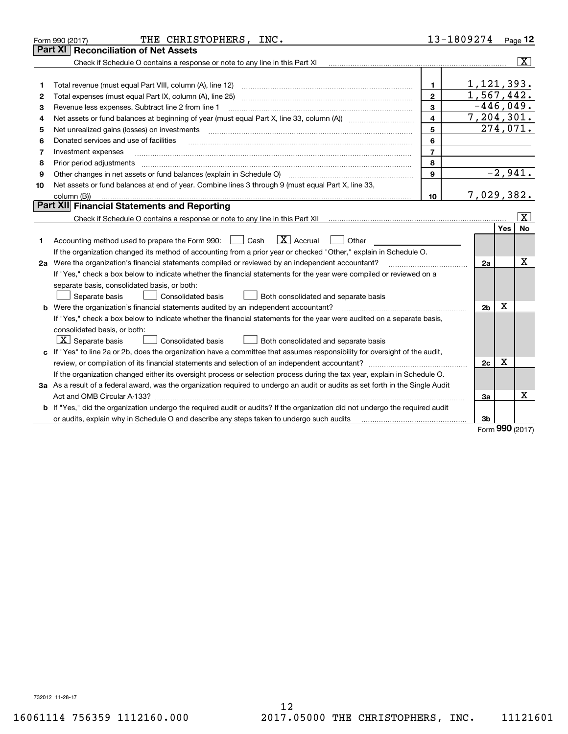Form 990 (2017) THE CHRISTOPHERS, INC. 13-1809274 Page **12**

## Part XI Reconciliation of Net Assets

Check if Schedule O contains a response or note to any line in this Part XI [X]

| | | | |
|---|---|---|---|
| 1 | Total revenue (must equal Part VIII, column (A), line 12) | 1 | 1,121,393. |
| 2 | Total expenses (must equal Part IX, column (A), line 25) | 2 | 1,567,442. |
| 3 | Revenue less expenses. Subtract line 2 from line 1 | 3 | -446,049. |
| 4 | Net assets or fund balances at beginning of year (must equal Part X, line 33, column (A)) | 4 | 7,204,301. |
| 5 | Net unrealized gains (losses) on investments | 5 | 274,071. |
| 6 | Donated services and use of facilities | 6 | |
| 7 | Investment expenses | 7 | |
| 8 | Prior period adjustments | 8 | |
| 9 | Other changes in net assets or fund balances (explain in Schedule O) | 9 | -2,941. |
| 10 | Net assets or fund balances at end of year. Combine lines 3 through 9 (must equal Part X, line 33, column (B)) | 10 | 7,029,382. |

## Part XII Financial Statements and Reporting

Check if Schedule O contains a response or note to any line in this Part XII [X]

| | | | Yes | No |
|---|---|---|---|---|
| 1 | Accounting method used to prepare the Form 990: [ ] Cash [X] Accrual [ ] Other<br>If the organization changed its method of accounting from a prior year or checked "Other," explain in Schedule O. | | | |
| 2a | Were the organization's financial statements compiled or reviewed by an independent accountant?<br>If "Yes," check a box below to indicate whether the financial statements for the year were compiled or reviewed on a separate basis, consolidated basis, or both:<br>[ ] Separate basis [ ] Consolidated basis [ ] Both consolidated and separate basis | 2a | | X |
| b | Were the organization's financial statements audited by an independent accountant?<br>If "Yes," check a box below to indicate whether the financial statements for the year were audited on a separate basis, consolidated basis, or both:<br>[X] Separate basis [ ] Consolidated basis [ ] Both consolidated and separate basis | 2b | X | |
| c | If "Yes" to line 2a or 2b, does the organization have a committee that assumes responsibility for oversight of the audit, review, or compilation of its financial statements and selection of an independent accountant?<br>If the organization changed either its oversight process or selection process during the tax year, explain in Schedule O. | 2c | X | |
| 3a | As a result of a federal award, was the organization required to undergo an audit or audits as set forth in the Single Audit Act and OMB Circular A-133? | 3a | | X |
| b | If "Yes," did the organization undergo the required audit or audits? If the organization did not undergo the required audit or audits, explain why in Schedule O and describe any steps taken to undergo such audits | 3b | | |

Form **990** (2017)

732012 11-28-17

16061114 756359 1112160.000 2017.05000 THE CHRISTOPHERS, INC. 11121601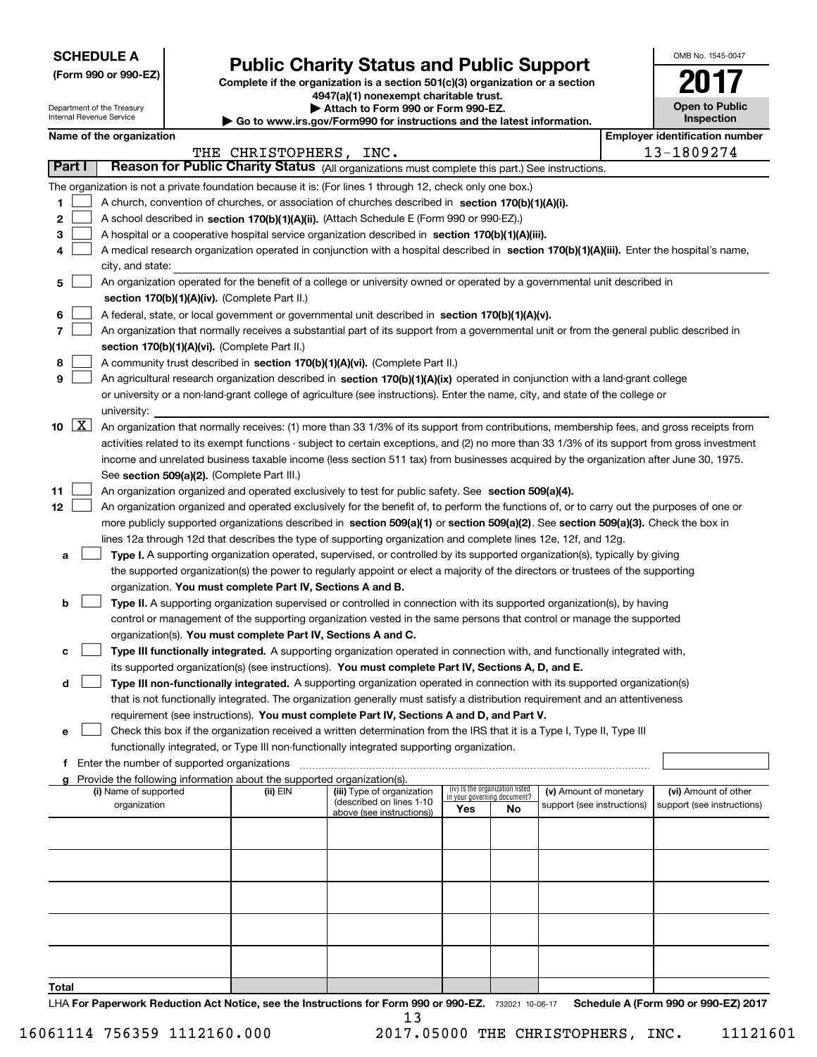**SCHEDULE A**
**(Form 990 or 990-EZ)**

Department of the Treasury
Internal Revenue Service

# Public Charity Status and Public Support

**Complete if the organization is a section 501(c)(3) organization or a section 4947(a)(1) nonexempt charitable trust.**
**▶ Attach to Form 990 or Form 990-EZ.**
**▶ Go to www.irs.gov/Form990 for instructions and the latest information.**

OMB No. 1545-0047
**2017**
**Open to Public Inspection**

**Name of the organization:** THE CHRISTOPHERS, INC.
**Employer identification number:** 13-1809274

## Part I Reason for Public Charity Status (All organizations must complete this part.) See instructions.

The organization is not a private foundation because it is: (For lines 1 through 12, check only one box.)

1. ☐ A church, convention of churches, or association of churches described in **section 170(b)(1)(A)(i).**
2. ☐ A school described in **section 170(b)(1)(A)(ii).** (Attach Schedule E (Form 990 or 990-EZ).)
3. ☐ A hospital or a cooperative hospital service organization described in **section 170(b)(1)(A)(iii).**
4. ☐ A medical research organization operated in conjunction with a hospital described in **section 170(b)(1)(A)(iii).** Enter the hospital's name, city, and state:
5. ☐ An organization operated for the benefit of a college or university owned or operated by a governmental unit described in **section 170(b)(1)(A)(iv).** (Complete Part II.)
6. ☐ A federal, state, or local government or governmental unit described in **section 170(b)(1)(A)(v).**
7. ☐ An organization that normally receives a substantial part of its support from a governmental unit or from the general public described in **section 170(b)(1)(A)(vi).** (Complete Part II.)
8. ☐ A community trust described in **section 170(b)(1)(A)(vi).** (Complete Part II.)
9. ☐ An agricultural research organization described in **section 170(b)(1)(A)(ix)** operated in conjunction with a land-grant college or university or a non-land-grant college of agriculture (see instructions). Enter the name, city, and state of the college or university:
10. ☒ An organization that normally receives: (1) more than 33 1/3% of its support from contributions, membership fees, and gross receipts from activities related to its exempt functions - subject to certain exceptions, and (2) no more than 33 1/3% of its support from gross investment income and unrelated business taxable income (less section 511 tax) from businesses acquired by the organization after June 30, 1975. See **section 509(a)(2).** (Complete Part III.)
11. ☐ An organization organized and operated exclusively to test for public safety. See **section 509(a)(4).**
12. ☐ An organization organized and operated exclusively for the benefit of, to perform the functions of, or to carry out the purposes of one or more publicly supported organizations described in **section 509(a)(1)** or **section 509(a)(2)**. See **section 509(a)(3).** Check the box in lines 12a through 12d that describes the type of supporting organization and complete lines 12e, 12f, and 12g.
   - **a** ☐ **Type I.** A supporting organization operated, supervised, or controlled by its supported organization(s), typically by giving the supported organization(s) the power to regularly appoint or elect a majority of the directors or trustees of the supporting organization. **You must complete Part IV, Sections A and B.**
   - **b** ☐ **Type II.** A supporting organization supervised or controlled in connection with its supported organization(s), by having control or management of the supporting organization vested in the same persons that control or manage the supported organization(s). **You must complete Part IV, Sections A and C.**
   - **c** ☐ **Type III functionally integrated.** A supporting organization operated in connection with, and functionally integrated with, its supported organization(s) (see instructions). **You must complete Part IV, Sections A, D, and E.**
   - **d** ☐ **Type III non-functionally integrated.** A supporting organization operated in connection with its supported organization(s) that is not functionally integrated. The organization generally must satisfy a distribution requirement and an attentiveness requirement (see instructions). **You must complete Part IV, Sections A and D, and Part V.**
   - **e** ☐ Check this box if the organization received a written determination from the IRS that it is a Type I, Type II, Type III functionally integrated, or Type III non-functionally integrated supporting organization.
   - **f** Enter the number of supported organizations
   - **g** Provide the following information about the supported organization(s).

| (i) Name of supported organization | (ii) EIN | (iii) Type of organization (described on lines 1-10 above (see instructions)) | (iv) Is the organization listed in your governing document? Yes | No | (v) Amount of monetary support (see instructions) | (vi) Amount of other support (see instructions) |
|---|---|---|---|---|---|---|
| | | | | | | |
| | | | | | | |
| | | | | | | |
| | | | | | | |
| | | | | | | |
| **Total** | | | | | | |

LHA **For Paperwork Reduction Act Notice, see the Instructions for Form 990 or 990-EZ.** 732021 10-06-17 **Schedule A (Form 990 or 990-EZ) 2017**

16061114 756359 1112160.000 2017.05000 THE CHRISTOPHERS, INC. 11121601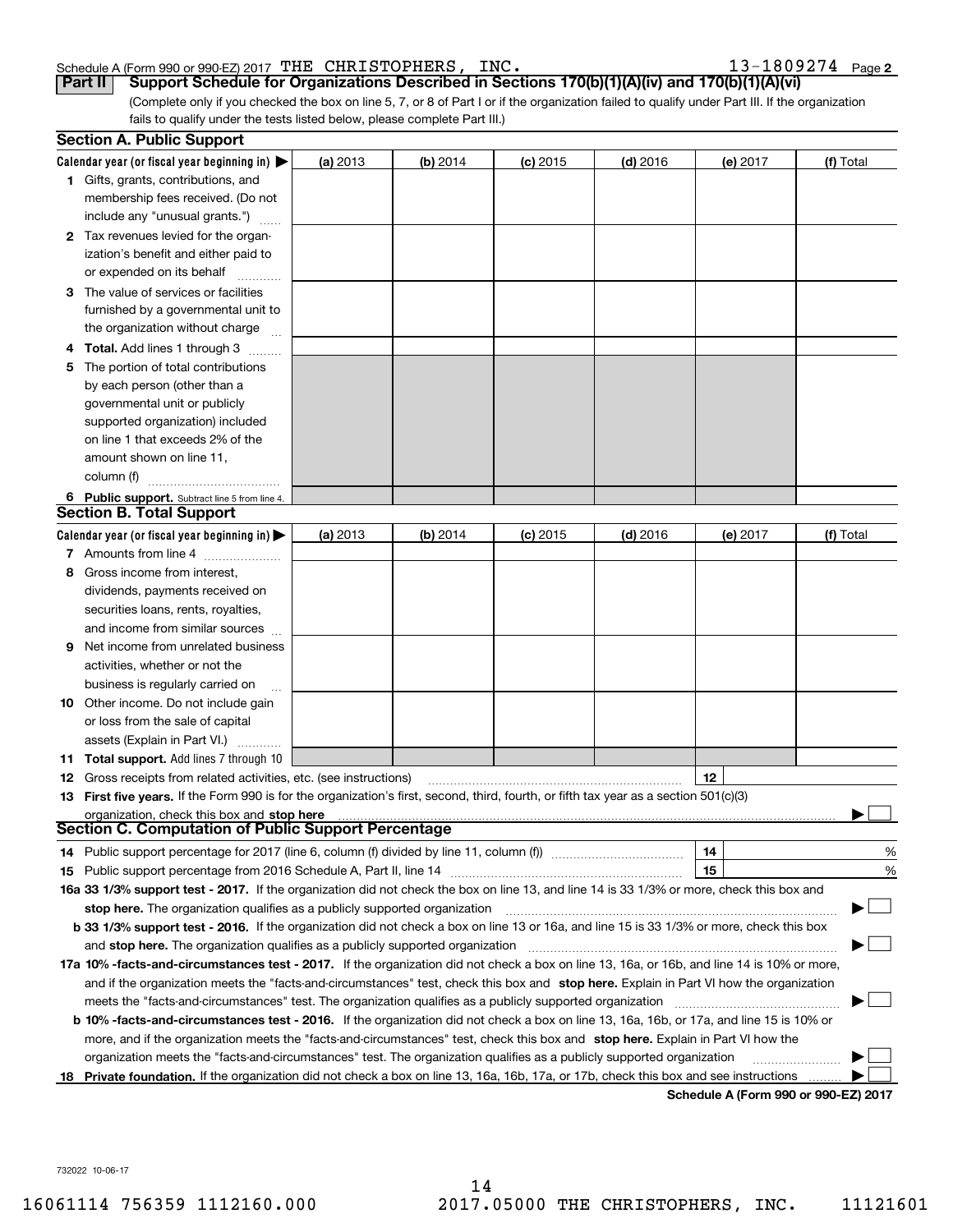Schedule A (Form 990 or 990-EZ) 2017 THE CHRISTOPHERS, INC. 13-1809274 Page 2

**Part II Support Schedule for Organizations Described in Sections 170(b)(1)(A)(iv) and 170(b)(1)(A)(vi)**

(Complete only if you checked the box on line 5, 7, or 8 of Part I or if the organization failed to qualify under Part III. If the organization fails to qualify under the tests listed below, please complete Part III.)

## Section A. Public Support

| Calendar year (or fiscal year beginning in) ▶ | (a) 2013 | (b) 2014 | (c) 2015 | (d) 2016 | (e) 2017 | (f) Total |
|---|---|---|---|---|---|---|
| **1** Gifts, grants, contributions, and membership fees received. (Do not include any "unusual grants.") | | | | | | |
| **2** Tax revenues levied for the organization's benefit and either paid to or expended on its behalf | | | | | | |
| **3** The value of services or facilities furnished by a governmental unit to the organization without charge | | | | | | |
| **4 Total.** Add lines 1 through 3 | | | | | | |
| **5** The portion of total contributions by each person (other than a governmental unit or publicly supported organization) included on line 1 that exceeds 2% of the amount shown on line 11, column (f) | | | | | | |
| **6 Public support.** Subtract line 5 from line 4. | | | | | | |

## Section B. Total Support

| Calendar year (or fiscal year beginning in) ▶ | (a) 2013 | (b) 2014 | (c) 2015 | (d) 2016 | (e) 2017 | (f) Total |
|---|---|---|---|---|---|---|
| **7** Amounts from line 4 | | | | | | |
| **8** Gross income from interest, dividends, payments received on securities loans, rents, royalties, and income from similar sources | | | | | | |
| **9** Net income from unrelated business activities, whether or not the business is regularly carried on | | | | | | |
| **10** Other income. Do not include gain or loss from the sale of capital assets (Explain in Part VI.) | | | | | | |
| **11 Total support.** Add lines 7 through 10 | | | | | | |

**12** Gross receipts from related activities, etc. (see instructions) | **12** |

**13 First five years.** If the Form 990 is for the organization's first, second, third, fourth, or fifth tax year as a section 501(c)(3) organization, check this box and **stop here** ▶ ☐

## Section C. Computation of Public Support Percentage

**14** Public support percentage for 2017 (line 6, column (f) divided by line 11, column (f)) | **14** | %

**15** Public support percentage from 2016 Schedule A, Part II, line 14 | **15** | %

**16a 33 1/3% support test - 2017.** If the organization did not check the box on line 13, and line 14 is 33 1/3% or more, check this box and **stop here.** The organization qualifies as a publicly supported organization ▶ ☐

**b 33 1/3% support test - 2016.** If the organization did not check a box on line 13 or 16a, and line 15 is 33 1/3% or more, check this box and **stop here.** The organization qualifies as a publicly supported organization ▶ ☐

**17a 10% -facts-and-circumstances test - 2017.** If the organization did not check a box on line 13, 16a, or 16b, and line 14 is 10% or more, and if the organization meets the "facts-and-circumstances" test, check this box and **stop here.** Explain in Part VI how the organization meets the "facts-and-circumstances" test. The organization qualifies as a publicly supported organization ▶ ☐

**b 10% -facts-and-circumstances test - 2016.** If the organization did not check a box on line 13, 16a, 16b, or 17a, and line 15 is 10% or more, and if the organization meets the "facts-and-circumstances" test, check this box and **stop here.** Explain in Part VI how the organization meets the "facts-and-circumstances" test. The organization qualifies as a publicly supported organization ▶ ☐

**18 Private foundation.** If the organization did not check a box on line 13, 16a, 16b, 17a, or 17b, check this box and see instructions ▶ ☐

**Schedule A (Form 990 or 990-EZ) 2017**

732022 10-06-17

16061114 756359 1112160.000 2017.05000 THE CHRISTOPHERS, INC. 11121601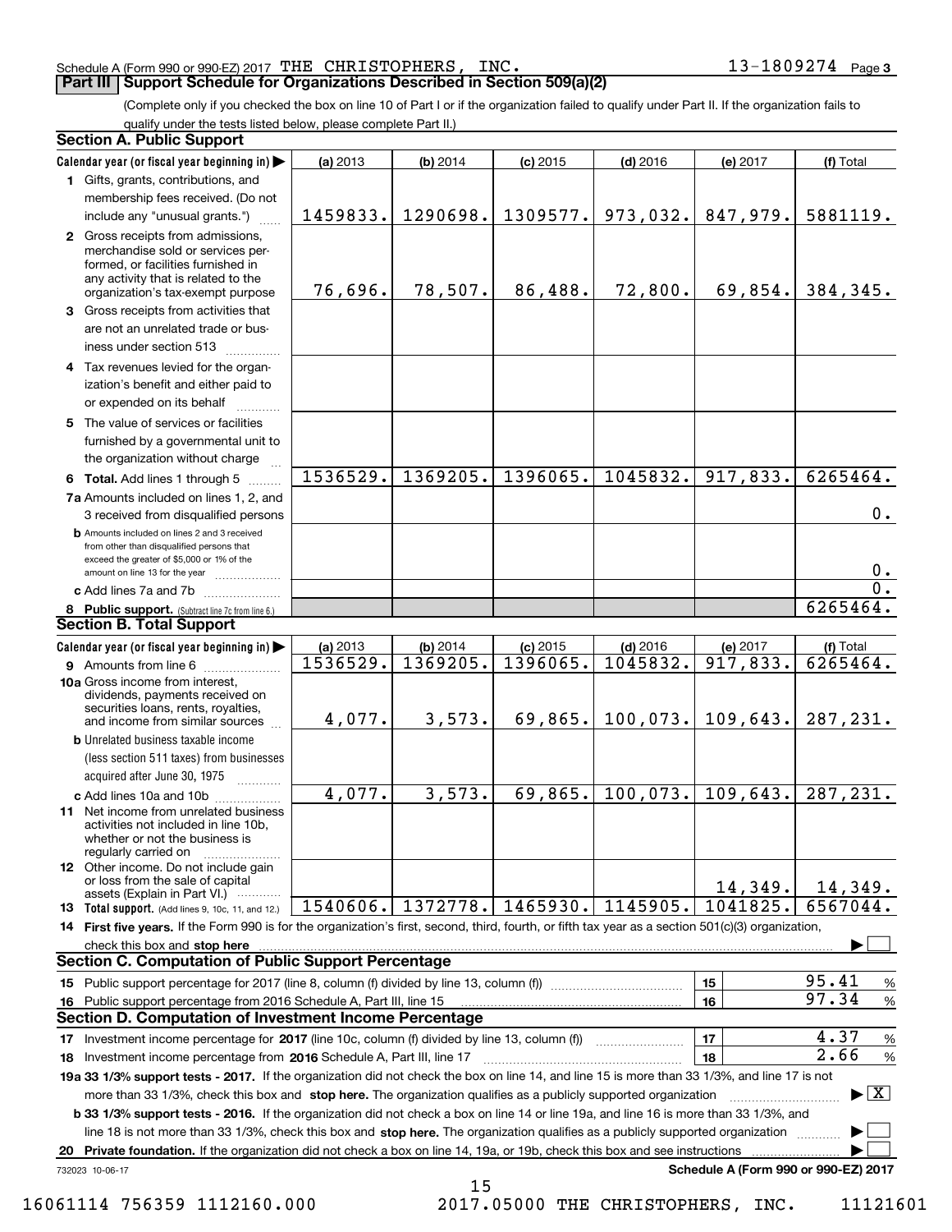Schedule A (Form 990 or 990-EZ) 2017 THE CHRISTOPHERS, INC. 13-1809274 Page 3

## Part III Support Schedule for Organizations Described in Section 509(a)(2)

(Complete only if you checked the box on line 10 of Part I or if the organization failed to qualify under Part II. If the organization fails to qualify under the tests listed below, please complete Part II.)

### Section A. Public Support

| Calendar year (or fiscal year beginning in) | (a) 2013 | (b) 2014 | (c) 2015 | (d) 2016 | (e) 2017 | (f) Total |
|---|---|---|---|---|---|---|
| 1 Gifts, grants, contributions, and membership fees received. (Do not include any "unusual grants.") | 1459833. | 1290698. | 1309577. | 973,032. | 847,979. | 5881119. |
| 2 Gross receipts from admissions, merchandise sold or services performed, or facilities furnished in any activity that is related to the organization's tax-exempt purpose | 76,696. | 78,507. | 86,488. | 72,800. | 69,854. | 384,345. |
| 3 Gross receipts from activities that are not an unrelated trade or business under section 513 | | | | | | |
| 4 Tax revenues levied for the organization's benefit and either paid to or expended on its behalf | | | | | | |
| 5 The value of services or facilities furnished by a governmental unit to the organization without charge | | | | | | |
| 6 **Total.** Add lines 1 through 5 | 1536529. | 1369205. | 1396065. | 1045832. | 917,833. | 6265464. |
| 7a Amounts included on lines 1, 2, and 3 received from disqualified persons | | | | | | 0. |
| b Amounts included on lines 2 and 3 received from other than disqualified persons that exceed the greater of $5,000 or 1% of the amount on line 13 for the year | | | | | | 0. |
| c Add lines 7a and 7b | | | | | | 0. |
| 8 **Public support.** (Subtract line 7c from line 6.) | | | | | | 6265464. |

### Section B. Total Support

| Calendar year (or fiscal year beginning in) | (a) 2013 | (b) 2014 | (c) 2015 | (d) 2016 | (e) 2017 | (f) Total |
|---|---|---|---|---|---|---|
| 9 Amounts from line 6 | 1536529. | 1369205. | 1396065. | 1045832. | 917,833. | 6265464. |
| 10a Gross income from interest, dividends, payments received on securities loans, rents, royalties, and income from similar sources | 4,077. | 3,573. | 69,865. | 100,073. | 109,643. | 287,231. |
| b Unrelated business taxable income (less section 511 taxes) from businesses acquired after June 30, 1975 | | | | | | |
| c Add lines 10a and 10b | 4,077. | 3,573. | 69,865. | 100,073. | 109,643. | 287,231. |
| 11 Net income from unrelated business activities not included in line 10b, whether or not the business is regularly carried on | | | | | | |
| 12 Other income. Do not include gain or loss from the sale of capital assets (Explain in Part VI.) | | | | | 14,349. | 14,349. |
| 13 **Total support.** (Add lines 9, 10c, 11, and 12.) | 1540606. | 1372778. | 1465930. | 1145905. | 1041825. | 6567044. |

14 **First five years.** If the Form 990 is for the organization's first, second, third, fourth, or fifth tax year as a section 501(c)(3) organization, check this box and **stop here** ☐

### Section C. Computation of Public Support Percentage

| | | | |
|---|---|---|---|
| 15 Public support percentage for 2017 (line 8, column (f) divided by line 13, column (f)) | 15 | 95.41 | % |
| 16 Public support percentage from 2016 Schedule A, Part III, line 15 | 16 | 97.34 | % |

### Section D. Computation of Investment Income Percentage

| | | | |
|---|---|---|---|
| 17 Investment income percentage for **2017** (line 10c, column (f) divided by line 13, column (f)) | 17 | 4.37 | % |
| 18 Investment income percentage from **2016** Schedule A, Part III, line 17 | 18 | 2.66 | % |

**19a 33 1/3% support tests - 2017.** If the organization did not check the box on line 14, and line 15 is more than 33 1/3%, and line 17 is not more than 33 1/3%, check this box and **stop here.** The organization qualifies as a publicly supported organization ☒

**b 33 1/3% support tests - 2016.** If the organization did not check a box on line 14 or line 19a, and line 16 is more than 33 1/3%, and line 18 is not more than 33 1/3%, check this box and **stop here.** The organization qualifies as a publicly supported organization ☐

**20 Private foundation.** If the organization did not check a box on line 14, 19a, or 19b, check this box and see instructions ☐

732023 10-06-17

**Schedule A (Form 990 or 990-EZ) 2017**

16061114 756359 1112160.000 2017.05000 THE CHRISTOPHERS, INC. 11121601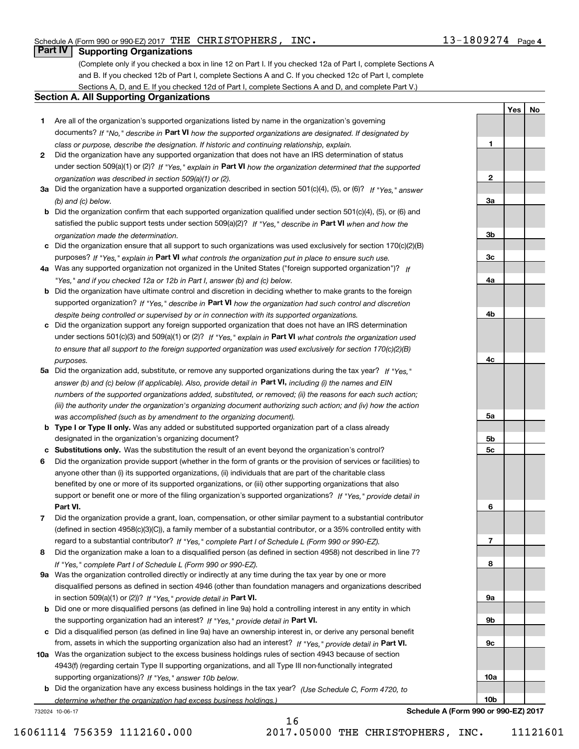Schedule A (Form 990 or 990-EZ) 2017 THE CHRISTOPHERS, INC. 13-1809274 Page 4

## Part IV Supporting Organizations

(Complete only if you checked a box in line 12 on Part I. If you checked 12a of Part I, complete Sections A and B. If you checked 12b of Part I, complete Sections A and C. If you checked 12c of Part I, complete Sections A, D, and E. If you checked 12d of Part I, complete Sections A and D, and complete Part V.)

### Section A. All Supporting Organizations

| | | Line | Yes | No |
|---|---|---|---|---|
| **1** | Are all of the organization's supported organizations listed by name in the organization's governing documents? *If "No," describe in* **Part VI** *how the supported organizations are designated. If designated by class or purpose, describe the designation. If historic and continuing relationship, explain.* | 1 | | |
| **2** | Did the organization have any supported organization that does not have an IRS determination of status under section 509(a)(1) or (2)? *If "Yes," explain in* **Part VI** *how the organization determined that the supported organization was described in section 509(a)(1) or (2).* | 2 | | |
| **3a** | Did the organization have a supported organization described in section 501(c)(4), (5), or (6)? *If "Yes," answer (b) and (c) below.* | 3a | | |
| **b** | Did the organization confirm that each supported organization qualified under section 501(c)(4), (5), or (6) and satisfied the public support tests under section 509(a)(2)? *If "Yes," describe in* **Part VI** *when and how the organization made the determination.* | 3b | | |
| **c** | Did the organization ensure that all support to such organizations was used exclusively for section 170(c)(2)(B) purposes? *If "Yes," explain in* **Part VI** *what controls the organization put in place to ensure such use.* | 3c | | |
| **4a** | Was any supported organization not organized in the United States ("foreign supported organization")? *If "Yes," and if you checked 12a or 12b in Part I, answer (b) and (c) below.* | 4a | | |
| **b** | Did the organization have ultimate control and discretion in deciding whether to make grants to the foreign supported organization? *If "Yes," describe in* **Part VI** *how the organization had such control and discretion despite being controlled or supervised by or in connection with its supported organizations.* | 4b | | |
| **c** | Did the organization support any foreign supported organization that does not have an IRS determination under sections 501(c)(3) and 509(a)(1) or (2)? *If "Yes," explain in* **Part VI** *what controls the organization used to ensure that all support to the foreign supported organization was used exclusively for section 170(c)(2)(B) purposes.* | 4c | | |
| **5a** | Did the organization add, substitute, or remove any supported organizations during the tax year? *If "Yes," answer (b) and (c) below (if applicable). Also, provide detail in* **Part VI,** *including (i) the names and EIN numbers of the supported organizations added, substituted, or removed; (ii) the reasons for each such action; (iii) the authority under the organization's organizing document authorizing such action; and (iv) how the action was accomplished (such as by amendment to the organizing document).* | 5a | | |
| **b** | **Type I or Type II only.** Was any added or substituted supported organization part of a class already designated in the organization's organizing document? | 5b | | |
| **c** | **Substitutions only.** Was the substitution the result of an event beyond the organization's control? | 5c | | |
| **6** | Did the organization provide support (whether in the form of grants or the provision of services or facilities) to anyone other than (i) its supported organizations, (ii) individuals that are part of the charitable class benefited by one or more of its supported organizations, or (iii) other supporting organizations that also support or benefit one or more of the filing organization's supported organizations? *If "Yes," provide detail in* **Part VI.** | 6 | | |
| **7** | Did the organization provide a grant, loan, compensation, or other similar payment to a substantial contributor (defined in section 4958(c)(3)(C)), a family member of a substantial contributor, or a 35% controlled entity with regard to a substantial contributor? *If "Yes," complete Part I of Schedule L (Form 990 or 990-EZ).* | 7 | | |
| **8** | Did the organization make a loan to a disqualified person (as defined in section 4958) not described in line 7? *If "Yes," complete Part I of Schedule L (Form 990 or 990-EZ).* | 8 | | |
| **9a** | Was the organization controlled directly or indirectly at any time during the tax year by one or more disqualified persons as defined in section 4946 (other than foundation managers and organizations described in section 509(a)(1) or (2))? *If "Yes," provide detail in* **Part VI.** | 9a | | |
| **b** | Did one or more disqualified persons (as defined in line 9a) hold a controlling interest in any entity in which the supporting organization had an interest? *If "Yes," provide detail in* **Part VI.** | 9b | | |
| **c** | Did a disqualified person (as defined in line 9a) have an ownership interest in, or derive any personal benefit from, assets in which the supporting organization also had an interest? *If "Yes," provide detail in* **Part VI.** | 9c | | |
| **10a** | Was the organization subject to the excess business holdings rules of section 4943 because of section 4943(f) (regarding certain Type II supporting organizations, and all Type III non-functionally integrated supporting organizations)? *If "Yes," answer 10b below.* | 10a | | |
| **b** | Did the organization have any excess business holdings in the tax year? *(Use Schedule C, Form 4720, to determine whether the organization had excess business holdings.)* | 10b | | |

732024 10-06-17

**Schedule A (Form 990 or 990-EZ) 2017**

16061114 756359 1112160.000 2017.05000 THE CHRISTOPHERS, INC. 11121601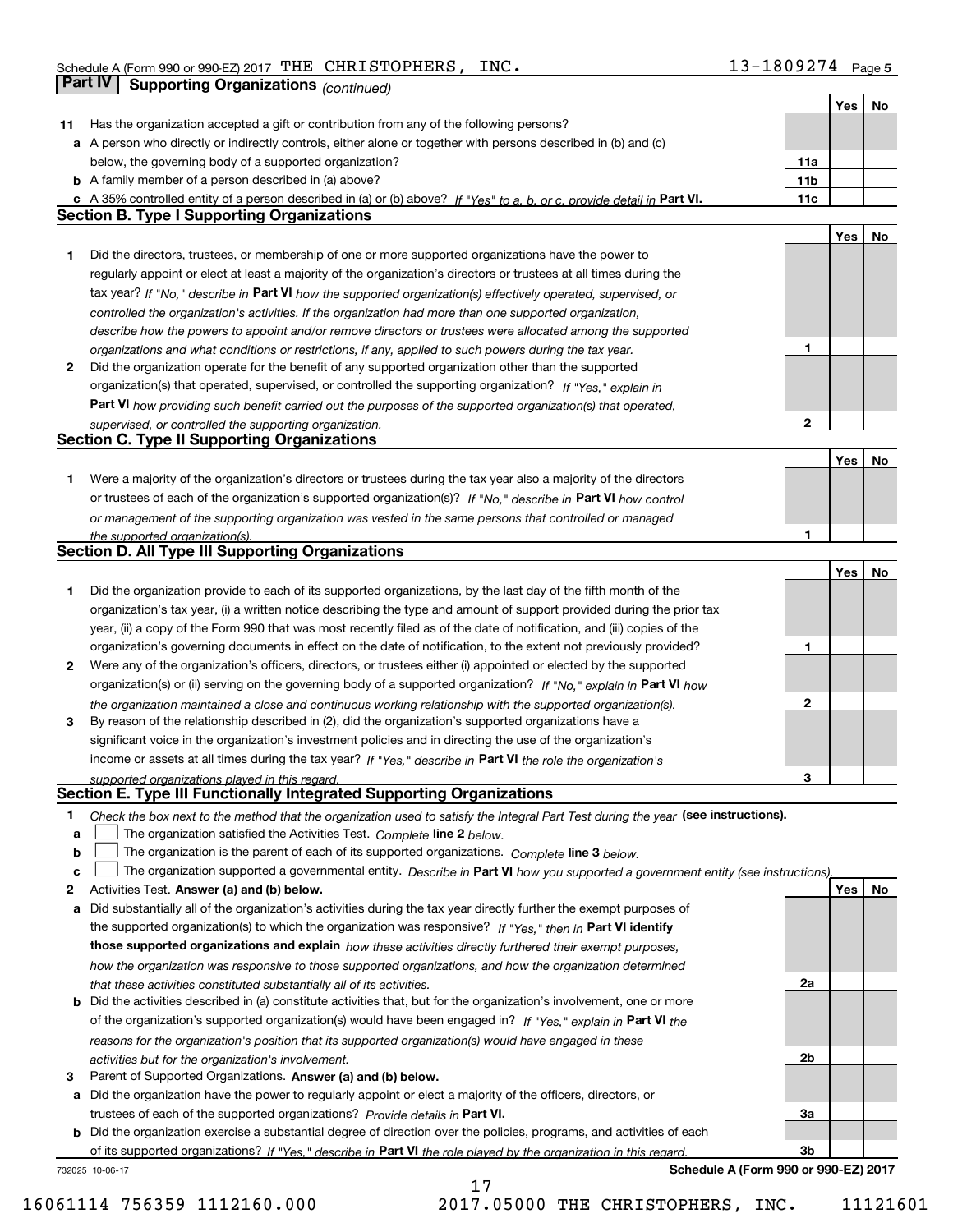Schedule A (Form 990 or 990-EZ) 2017 THE CHRISTOPHERS, INC. 13-1809274

## Part IV Supporting Organizations *(continued)*

| | | | Yes | No |
|---|---|---|---|---|
| **11** | Has the organization accepted a gift or contribution from any of the following persons? | | | |
| **a** | A person who directly or indirectly controls, either alone or together with persons described in (b) and (c) below, the governing body of a supported organization? | **11a** | | |
| **b** | A family member of a person described in (a) above? | **11b** | | |
| **c** | A 35% controlled entity of a person described in (a) or (b) above? *If "Yes" to a, b, or c, provide detail in* **Part VI.** | **11c** | | |

### Section B. Type I Supporting Organizations

| | | | Yes | No |
|---|---|---|---|---|
| **1** | Did the directors, trustees, or membership of one or more supported organizations have the power to regularly appoint or elect at least a majority of the organization's directors or trustees at all times during the tax year? *If "No," describe in* **Part VI** *how the supported organization(s) effectively operated, supervised, or controlled the organization's activities. If the organization had more than one supported organization, describe how the powers to appoint and/or remove directors or trustees were allocated among the supported organizations and what conditions or restrictions, if any, applied to such powers during the tax year.* | **1** | | |
| **2** | Did the organization operate for the benefit of any supported organization other than the supported organization(s) that operated, supervised, or controlled the supporting organization? *If "Yes," explain in* **Part VI** *how providing such benefit carried out the purposes of the supported organization(s) that operated, supervised, or controlled the supporting organization.* | **2** | | |

### Section C. Type II Supporting Organizations

| | | | Yes | No |
|---|---|---|---|---|
| **1** | Were a majority of the organization's directors or trustees during the tax year also a majority of the directors or trustees of each of the organization's supported organization(s)? *If "No," describe in* **Part VI** *how control or management of the supporting organization was vested in the same persons that controlled or managed the supported organization(s).* | **1** | | |

### Section D. All Type III Supporting Organizations

| | | | Yes | No |
|---|---|---|---|---|
| **1** | Did the organization provide to each of its supported organizations, by the last day of the fifth month of the organization's tax year, (i) a written notice describing the type and amount of support provided during the prior tax year, (ii) a copy of the Form 990 that was most recently filed as of the date of notification, and (iii) copies of the organization's governing documents in effect on the date of notification, to the extent not previously provided? | **1** | | |
| **2** | Were any of the organization's officers, directors, or trustees either (i) appointed or elected by the supported organization(s) or (ii) serving on the governing body of a supported organization? *If "No," explain in* **Part VI** *how the organization maintained a close and continuous working relationship with the supported organization(s).* | **2** | | |
| **3** | By reason of the relationship described in (2), did the organization's supported organizations have a significant voice in the organization's investment policies and in directing the use of the organization's income or assets at all times during the tax year? *If "Yes," describe in* **Part VI** *the role the organization's supported organizations played in this regard.* | **3** | | |

### Section E. Type III Functionally Integrated Supporting Organizations

**1** *Check the box next to the method that the organization used to satisfy the Integral Part Test during the year* **(see instructions).**

- **a** ☐ The organization satisfied the Activities Test. *Complete* **line 2** *below.*
- **b** ☐ The organization is the parent of each of its supported organizations. *Complete* **line 3** *below.*
- **c** ☐ The organization supported a governmental entity. *Describe in* **Part VI** *how you supported a government entity (see instructions).*

| | | | Yes | No |
|---|---|---|---|---|
| **2** | Activities Test. **Answer (a) and (b) below.** | | | |
| **a** | Did substantially all of the organization's activities during the tax year directly further the exempt purposes of the supported organization(s) to which the organization was responsive? *If "Yes," then in* **Part VI identify those supported organizations and explain** *how these activities directly furthered their exempt purposes, how the organization was responsive to those supported organizations, and how the organization determined that these activities constituted substantially all of its activities.* | **2a** | | |
| **b** | Did the activities described in (a) constitute activities that, but for the organization's involvement, one or more of the organization's supported organization(s) would have been engaged in? *If "Yes," explain in* **Part VI** *the reasons for the organization's position that its supported organization(s) would have engaged in these activities but for the organization's involvement.* | **2b** | | |
| **3** | Parent of Supported Organizations. **Answer (a) and (b) below.** | | | |
| **a** | Did the organization have the power to regularly appoint or elect a majority of the officers, directors, or trustees of each of the supported organizations? *Provide details in* **Part VI.** | **3a** | | |
| **b** | Did the organization exercise a substantial degree of direction over the policies, programs, and activities of each of its supported organizations? *If "Yes," describe in* **Part VI** *the role played by the organization in this regard.* | **3b** | | |

732025 10-06-17 **Schedule A (Form 990 or 990-EZ) 2017**

16061114 756359 1112160.000 2017.05000 THE CHRISTOPHERS, INC. 11121601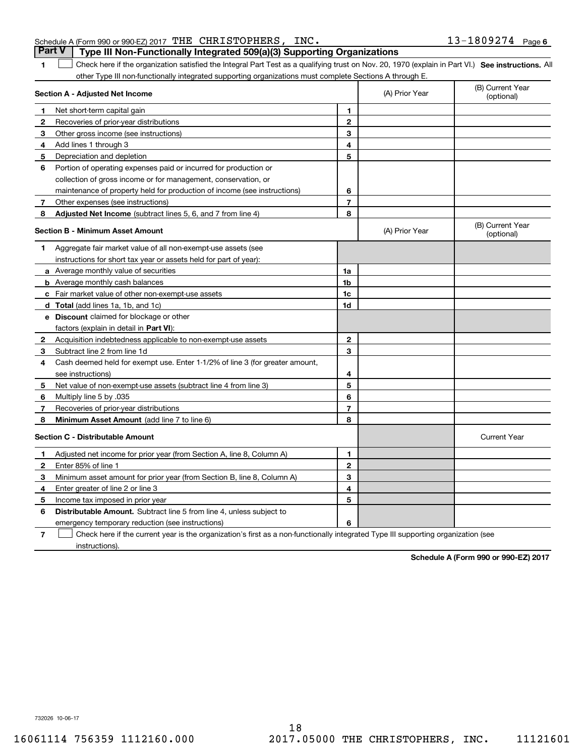Schedule A (Form 990 or 990-EZ) 2017 THE CHRISTOPHERS, INC. 13-1809274 Page 6

## Part V Type III Non-Functionally Integrated 509(a)(3) Supporting Organizations

1 ☐ Check here if the organization satisfied the Integral Part Test as a qualifying trust on Nov. 20, 1970 (explain in Part VI.) **See instructions.** All other Type III non-functionally integrated supporting organizations must complete Sections A through E.

| **Section A - Adjusted Net Income** | | (A) Prior Year | (B) Current Year (optional) |
|---|---|---|---|
| **1** Net short-term capital gain | 1 | | |
| **2** Recoveries of prior-year distributions | 2 | | |
| **3** Other gross income (see instructions) | 3 | | |
| **4** Add lines 1 through 3 | 4 | | |
| **5** Depreciation and depletion | 5 | | |
| **6** Portion of operating expenses paid or incurred for production or collection of gross income or for management, conservation, or maintenance of property held for production of income (see instructions) | 6 | | |
| **7** Other expenses (see instructions) | 7 | | |
| **8** **Adjusted Net Income** (subtract lines 5, 6, and 7 from line 4) | 8 | | |

| **Section B - Minimum Asset Amount** | | (A) Prior Year | (B) Current Year (optional) |
|---|---|---|---|
| **1** Aggregate fair market value of all non-exempt-use assets (see instructions for short tax year or assets held for part of year): | | | |
| **a** Average monthly value of securities | 1a | | |
| **b** Average monthly cash balances | 1b | | |
| **c** Fair market value of other non-exempt-use assets | 1c | | |
| **d** **Total** (add lines 1a, 1b, and 1c) | 1d | | |
| **e** **Discount** claimed for blockage or other factors (explain in detail in **Part VI**): | | | |
| **2** Acquisition indebtedness applicable to non-exempt-use assets | 2 | | |
| **3** Subtract line 2 from line 1d | 3 | | |
| **4** Cash deemed held for exempt use. Enter 1-1/2% of line 3 (for greater amount, see instructions) | 4 | | |
| **5** Net value of non-exempt-use assets (subtract line 4 from line 3) | 5 | | |
| **6** Multiply line 5 by .035 | 6 | | |
| **7** Recoveries of prior-year distributions | 7 | | |
| **8** **Minimum Asset Amount** (add line 7 to line 6) | 8 | | |

| **Section C - Distributable Amount** | | | Current Year |
|---|---|---|---|
| **1** Adjusted net income for prior year (from Section A, line 8, Column A) | 1 | | |
| **2** Enter 85% of line 1 | 2 | | |
| **3** Minimum asset amount for prior year (from Section B, line 8, Column A) | 3 | | |
| **4** Enter greater of line 2 or line 3 | 4 | | |
| **5** Income tax imposed in prior year | 5 | | |
| **6** **Distributable Amount.** Subtract line 5 from line 4, unless subject to emergency temporary reduction (see instructions) | 6 | | |

7 ☐ Check here if the current year is the organization's first as a non-functionally integrated Type III supporting organization (see instructions).

**Schedule A (Form 990 or 990-EZ) 2017**

732026 10-06-17

16061114 756359 1112160.000 2017.05000 THE CHRISTOPHERS, INC. 11121601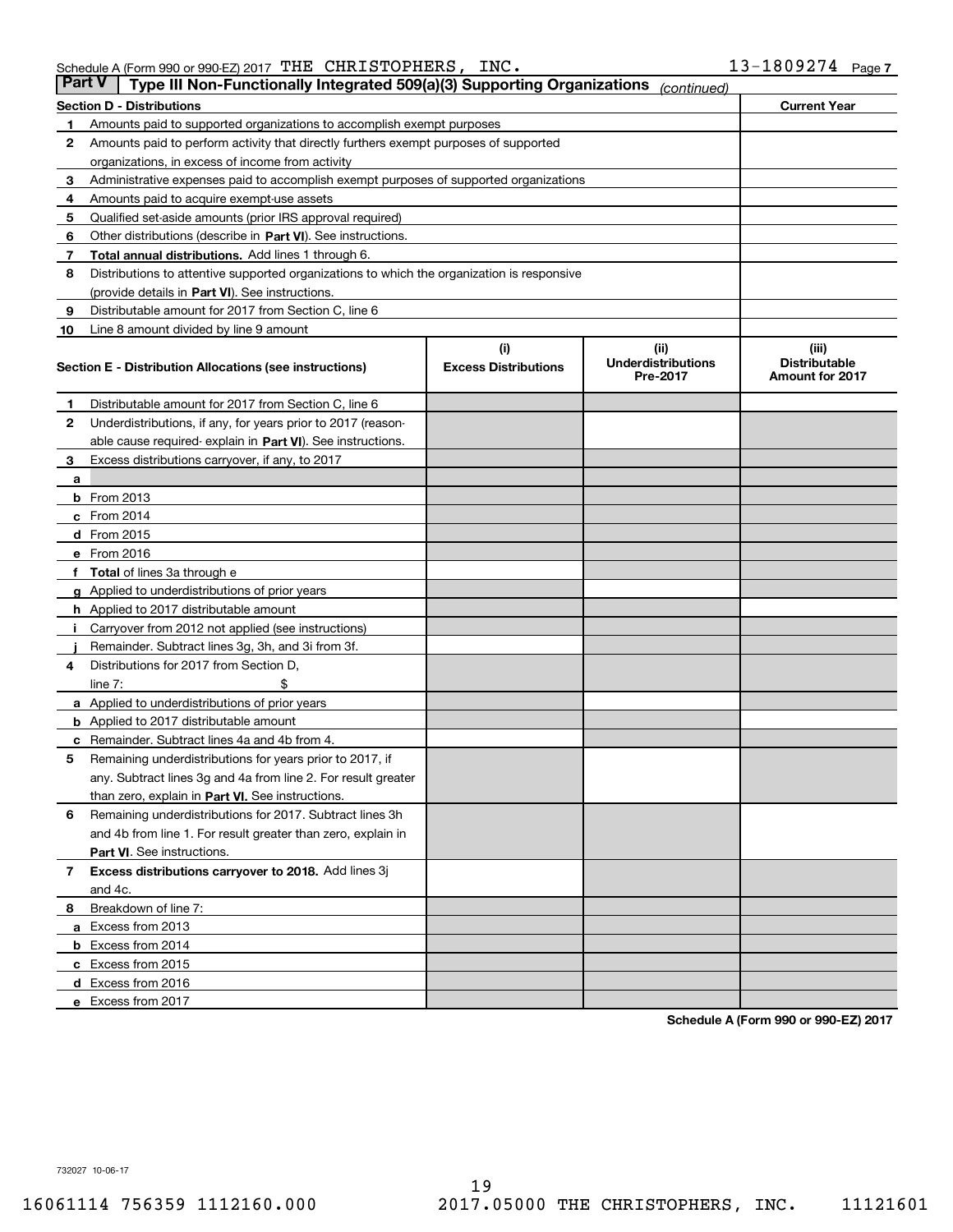Schedule A (Form 990 or 990-EZ) 2017 THE CHRISTOPHERS, INC. 13-1809274 Page 7

## Part V Type III Non-Functionally Integrated 509(a)(3) Supporting Organizations *(continued)*

| Section D - Distributions | | Current Year |
|---|---|---|
| 1 | Amounts paid to supported organizations to accomplish exempt purposes | |
| 2 | Amounts paid to perform activity that directly furthers exempt purposes of supported organizations, in excess of income from activity | |
| 3 | Administrative expenses paid to accomplish exempt purposes of supported organizations | |
| 4 | Amounts paid to acquire exempt-use assets | |
| 5 | Qualified set-aside amounts (prior IRS approval required) | |
| 6 | Other distributions (describe in **Part VI**). See instructions. | |
| 7 | **Total annual distributions.** Add lines 1 through 6. | |
| 8 | Distributions to attentive supported organizations to which the organization is responsive (provide details in **Part VI**). See instructions. | |
| 9 | Distributable amount for 2017 from Section C, line 6 | |
| 10 | Line 8 amount divided by line 9 amount | |

| Section E - Distribution Allocations (see instructions) | (i) Excess Distributions | (ii) Underdistributions Pre-2017 | (iii) Distributable Amount for 2017 |
|---|---|---|---|
| **1** Distributable amount for 2017 from Section C, line 6 | | | |
| **2** Underdistributions, if any, for years prior to 2017 (reasonable cause required- explain in **Part VI**). See instructions. | | | |
| **3** Excess distributions carryover, if any, to 2017 | | | |
| **a** | | | |
| **b** From 2013 | | | |
| **c** From 2014 | | | |
| **d** From 2015 | | | |
| **e** From 2016 | | | |
| **f** **Total** of lines 3a through e | | | |
| **g** Applied to underdistributions of prior years | | | |
| **h** Applied to 2017 distributable amount | | | |
| **i** Carryover from 2012 not applied (see instructions) | | | |
| **j** Remainder. Subtract lines 3g, 3h, and 3i from 3f. | | | |
| **4** Distributions for 2017 from Section D, line 7: $ | | | |
| **a** Applied to underdistributions of prior years | | | |
| **b** Applied to 2017 distributable amount | | | |
| **c** Remainder. Subtract lines 4a and 4b from 4. | | | |
| **5** Remaining underdistributions for years prior to 2017, if any. Subtract lines 3g and 4a from line 2. For result greater than zero, explain in **Part VI.** See instructions. | | | |
| **6** Remaining underdistributions for 2017. Subtract lines 3h and 4b from line 1. For result greater than zero, explain in **Part VI**. See instructions. | | | |
| **7** **Excess distributions carryover to 2018.** Add lines 3j and 4c. | | | |
| **8** Breakdown of line 7: | | | |
| **a** Excess from 2013 | | | |
| **b** Excess from 2014 | | | |
| **c** Excess from 2015 | | | |
| **d** Excess from 2016 | | | |
| **e** Excess from 2017 | | | |

**Schedule A (Form 990 or 990-EZ) 2017**

732027 10-06-17

16061114 756359 1112160.000 2017.05000 THE CHRISTOPHERS, INC. 11121601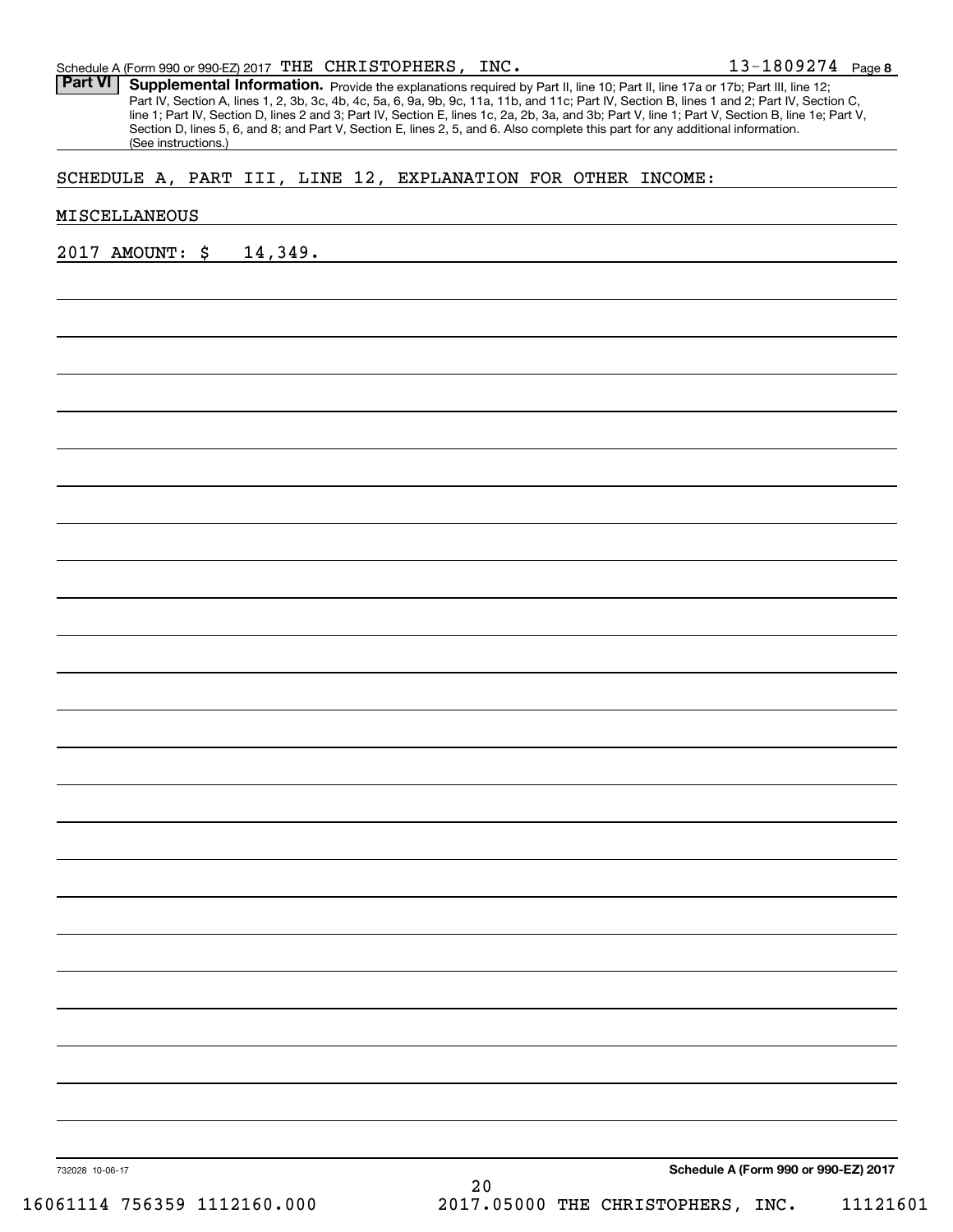## Part VI Supplemental Information.

Provide the explanations required by Part II, line 10; Part II, line 17a or 17b; Part III, line 12; Part IV, Section A, lines 1, 2, 3b, 3c, 4b, 4c, 5a, 6, 9a, 9b, 9c, 11a, 11b, and 11c; Part IV, Section B, lines 1 and 2; Part IV, Section C, line 1; Part IV, Section D, lines 2 and 3; Part IV, Section E, lines 1c, 2a, 2b, 3a, and 3b; Part V, line 1; Part V, Section B, line 1e; Part V, Section D, lines 5, 6, and 8; and Part V, Section E, lines 2, 5, and 6. Also complete this part for any additional information. (See instructions.)

SCHEDULE A, PART III, LINE 12, EXPLANATION FOR OTHER INCOME:

MISCELLANEOUS

2017 AMOUNT: $ 14,349.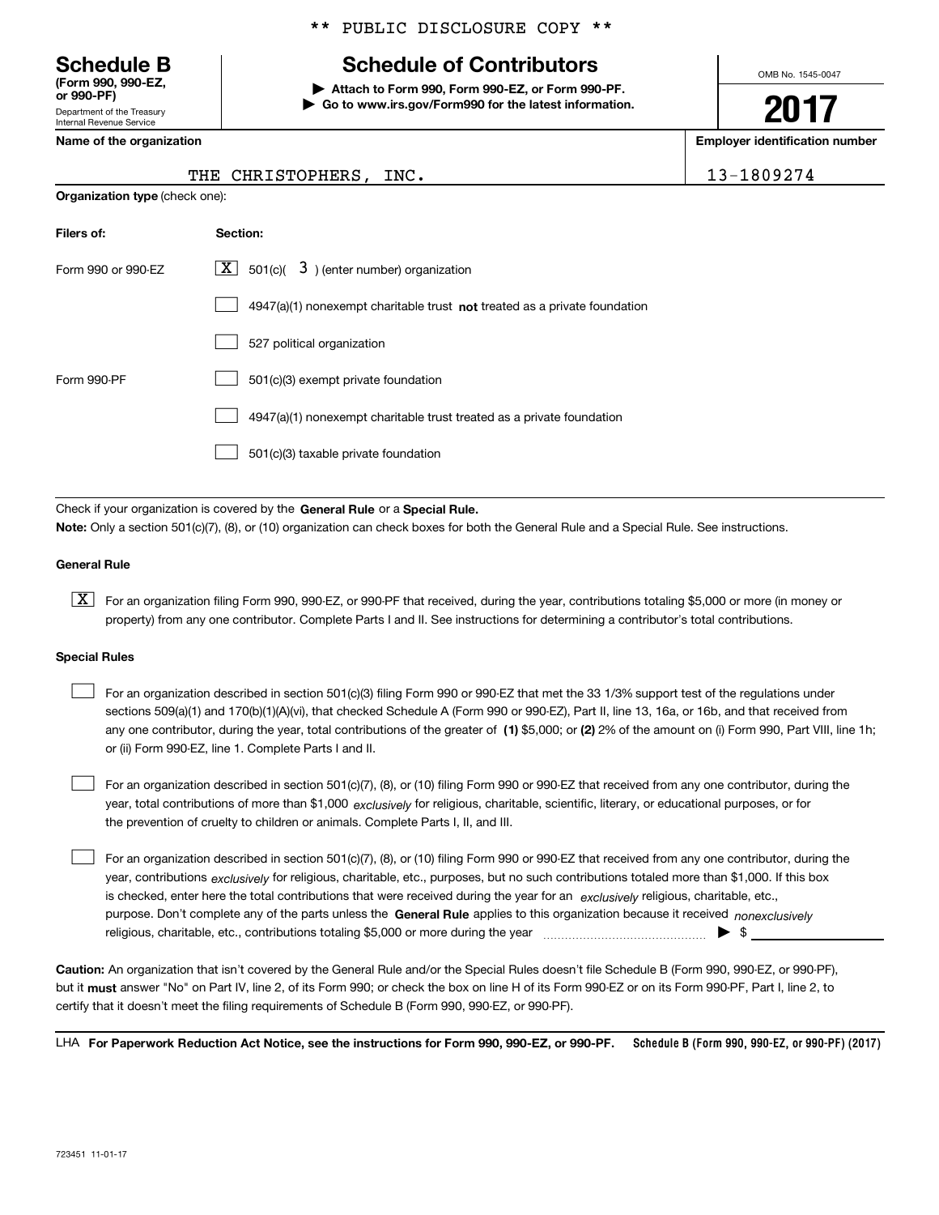** PUBLIC DISCLOSURE COPY **

# Schedule B
**(Form 990, 990-EZ, or 990-PF)**
Department of the Treasury
Internal Revenue Service

## Schedule of Contributors

**▶ Attach to Form 990, Form 990-EZ, or Form 990-PF.**
**▶ Go to www.irs.gov/Form990 for the latest information.**

OMB No. 1545-0047

**2017**

**Name of the organization**: THE CHRISTOPHERS, INC.

**Employer identification number**: 13-1809274

**Organization type** (check one):

| Filers of: | Section: |
|---|---|
| Form 990 or 990-EZ | [X] 501(c)( 3 ) (enter number) organization |
| | [ ] 4947(a)(1) nonexempt charitable trust **not** treated as a private foundation |
| | [ ] 527 political organization |
| Form 990-PF | [ ] 501(c)(3) exempt private foundation |
| | [ ] 4947(a)(1) nonexempt charitable trust treated as a private foundation |
| | [ ] 501(c)(3) taxable private foundation |

Check if your organization is covered by the **General Rule** or a **Special Rule.**

**Note:** Only a section 501(c)(7), (8), or (10) organization can check boxes for both the General Rule and a Special Rule. See instructions.

### General Rule

[X] For an organization filing Form 990, 990-EZ, or 990-PF that received, during the year, contributions totaling $5,000 or more (in money or property) from any one contributor. Complete Parts I and II. See instructions for determining a contributor's total contributions.

### Special Rules

[ ] For an organization described in section 501(c)(3) filing Form 990 or 990-EZ that met the 33 1/3% support test of the regulations under sections 509(a)(1) and 170(b)(1)(A)(vi), that checked Schedule A (Form 990 or 990-EZ), Part II, line 13, 16a, or 16b, and that received from any one contributor, during the year, total contributions of the greater of **(1)** $5,000; or **(2)** 2% of the amount on (i) Form 990, Part VIII, line 1h; or (ii) Form 990-EZ, line 1. Complete Parts I and II.

[ ] For an organization described in section 501(c)(7), (8), or (10) filing Form 990 or 990-EZ that received from any one contributor, during the year, total contributions of more than $1,000 *exclusively* for religious, charitable, scientific, literary, or educational purposes, or for the prevention of cruelty to children or animals. Complete Parts I, II, and III.

[ ] For an organization described in section 501(c)(7), (8), or (10) filing Form 990 or 990-EZ that received from any one contributor, during the year, contributions *exclusively* for religious, charitable, etc., purposes, but no such contributions totaled more than $1,000. If this box is checked, enter here the total contributions that were received during the year for an *exclusively* religious, charitable, etc., purpose. Don't complete any of the parts unless the **General Rule** applies to this organization because it received *nonexclusively* religious, charitable, etc., contributions totaling $5,000 or more during the year ▶ $ ____________

**Caution:** An organization that isn't covered by the General Rule and/or the Special Rules doesn't file Schedule B (Form 990, 990-EZ, or 990-PF), but it **must** answer "No" on Part IV, line 2, of its Form 990; or check the box on line H of its Form 990-EZ or on its Form 990-PF, Part I, line 2, to certify that it doesn't meet the filing requirements of Schedule B (Form 990, 990-EZ, or 990-PF).

LHA **For Paperwork Reduction Act Notice, see the instructions for Form 990, 990-EZ, or 990-PF.** **Schedule B (Form 990, 990-EZ, or 990-PF) (2017)**

723451 11-01-17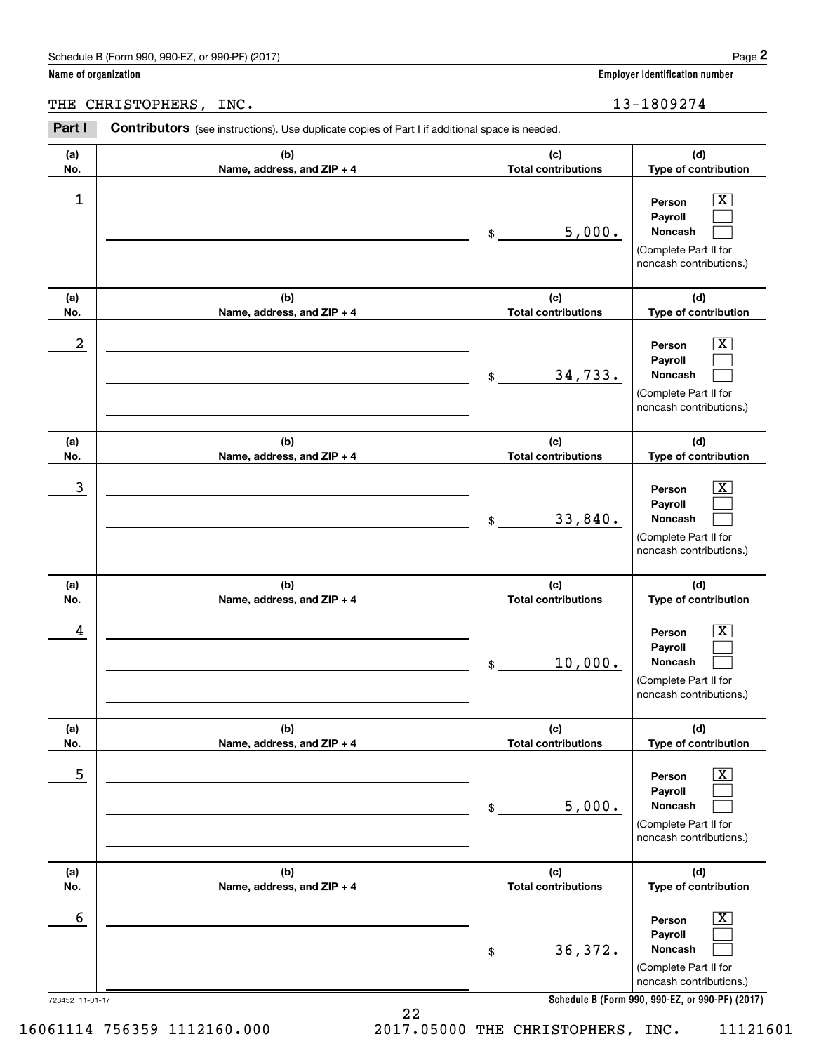Schedule B (Form 990, 990-EZ, or 990-PF) (2017)

**Name of organization**

THE CHRISTOPHERS, INC.

**Employer identification number**

13-1809274

**Part I** **Contributors** (see instructions). Use duplicate copies of Part I if additional space is needed.

| (a) No. | (b) Name, address, and ZIP + 4 | (c) Total contributions | (d) Type of contribution |
|---|---|---|---|
| 1 | | $ 5,000. | Person [X] Payroll [ ] Noncash [ ] (Complete Part II for noncash contributions.) |
| 2 | | $ 34,733. | Person [X] Payroll [ ] Noncash [ ] (Complete Part II for noncash contributions.) |
| 3 | | $ 33,840. | Person [X] Payroll [ ] Noncash [ ] (Complete Part II for noncash contributions.) |
| 4 | | $ 10,000. | Person [X] Payroll [ ] Noncash [ ] (Complete Part II for noncash contributions.) |
| 5 | | $ 5,000. | Person [X] Payroll [ ] Noncash [ ] (Complete Part II for noncash contributions.) |
| 6 | | $ 36,372. | Person [X] Payroll [ ] Noncash [ ] (Complete Part II for noncash contributions.) |

723452 11-01-17

**Schedule B (Form 990, 990-EZ, or 990-PF) (2017)**

16061114 756359 1112160.000 2017.05000 THE CHRISTOPHERS, INC. 11121601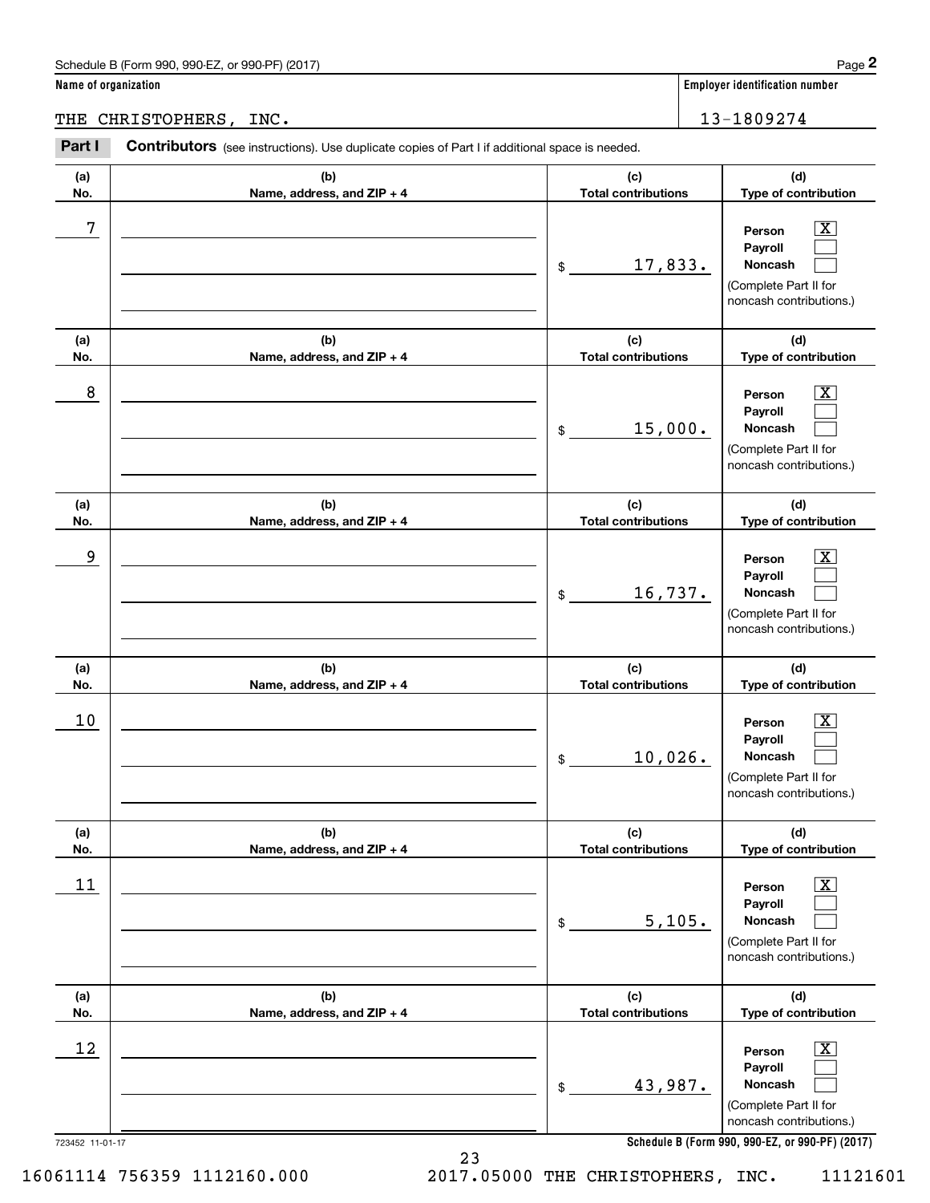Schedule B (Form 990, 990-EZ, or 990-PF) (2017)

**Name of organization**

THE CHRISTOPHERS, INC.

**Employer identification number**

13-1809274

**Part I** **Contributors** (see instructions). Use duplicate copies of Part I if additional space is needed.

| (a) No. | (b) Name, address, and ZIP + 4 | (c) Total contributions | (d) Type of contribution |
|---|---|---|---|
| 7 | | $ 17,833. | Person [X] Payroll [ ] Noncash [ ] (Complete Part II for noncash contributions.) |
| 8 | | $ 15,000. | Person [X] Payroll [ ] Noncash [ ] (Complete Part II for noncash contributions.) |
| 9 | | $ 16,737. | Person [X] Payroll [ ] Noncash [ ] (Complete Part II for noncash contributions.) |
| 10 | | $ 10,026. | Person [X] Payroll [ ] Noncash [ ] (Complete Part II for noncash contributions.) |
| 11 | | $ 5,105. | Person [X] Payroll [ ] Noncash [ ] (Complete Part II for noncash contributions.) |
| 12 | | $ 43,987. | Person [X] Payroll [ ] Noncash [ ] (Complete Part II for noncash contributions.) |

723452 11-01-17

**Schedule B (Form 990, 990-EZ, or 990-PF) (2017)**

16061114 756359 1112160.000 2017.05000 THE CHRISTOPHERS, INC. 11121601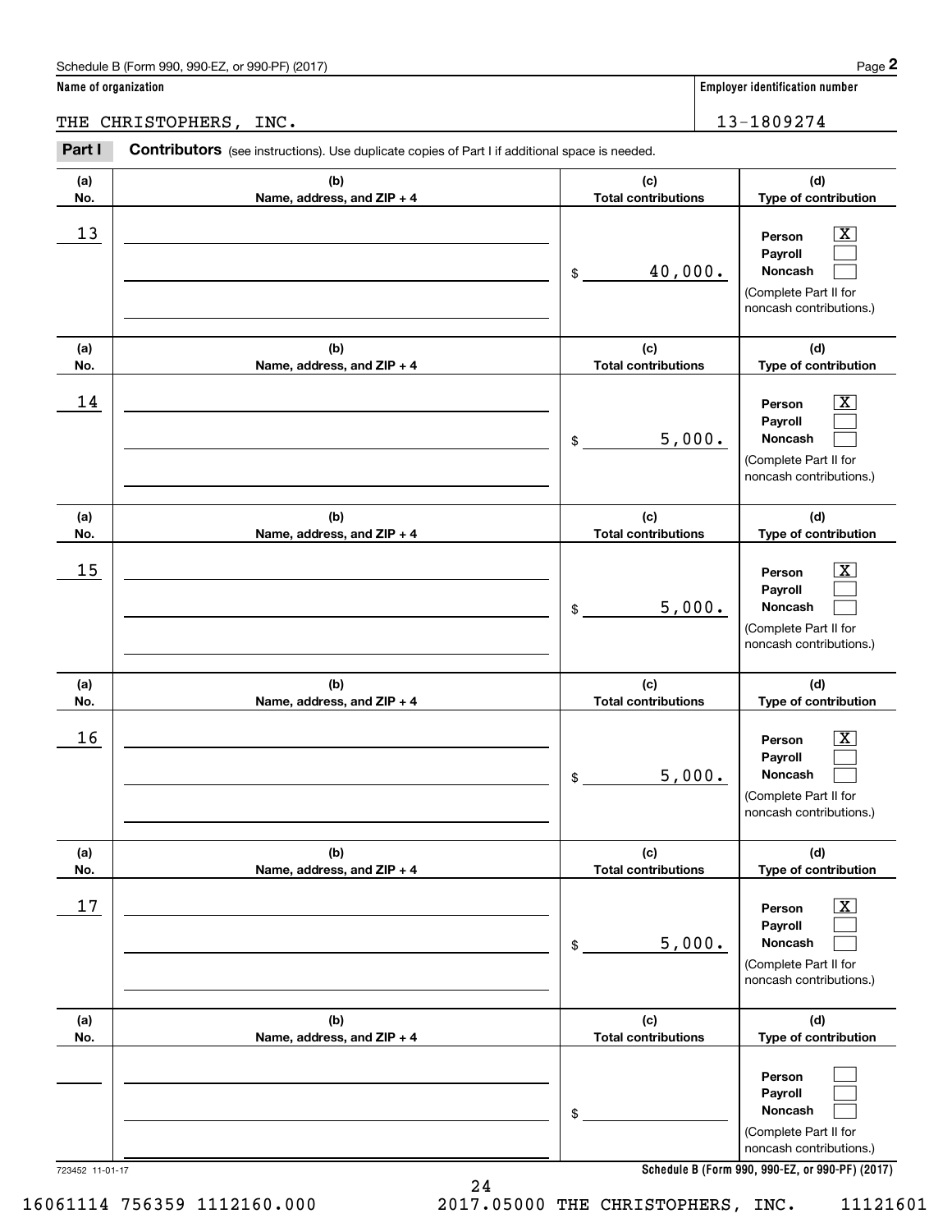Schedule B (Form 990, 990-EZ, or 990-PF) (2017)

**Name of organization**

THE CHRISTOPHERS, INC.

**Employer identification number**

13-1809274

**Part I** **Contributors** (see instructions). Use duplicate copies of Part I if additional space is needed.

| (a) No. | (b) Name, address, and ZIP + 4 | (c) Total contributions | (d) Type of contribution |
|---|---|---|---|
| 13 | | $ 40,000. | Person [X] Payroll [ ] Noncash [ ] (Complete Part II for noncash contributions.) |
| 14 | | $ 5,000. | Person [X] Payroll [ ] Noncash [ ] (Complete Part II for noncash contributions.) |
| 15 | | $ 5,000. | Person [X] Payroll [ ] Noncash [ ] (Complete Part II for noncash contributions.) |
| 16 | | $ 5,000. | Person [X] Payroll [ ] Noncash [ ] (Complete Part II for noncash contributions.) |
| 17 | | $ 5,000. | Person [X] Payroll [ ] Noncash [ ] (Complete Part II for noncash contributions.) |
| | | $ | Person [ ] Payroll [ ] Noncash [ ] (Complete Part II for noncash contributions.) |

723452 11-01-17

**Schedule B (Form 990, 990-EZ, or 990-PF) (2017)**

16061114 756359 1112160.000 2017.05000 THE CHRISTOPHERS, INC. 11121601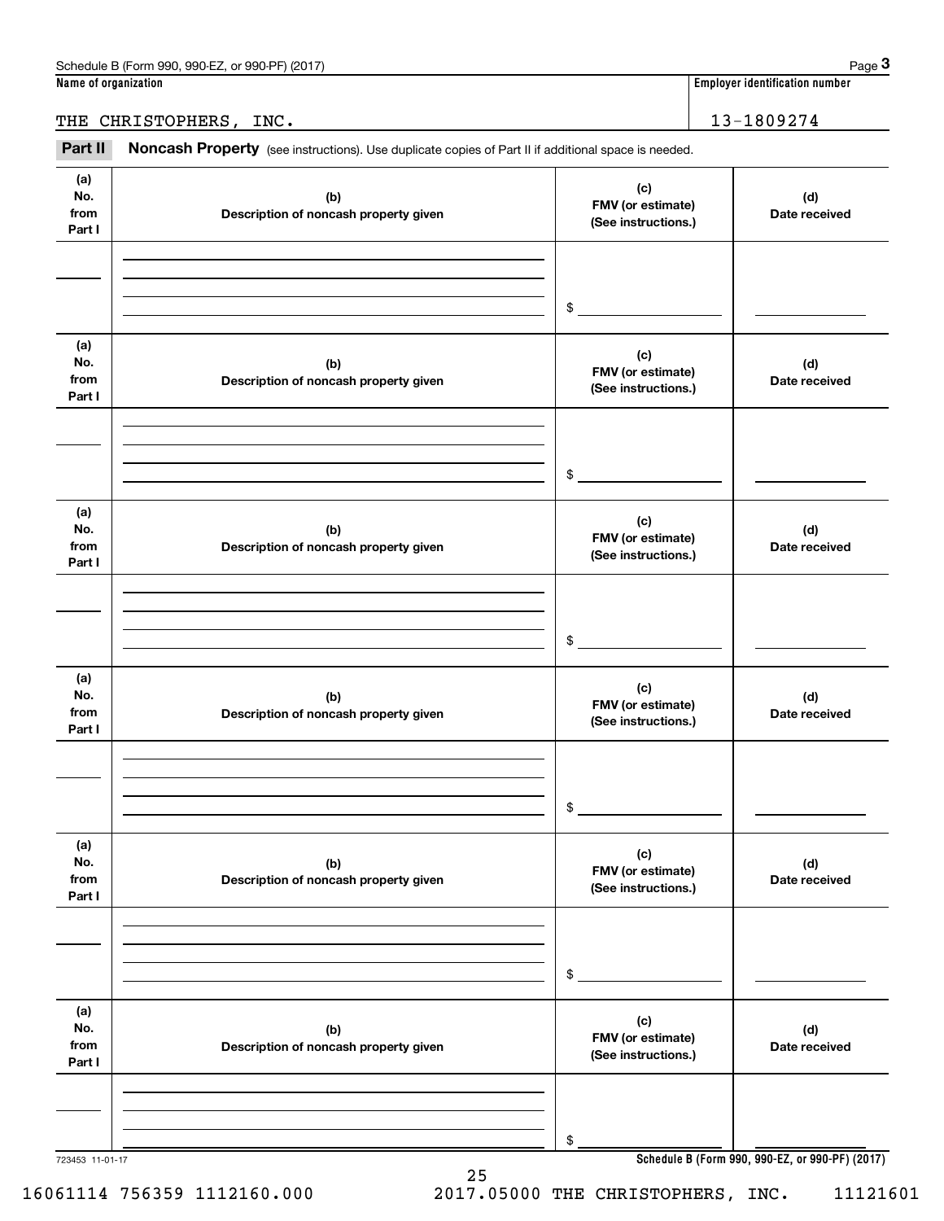Name of organization: THE CHRISTOPHERS, INC.

Employer identification number: 13-1809274

## Part II Noncash Property

(see instructions). Use duplicate copies of Part II if additional space is needed.

| (a) No. from Part I | (b) Description of noncash property given | (c) FMV (or estimate) (See instructions.) | (d) Date received |
|---|---|---|---|
| | | $ | |

| (a) No. from Part I | (b) Description of noncash property given | (c) FMV (or estimate) (See instructions.) | (d) Date received |
|---|---|---|---|
| | | $ | |

| (a) No. from Part I | (b) Description of noncash property given | (c) FMV (or estimate) (See instructions.) | (d) Date received |
|---|---|---|---|
| | | $ | |

| (a) No. from Part I | (b) Description of noncash property given | (c) FMV (or estimate) (See instructions.) | (d) Date received |
|---|---|---|---|
| | | $ | |

| (a) No. from Part I | (b) Description of noncash property given | (c) FMV (or estimate) (See instructions.) | (d) Date received |
|---|---|---|---|
| | | $ | |

| (a) No. from Part I | (b) Description of noncash property given | (c) FMV (or estimate) (See instructions.) | (d) Date received |
|---|---|---|---|
| | | $ | |

723453 11-01-17

16061114 756359 1112160.000 2017.05000 THE CHRISTOPHERS, INC. 11121601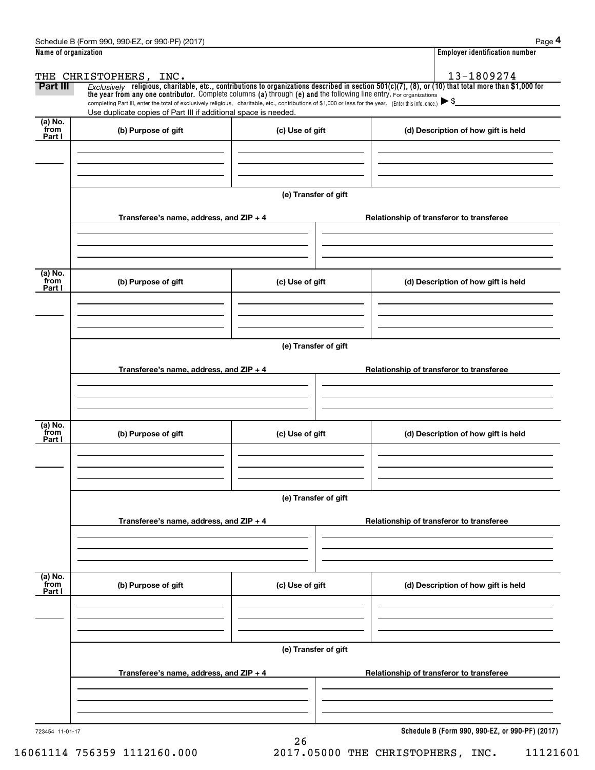Schedule B (Form 990, 990-EZ, or 990-PF) (2017) Page **4**

**Name of organization**

THE CHRISTOPHERS, INC.

**Employer identification number**

13-1809274

**Part III** *Exclusively* **religious, charitable, etc., contributions to organizations described in section 501(c)(7), (8), or (10) that total more than $1,000 for the year from any one contributor.** Complete columns **(a)** through **(e)** and the following line entry. For organizations completing Part III, enter the total of exclusively religious, charitable, etc., contributions of $1,000 or less for the year. (Enter this info. once.) ▶ $\_\_\_\_\_\_\_\_\_\_

Use duplicate copies of Part III if additional space is needed.

| (a) No. from Part I | (b) Purpose of gift | (c) Use of gift | (d) Description of how gift is held |
|---|---|---|---|
| | | | |

**(e) Transfer of gift**

| Transferee's name, address, and ZIP + 4 | Relationship of transferor to transferee |
|---|---|
| | |

| (a) No. from Part I | (b) Purpose of gift | (c) Use of gift | (d) Description of how gift is held |
|---|---|---|---|
| | | | |

**(e) Transfer of gift**

| Transferee's name, address, and ZIP + 4 | Relationship of transferor to transferee |
|---|---|
| | |

| (a) No. from Part I | (b) Purpose of gift | (c) Use of gift | (d) Description of how gift is held |
|---|---|---|---|
| | | | |

**(e) Transfer of gift**

| Transferee's name, address, and ZIP + 4 | Relationship of transferor to transferee |
|---|---|
| | |

| (a) No. from Part I | (b) Purpose of gift | (c) Use of gift | (d) Description of how gift is held |
|---|---|---|---|
| | | | |

**(e) Transfer of gift**

| Transferee's name, address, and ZIP + 4 | Relationship of transferor to transferee |
|---|---|
| | |

723454 11-01-17

**Schedule B (Form 990, 990-EZ, or 990-PF) (2017)**

16061114 756359 1112160.000 2017.05000 THE CHRISTOPHERS, INC. 11121601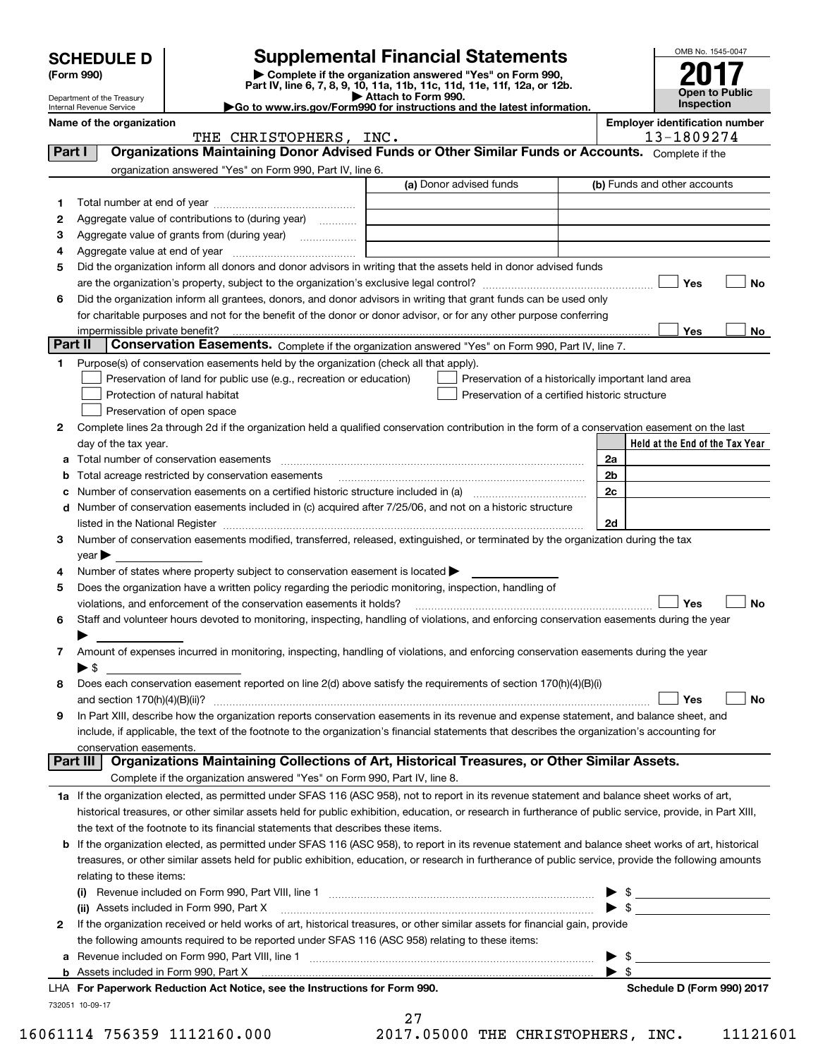# SCHEDULE D (Form 990)

Department of the Treasury
Internal Revenue Service

## Supplemental Financial Statements

▶ Complete if the organization answered "Yes" on Form 990, Part IV, line 6, 7, 8, 9, 10, 11a, 11b, 11c, 11d, 11e, 11f, 12a, or 12b.
▶ Attach to Form 990.
▶Go to www.irs.gov/Form990 for instructions and the latest information.

OMB No. 1545-0047
**2017**
**Open to Public Inspection**

**Name of the organization:** THE CHRISTOPHERS, INC.
**Employer identification number:** 13-1809274

## Part I Organizations Maintaining Donor Advised Funds or Other Similar Funds or Accounts.

Complete if the organization answered "Yes" on Form 990, Part IV, line 6.

| | | (a) Donor advised funds | (b) Funds and other accounts |
|---|---|---|---|
| 1 | Total number at end of year | | |
| 2 | Aggregate value of contributions to (during year) | | |
| 3 | Aggregate value of grants from (during year) | | |
| 4 | Aggregate value at end of year | | |

5 Did the organization inform all donors and donor advisors in writing that the assets held in donor advised funds are the organization's property, subject to the organization's exclusive legal control? ☐ Yes ☐ No

6 Did the organization inform all grantees, donors, and donor advisors in writing that grant funds can be used only for charitable purposes and not for the benefit of the donor or donor advisor, or for any other purpose conferring impermissible private benefit? ☐ Yes ☐ No

## Part II Conservation Easements.

Complete if the organization answered "Yes" on Form 990, Part IV, line 7.

1 Purpose(s) of conservation easements held by the organization (check all that apply).

☐ Preservation of land for public use (e.g., recreation or education)
☐ Preservation of a historically important land area
☐ Protection of natural habitat
☐ Preservation of a certified historic structure
☐ Preservation of open space

2 Complete lines 2a through 2d if the organization held a qualified conservation contribution in the form of a conservation easement on the last day of the tax year.

| | | | Held at the End of the Tax Year |
|---|---|---|---|
| a | Total number of conservation easements | 2a | |
| b | Total acreage restricted by conservation easements | 2b | |
| c | Number of conservation easements on a certified historic structure included in (a) | 2c | |
| d | Number of conservation easements included in (c) acquired after 7/25/06, and not on a historic structure listed in the National Register | 2d | |

3 Number of conservation easements modified, transferred, released, extinguished, or terminated by the organization during the tax year ▶

4 Number of states where property subject to conservation easement is located ▶

5 Does the organization have a written policy regarding the periodic monitoring, inspection, handling of violations, and enforcement of the conservation easements it holds? ☐ Yes ☐ No

6 Staff and volunteer hours devoted to monitoring, inspecting, handling of violations, and enforcing conservation easements during the year ▶

7 Amount of expenses incurred in monitoring, inspecting, handling of violations, and enforcing conservation easements during the year ▶ $

8 Does each conservation easement reported on line 2(d) above satisfy the requirements of section 170(h)(4)(B)(i) and section 170(h)(4)(B)(ii)? ☐ Yes ☐ No

9 In Part XIII, describe how the organization reports conservation easements in its revenue and expense statement, and balance sheet, and include, if applicable, the text of the footnote to the organization's financial statements that describes the organization's accounting for conservation easements.

## Part III Organizations Maintaining Collections of Art, Historical Treasures, or Other Similar Assets.

Complete if the organization answered "Yes" on Form 990, Part IV, line 8.

1a If the organization elected, as permitted under SFAS 116 (ASC 958), not to report in its revenue statement and balance sheet works of art, historical treasures, or other similar assets held for public exhibition, education, or research in furtherance of public service, provide, in Part XIII, the text of the footnote to its financial statements that describes these items.

b If the organization elected, as permitted under SFAS 116 (ASC 958), to report in its revenue statement and balance sheet works of art, historical treasures, or other similar assets held for public exhibition, education, or research in furtherance of public service, provide the following amounts relating to these items:

(i) Revenue included on Form 990, Part VIII, line 1 ▶ $

(ii) Assets included in Form 990, Part X ▶ $

2 If the organization received or held works of art, historical treasures, or other similar assets for financial gain, provide the following amounts required to be reported under SFAS 116 (ASC 958) relating to these items:

a Revenue included on Form 990, Part VIII, line 1 ▶ $

b Assets included in Form 990, Part X ▶ $

LHA For Paperwork Reduction Act Notice, see the Instructions for Form 990. Schedule D (Form 990) 2017

732051 10-09-17

16061114 756359 1112160.000 2017.05000 THE CHRISTOPHERS, INC. 11121601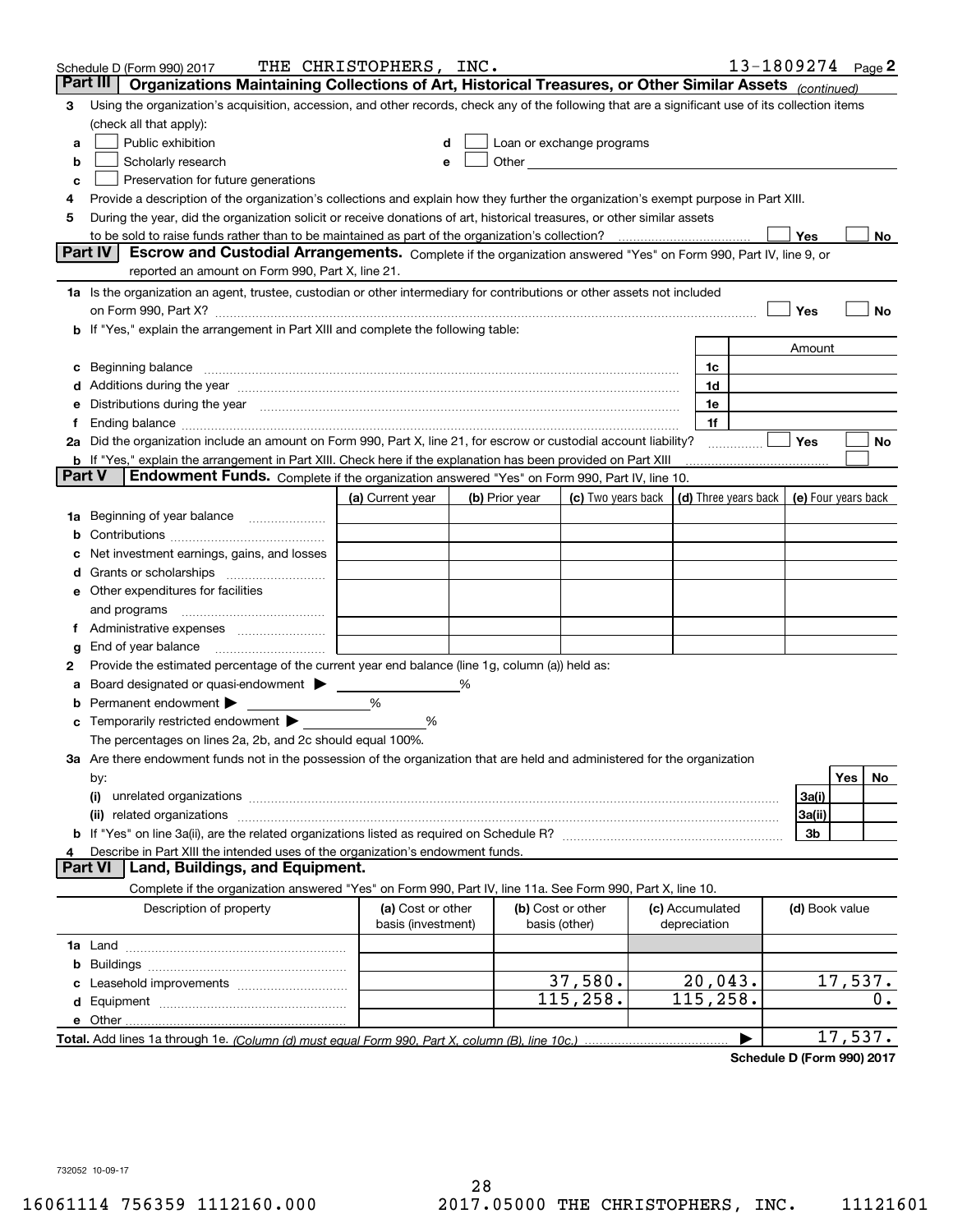Schedule D (Form 990) 2017 THE CHRISTOPHERS, INC. 13-1809274 Page 2

## Part III Organizations Maintaining Collections of Art, Historical Treasures, or Other Similar Assets *(continued)*

**3** Using the organization's acquisition, accession, and other records, check any of the following that are a significant use of its collection items (check all that apply):

- **a** ☐ Public exhibition
- **b** ☐ Scholarly research
- **c** ☐ Preservation for future generations
- **d** ☐ Loan or exchange programs
- **e** ☐ Other

**4** Provide a description of the organization's collections and explain how they further the organization's exempt purpose in Part XIII.

**5** During the year, did the organization solicit or receive donations of art, historical treasures, or other similar assets to be sold to raise funds rather than to be maintained as part of the organization's collection? ☐ Yes ☐ No

## Part IV Escrow and Custodial Arrangements.

Complete if the organization answered "Yes" on Form 990, Part IV, line 9, or reported an amount on Form 990, Part X, line 21.

**1a** Is the organization an agent, trustee, custodian or other intermediary for contributions or other assets not included on Form 990, Part X? ☐ Yes ☐ No

**b** If "Yes," explain the arrangement in Part XIII and complete the following table:

| | | Amount |
|---|---|---|
| **c** Beginning balance | 1c | |
| **d** Additions during the year | 1d | |
| **e** Distributions during the year | 1e | |
| **f** Ending balance | 1f | |

**2a** Did the organization include an amount on Form 990, Part X, line 21, for escrow or custodial account liability? ☐ Yes ☐ No

**b** If "Yes," explain the arrangement in Part XIII. Check here if the explanation has been provided on Part XIII ☐

## Part V Endowment Funds.

Complete if the organization answered "Yes" on Form 990, Part IV, line 10.

| | (a) Current year | (b) Prior year | (c) Two years back | (d) Three years back | (e) Four years back |
|---|---|---|---|---|---|
| **1a** Beginning of year balance | | | | | |
| **b** Contributions | | | | | |
| **c** Net investment earnings, gains, and losses | | | | | |
| **d** Grants or scholarships | | | | | |
| **e** Other expenditures for facilities and programs | | | | | |
| **f** Administrative expenses | | | | | |
| **g** End of year balance | | | | | |

**2** Provide the estimated percentage of the current year end balance (line 1g, column (a)) held as:

- **a** Board designated or quasi-endowment ▶ ______ %
- **b** Permanent endowment ▶ ______ %
- **c** Temporarily restricted endowment ▶ ______ %

The percentages on lines 2a, 2b, and 2c should equal 100%.

**3a** Are there endowment funds not in the possession of the organization that are held and administered for the organization by:

| | | Yes | No |
|---|---|---|---|
| **(i)** unrelated organizations | 3a(i) | | |
| **(ii)** related organizations | 3a(ii) | | |
| **b** If "Yes" on line 3a(ii), are the related organizations listed as required on Schedule R? | 3b | | |

**4** Describe in Part XIII the intended uses of the organization's endowment funds.

## Part VI Land, Buildings, and Equipment.

Complete if the organization answered "Yes" on Form 990, Part IV, line 11a. See Form 990, Part X, line 10.

| Description of property | (a) Cost or other basis (investment) | (b) Cost or other basis (other) | (c) Accumulated depreciation | (d) Book value |
|---|---|---|---|---|
| **1a** Land | | | | |
| **b** Buildings | | | | |
| **c** Leasehold improvements | | 37,580. | 20,043. | 17,537. |
| **d** Equipment | | 115,258. | 115,258. | 0. |
| **e** Other | | | | |

**Total.** Add lines 1a through 1e. *(Column (d) must equal Form 990, Part X, column (B), line 10c.)* ▶ 17,537.

**Schedule D (Form 990) 2017**

732052 10-09-17

16061114 756359 1112160.000 2017.05000 THE CHRISTOPHERS, INC. 11121601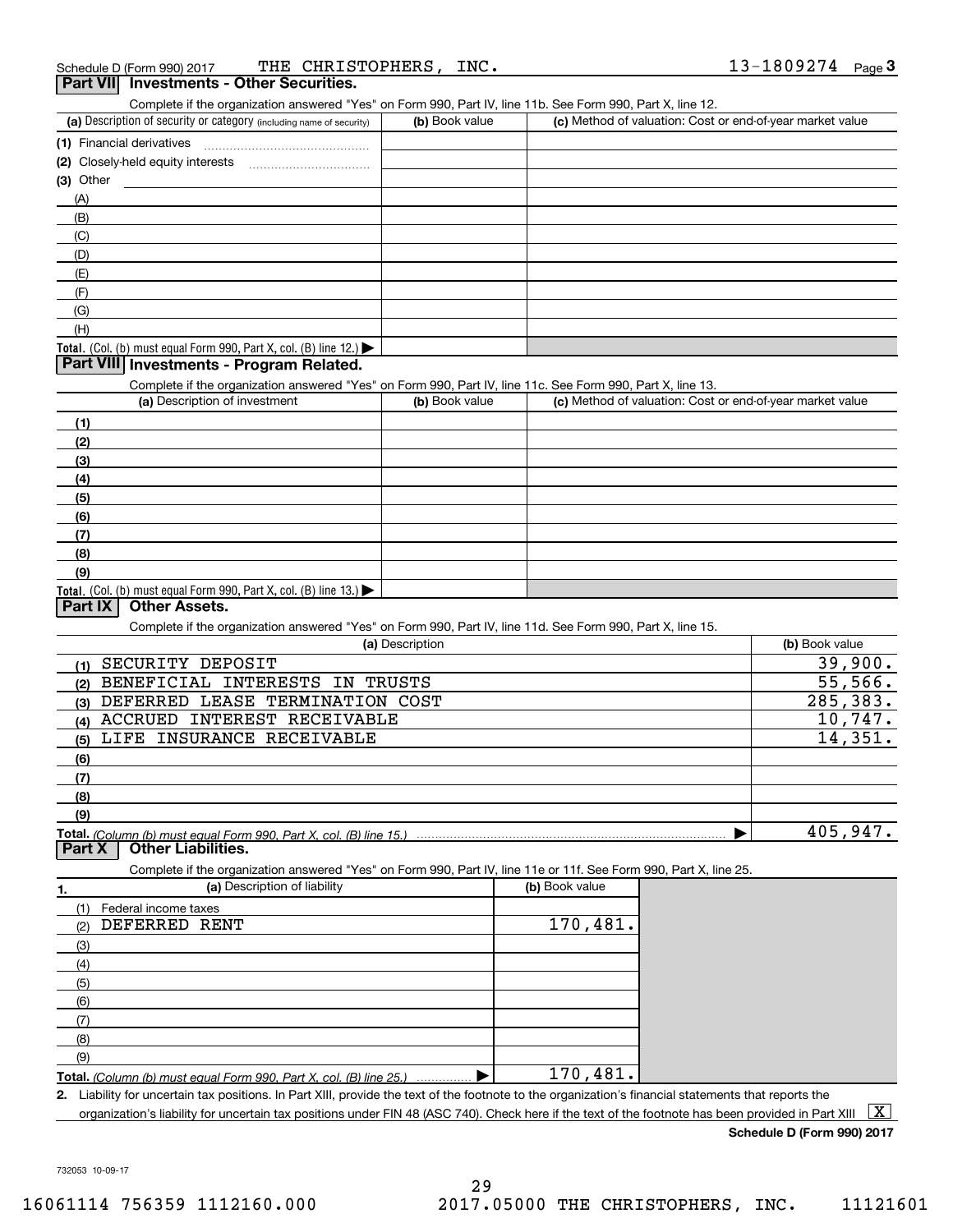Schedule D (Form 990) 2017 THE CHRISTOPHERS, INC. 13-1809274 Page 3

## Part VII Investments - Other Securities.

Complete if the organization answered "Yes" on Form 990, Part IV, line 11b. See Form 990, Part X, line 12.

| (a) Description of security or category (including name of security) | (b) Book value | (c) Method of valuation: Cost or end-of-year market value |
|---|---|---|
| (1) Financial derivatives | | |
| (2) Closely-held equity interests | | |
| (3) Other | | |
| (A) | | |
| (B) | | |
| (C) | | |
| (D) | | |
| (E) | | |
| (F) | | |
| (G) | | |
| (H) | | |
| **Total.** (Col. (b) must equal Form 990, Part X, col. (B) line 12.) ▶ | | |

## Part VIII Investments - Program Related.

Complete if the organization answered "Yes" on Form 990, Part IV, line 11c. See Form 990, Part X, line 13.

| (a) Description of investment | (b) Book value | (c) Method of valuation: Cost or end-of-year market value |
|---|---|---|
| (1) | | |
| (2) | | |
| (3) | | |
| (4) | | |
| (5) | | |
| (6) | | |
| (7) | | |
| (8) | | |
| (9) | | |
| **Total.** (Col. (b) must equal Form 990, Part X, col. (B) line 13.) ▶ | | |

## Part IX Other Assets.

Complete if the organization answered "Yes" on Form 990, Part IV, line 11d. See Form 990, Part X, line 15.

| (a) Description | (b) Book value |
|---|---|
| (1) SECURITY DEPOSIT | 39,900. |
| (2) BENEFICIAL INTERESTS IN TRUSTS | 55,566. |
| (3) DEFERRED LEASE TERMINATION COST | 285,383. |
| (4) ACCRUED INTEREST RECEIVABLE | 10,747. |
| (5) LIFE INSURANCE RECEIVABLE | 14,351. |
| (6) | |
| (7) | |
| (8) | |
| (9) | |
| **Total.** *(Column (b) must equal Form 990, Part X, col. (B) line 15.)* ▶ | 405,947. |

## Part X Other Liabilities.

Complete if the organization answered "Yes" on Form 990, Part IV, line 11e or 11f. See Form 990, Part X, line 25.

| 1. (a) Description of liability | (b) Book value |
|---|---|
| (1) Federal income taxes | |
| (2) DEFERRED RENT | 170,481. |
| (3) | |
| (4) | |
| (5) | |
| (6) | |
| (7) | |
| (8) | |
| (9) | |
| **Total.** *(Column (b) must equal Form 990, Part X, col. (B) line 25.)* ▶ | 170,481. |

**2.** Liability for uncertain tax positions. In Part XIII, provide the text of the footnote to the organization's financial statements that reports the organization's liability for uncertain tax positions under FIN 48 (ASC 740). Check here if the text of the footnote has been provided in Part XIII [X]

**Schedule D (Form 990) 2017**

732053 10-09-17

16061114 756359 1112160.000 2017.05000 THE CHRISTOPHERS, INC. 11121601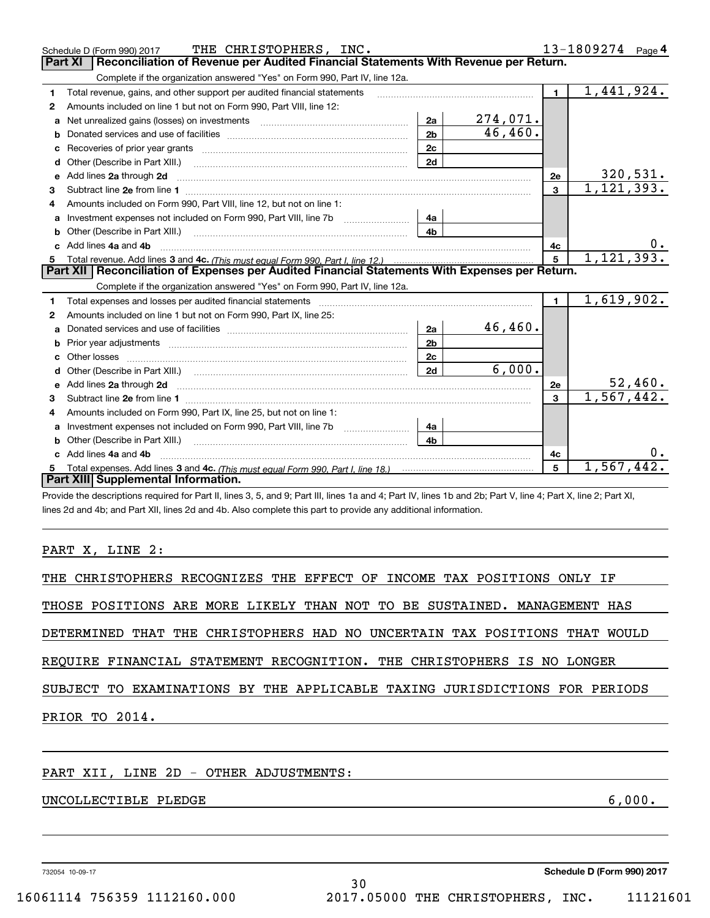Schedule D (Form 990) 2017 THE CHRISTOPHERS, INC. 13-1809274 Page 4

## Part XI Reconciliation of Revenue per Audited Financial Statements With Revenue per Return.

Complete if the organization answered "Yes" on Form 990, Part IV, line 12a.

| | | | | | |
|---|---|---|---|---|---|
| 1 | Total revenue, gains, and other support per audited financial statements | | | 1 | 1,441,924. |
| 2 | Amounts included on line 1 but not on Form 990, Part VIII, line 12: | | | | |
| a | Net unrealized gains (losses) on investments | 2a | 274,071. | | |
| b | Donated services and use of facilities | 2b | 46,460. | | |
| c | Recoveries of prior year grants | 2c | | | |
| d | Other (Describe in Part XIII.) | 2d | | | |
| e | Add lines **2a** through **2d** | | | 2e | 320,531. |
| 3 | Subtract line **2e** from line **1** | | | 3 | 1,121,393. |
| 4 | Amounts included on Form 990, Part VIII, line 12, but not on line 1: | | | | |
| a | Investment expenses not included on Form 990, Part VIII, line 7b | 4a | | | |
| b | Other (Describe in Part XIII.) | 4b | | | |
| c | Add lines **4a** and **4b** | | | 4c | 0. |
| 5 | Total revenue. Add lines **3** and **4c.** *(This must equal Form 990, Part I, line 12.)* | | | 5 | 1,121,393. |

## Part XII Reconciliation of Expenses per Audited Financial Statements With Expenses per Return.

Complete if the organization answered "Yes" on Form 990, Part IV, line 12a.

| | | | | | |
|---|---|---|---|---|---|
| 1 | Total expenses and losses per audited financial statements | | | 1 | 1,619,902. |
| 2 | Amounts included on line 1 but not on Form 990, Part IX, line 25: | | | | |
| a | Donated services and use of facilities | 2a | 46,460. | | |
| b | Prior year adjustments | 2b | | | |
| c | Other losses | 2c | | | |
| d | Other (Describe in Part XIII.) | 2d | 6,000. | | |
| e | Add lines **2a** through **2d** | | | 2e | 52,460. |
| 3 | Subtract line **2e** from line **1** | | | 3 | 1,567,442. |
| 4 | Amounts included on Form 990, Part IX, line 25, but not on line 1: | | | | |
| a | Investment expenses not included on Form 990, Part VIII, line 7b | 4a | | | |
| b | Other (Describe in Part XIII.) | 4b | | | |
| c | Add lines **4a** and **4b** | | | 4c | 0. |
| 5 | Total expenses. Add lines **3** and **4c.** *(This must equal Form 990, Part I, line 18.)* | | | 5 | 1,567,442. |

## Part XIII Supplemental Information.

Provide the descriptions required for Part II, lines 3, 5, and 9; Part III, lines 1a and 4; Part IV, lines 1b and 2b; Part V, line 4; Part X, line 2; Part XI, lines 2d and 4b; and Part XII, lines 2d and 4b. Also complete this part to provide any additional information.

PART X, LINE 2:

THE CHRISTOPHERS RECOGNIZES THE EFFECT OF INCOME TAX POSITIONS ONLY IF THOSE POSITIONS ARE MORE LIKELY THAN NOT TO BE SUSTAINED. MANAGEMENT HAS DETERMINED THAT THE CHRISTOPHERS HAD NO UNCERTAIN TAX POSITIONS THAT WOULD REQUIRE FINANCIAL STATEMENT RECOGNITION. THE CHRISTOPHERS IS NO LONGER SUBJECT TO EXAMINATIONS BY THE APPLICABLE TAXING JURISDICTIONS FOR PERIODS PRIOR TO 2014.

PART XII, LINE 2D - OTHER ADJUSTMENTS:

UNCOLLECTIBLE PLEDGE 6,000.

732054 10-09-17 **Schedule D (Form 990) 2017**

16061114 756359 1112160.000 2017.05000 THE CHRISTOPHERS, INC. 11121601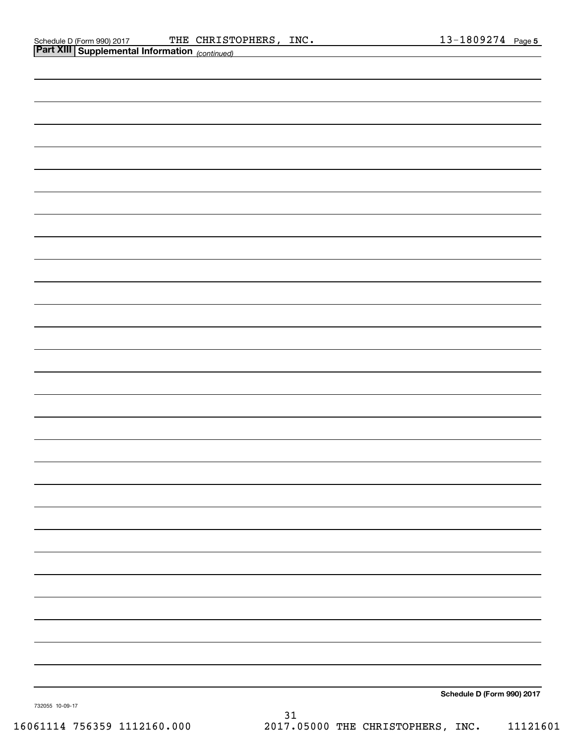Schedule D (Form 990) 2017 THE CHRISTOPHERS, INC. 13-1809274 Page **5**

## Part XIII Supplemental Information *(continued)*

**Schedule D (Form 990) 2017**

732055 10-09-17

16061114 756359 1112160.000 2017.05000 THE CHRISTOPHERS, INC. 11121601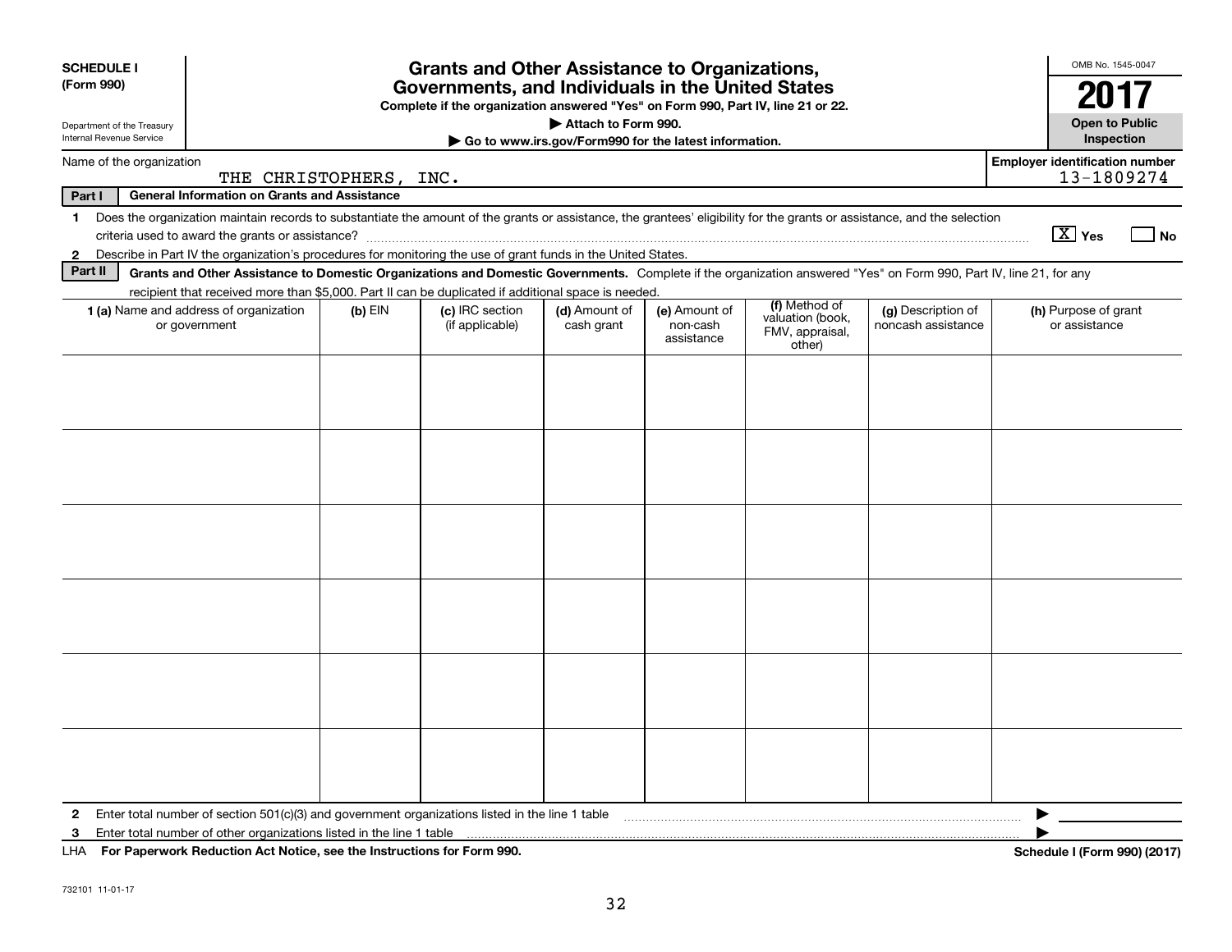**SCHEDULE I (Form 990)**

Department of the Treasury
Internal Revenue Service

# Grants and Other Assistance to Organizations, Governments, and Individuals in the United States

**Complete if the organization answered "Yes" on Form 990, Part IV, line 21 or 22.**
**▶ Attach to Form 990.**
**▶ Go to www.irs.gov/Form990 for the latest information.**

OMB No. 1545-0047

**2017**

**Open to Public Inspection**

Name of the organization: THE CHRISTOPHERS, INC.

Employer identification number: 13-1809274

**Part I — General Information on Grants and Assistance**

1 Does the organization maintain records to substantiate the amount of the grants or assistance, the grantees' eligibility for the grants or assistance, and the selection criteria used to award the grants or assistance? [X] Yes [ ] No

2 Describe in Part IV the organization's procedures for monitoring the use of grant funds in the United States.

**Part II — Grants and Other Assistance to Domestic Organizations and Domestic Governments.** Complete if the organization answered "Yes" on Form 990, Part IV, line 21, for any recipient that received more than $5,000. Part II can be duplicated if additional space is needed.

| 1 (a) Name and address of organization or government | (b) EIN | (c) IRC section (if applicable) | (d) Amount of cash grant | (e) Amount of non-cash assistance | (f) Method of valuation (book, FMV, appraisal, other) | (g) Description of noncash assistance | (h) Purpose of grant or assistance |
|---|---|---|---|---|---|---|---|
| | | | | | | | |
| | | | | | | | |
| | | | | | | | |
| | | | | | | | |
| | | | | | | | |
| | | | | | | | |

2 Enter total number of section 501(c)(3) and government organizations listed in the line 1 table ▶

3 Enter total number of other organizations listed in the line 1 table ▶

LHA **For Paperwork Reduction Act Notice, see the Instructions for Form 990.** **Schedule I (Form 990) (2017)**

732101 11-01-17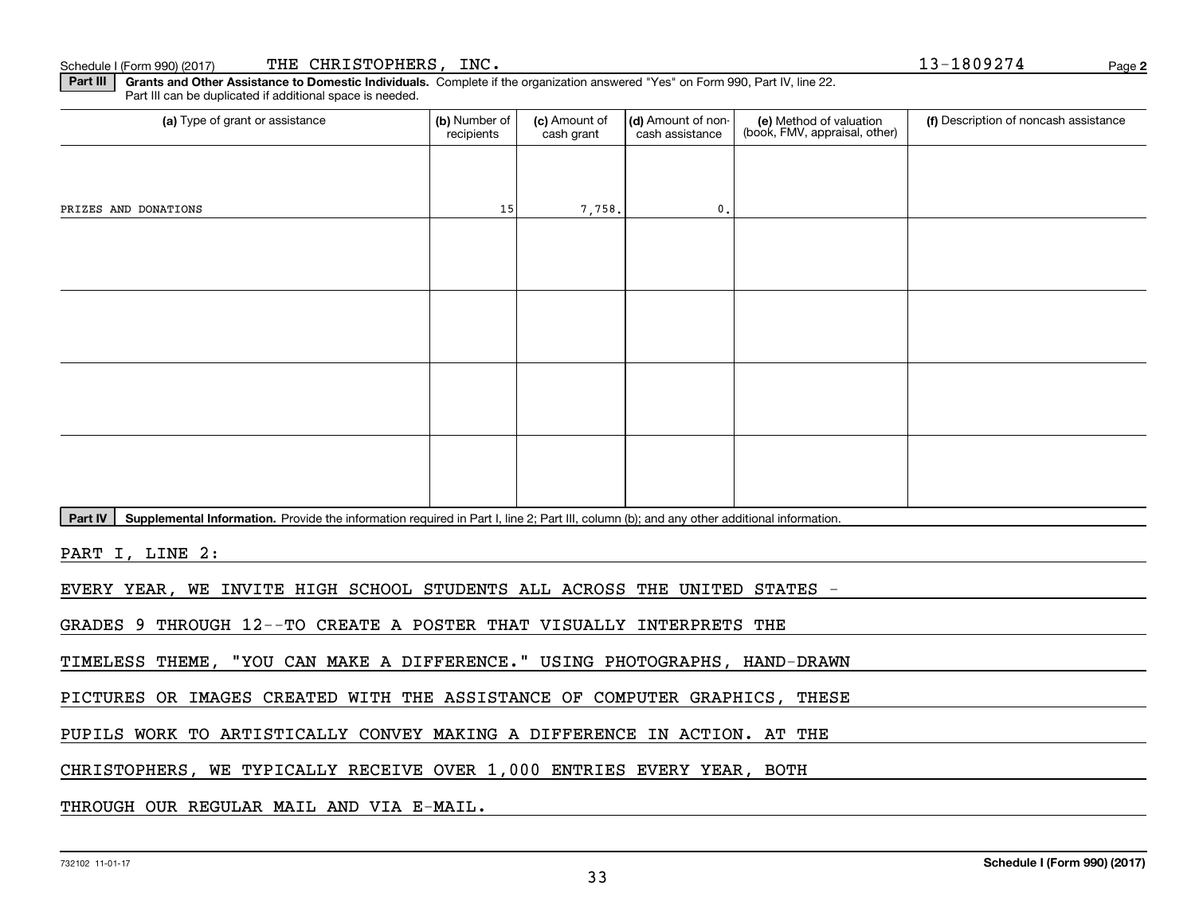Schedule I (Form 990) (2017) THE CHRISTOPHERS, INC. 13-1809274 Page 2

**Part III** **Grants and Other Assistance to Domestic Individuals.** Complete if the organization answered "Yes" on Form 990, Part IV, line 22. Part III can be duplicated if additional space is needed.

| (a) Type of grant or assistance | (b) Number of recipients | (c) Amount of cash grant | (d) Amount of non-cash assistance | (e) Method of valuation (book, FMV, appraisal, other) | (f) Description of noncash assistance |
|---|---|---|---|---|---|
| PRIZES AND DONATIONS | 15 | 7,758. | 0. | | |
| | | | | | |
| | | | | | |
| | | | | | |
| | | | | |

**Part IV** **Supplemental Information.** Provide the information required in Part I, line 2; Part III, column (b); and any other additional information.

PART I, LINE 2:

EVERY YEAR, WE INVITE HIGH SCHOOL STUDENTS ALL ACROSS THE UNITED STATES - GRADES 9 THROUGH 12--TO CREATE A POSTER THAT VISUALLY INTERPRETS THE TIMELESS THEME, "YOU CAN MAKE A DIFFERENCE." USING PHOTOGRAPHS, HAND-DRAWN PICTURES OR IMAGES CREATED WITH THE ASSISTANCE OF COMPUTER GRAPHICS, THESE PUPILS WORK TO ARTISTICALLY CONVEY MAKING A DIFFERENCE IN ACTION. AT THE CHRISTOPHERS, WE TYPICALLY RECEIVE OVER 1,000 ENTRIES EVERY YEAR, BOTH THROUGH OUR REGULAR MAIL AND VIA E-MAIL.

732102 11-01-17 **Schedule I (Form 990) (2017)**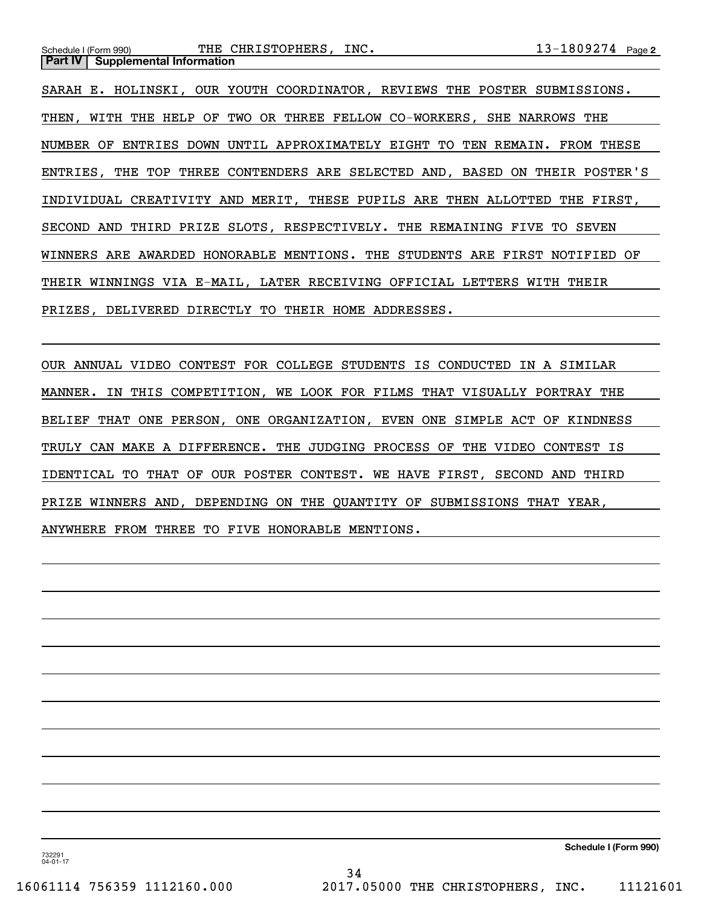Schedule I (Form 990) THE CHRISTOPHERS, INC. 13-1809274 Page 2

**Part IV | Supplemental Information**

SARAH E. HOLINSKI, OUR YOUTH COORDINATOR, REVIEWS THE POSTER SUBMISSIONS. THEN, WITH THE HELP OF TWO OR THREE FELLOW CO-WORKERS, SHE NARROWS THE NUMBER OF ENTRIES DOWN UNTIL APPROXIMATELY EIGHT TO TEN REMAIN. FROM THESE ENTRIES, THE TOP THREE CONTENDERS ARE SELECTED AND, BASED ON THEIR POSTER'S INDIVIDUAL CREATIVITY AND MERIT, THESE PUPILS ARE THEN ALLOTTED THE FIRST, SECOND AND THIRD PRIZE SLOTS, RESPECTIVELY. THE REMAINING FIVE TO SEVEN WINNERS ARE AWARDED HONORABLE MENTIONS. THE STUDENTS ARE FIRST NOTIFIED OF THEIR WINNINGS VIA E-MAIL, LATER RECEIVING OFFICIAL LETTERS WITH THEIR PRIZES, DELIVERED DIRECTLY TO THEIR HOME ADDRESSES.

OUR ANNUAL VIDEO CONTEST FOR COLLEGE STUDENTS IS CONDUCTED IN A SIMILAR MANNER. IN THIS COMPETITION, WE LOOK FOR FILMS THAT VISUALLY PORTRAY THE BELIEF THAT ONE PERSON, ONE ORGANIZATION, EVEN ONE SIMPLE ACT OF KINDNESS TRULY CAN MAKE A DIFFERENCE. THE JUDGING PROCESS OF THE VIDEO CONTEST IS IDENTICAL TO THAT OF OUR POSTER CONTEST. WE HAVE FIRST, SECOND AND THIRD PRIZE WINNERS AND, DEPENDING ON THE QUANTITY OF SUBMISSIONS THAT YEAR, ANYWHERE FROM THREE TO FIVE HONORABLE MENTIONS.

732291 04-01-17 **Schedule I (Form 990)**

16061114 756359 1112160.000 2017.05000 THE CHRISTOPHERS, INC. 11121601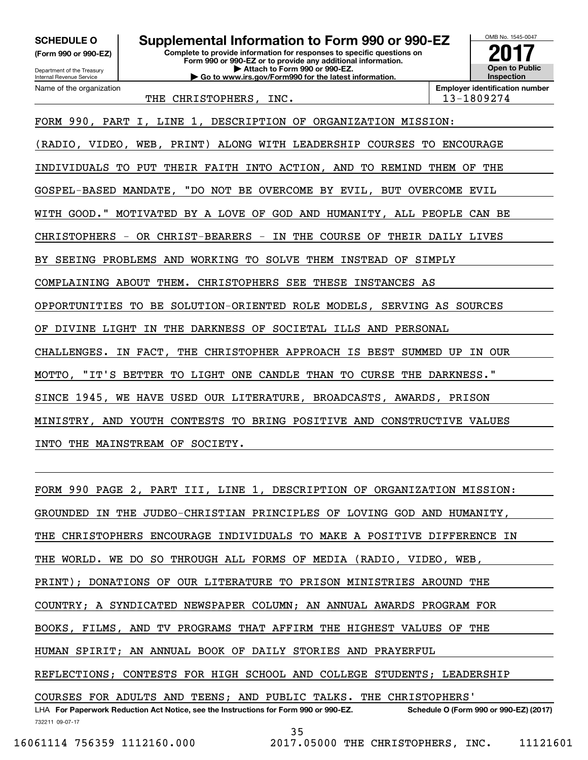**SCHEDULE O (Form 990 or 990-EZ)**

Department of the Treasury
Internal Revenue Service

# Supplemental Information to Form 990 or 990-EZ

**Complete to provide information for responses to specific questions on Form 990 or 990-EZ or to provide any additional information.**
**▶ Attach to Form 990 or 990-EZ.**
**▶ Go to www.irs.gov/Form990 for the latest information.**

OMB No. 1545-0047

**2017**

**Open to Public Inspection**

| Name of the organization | Employer identification number |
|---|---|
| THE CHRISTOPHERS, INC. | 13-1809274 |

FORM 990, PART I, LINE 1, DESCRIPTION OF ORGANIZATION MISSION:

(RADIO, VIDEO, WEB, PRINT) ALONG WITH LEADERSHIP COURSES TO ENCOURAGE INDIVIDUALS TO PUT THEIR FAITH INTO ACTION, AND TO REMIND THEM OF THE GOSPEL-BASED MANDATE, "DO NOT BE OVERCOME BY EVIL, BUT OVERCOME EVIL WITH GOOD." MOTIVATED BY A LOVE OF GOD AND HUMANITY, ALL PEOPLE CAN BE CHRISTOPHERS - OR CHRIST-BEARERS - IN THE COURSE OF THEIR DAILY LIVES BY SEEING PROBLEMS AND WORKING TO SOLVE THEM INSTEAD OF SIMPLY COMPLAINING ABOUT THEM. CHRISTOPHERS SEE THESE INSTANCES AS OPPORTUNITIES TO BE SOLUTION-ORIENTED ROLE MODELS, SERVING AS SOURCES OF DIVINE LIGHT IN THE DARKNESS OF SOCIETAL ILLS AND PERSONAL CHALLENGES. IN FACT, THE CHRISTOPHER APPROACH IS BEST SUMMED UP IN OUR MOTTO, "IT'S BETTER TO LIGHT ONE CANDLE THAN TO CURSE THE DARKNESS." SINCE 1945, WE HAVE USED OUR LITERATURE, BROADCASTS, AWARDS, PRISON MINISTRY, AND YOUTH CONTESTS TO BRING POSITIVE AND CONSTRUCTIVE VALUES INTO THE MAINSTREAM OF SOCIETY.

FORM 990 PAGE 2, PART III, LINE 1, DESCRIPTION OF ORGANIZATION MISSION:

GROUNDED IN THE JUDEO-CHRISTIAN PRINCIPLES OF LOVING GOD AND HUMANITY, THE CHRISTOPHERS ENCOURAGE INDIVIDUALS TO MAKE A POSITIVE DIFFERENCE IN THE WORLD. WE DO SO THROUGH ALL FORMS OF MEDIA (RADIO, VIDEO, WEB, PRINT); DONATIONS OF OUR LITERATURE TO PRISON MINISTRIES AROUND THE COUNTRY; A SYNDICATED NEWSPAPER COLUMN; AN ANNUAL AWARDS PROGRAM FOR BOOKS, FILMS, AND TV PROGRAMS THAT AFFIRM THE HIGHEST VALUES OF THE HUMAN SPIRIT; AN ANNUAL BOOK OF DAILY STORIES AND PRAYERFUL REFLECTIONS; CONTESTS FOR HIGH SCHOOL AND COLLEGE STUDENTS; LEADERSHIP COURSES FOR ADULTS AND TEENS; AND PUBLIC TALKS. THE CHRISTOPHERS'

LHA **For Paperwork Reduction Act Notice, see the Instructions for Form 990 or 990-EZ.** **Schedule O (Form 990 or 990-EZ) (2017)**

732211 09-07-17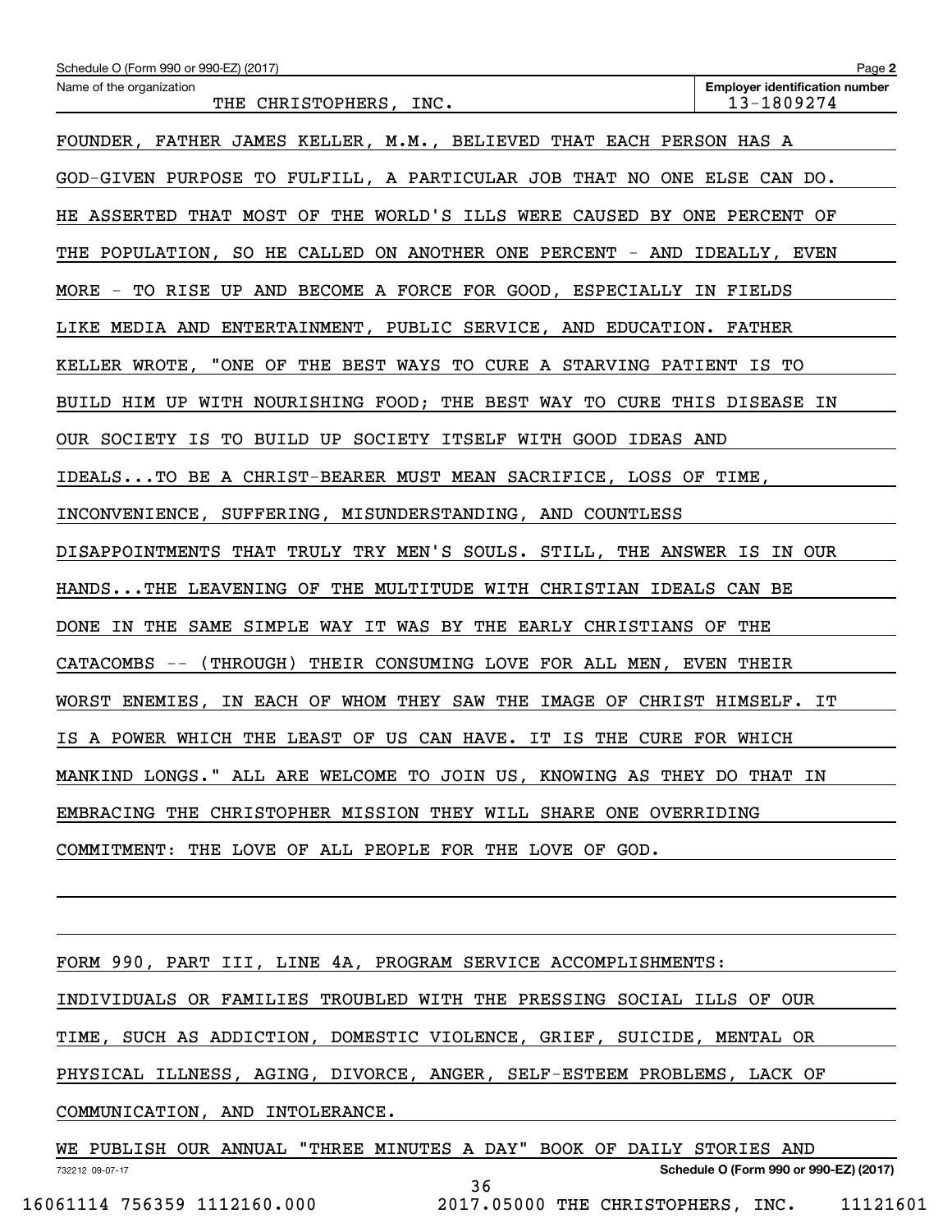Schedule O (Form 990 or 990-EZ) (2017)

Name of the organization: THE CHRISTOPHERS, INC.

Employer identification number: 13-1809274

FOUNDER, FATHER JAMES KELLER, M.M., BELIEVED THAT EACH PERSON HAS A GOD-GIVEN PURPOSE TO FULFILL, A PARTICULAR JOB THAT NO ONE ELSE CAN DO. HE ASSERTED THAT MOST OF THE WORLD'S ILLS WERE CAUSED BY ONE PERCENT OF THE POPULATION, SO HE CALLED ON ANOTHER ONE PERCENT - AND IDEALLY, EVEN MORE - TO RISE UP AND BECOME A FORCE FOR GOOD, ESPECIALLY IN FIELDS LIKE MEDIA AND ENTERTAINMENT, PUBLIC SERVICE, AND EDUCATION. FATHER KELLER WROTE, "ONE OF THE BEST WAYS TO CURE A STARVING PATIENT IS TO BUILD HIM UP WITH NOURISHING FOOD; THE BEST WAY TO CURE THIS DISEASE IN OUR SOCIETY IS TO BUILD UP SOCIETY ITSELF WITH GOOD IDEAS AND IDEALS...TO BE A CHRIST-BEARER MUST MEAN SACRIFICE, LOSS OF TIME, INCONVENIENCE, SUFFERING, MISUNDERSTANDING, AND COUNTLESS DISAPPOINTMENTS THAT TRULY TRY MEN'S SOULS. STILL, THE ANSWER IS IN OUR HANDS...THE LEAVENING OF THE MULTITUDE WITH CHRISTIAN IDEALS CAN BE DONE IN THE SAME SIMPLE WAY IT WAS BY THE EARLY CHRISTIANS OF THE CATACOMBS -- (THROUGH) THEIR CONSUMING LOVE FOR ALL MEN, EVEN THEIR WORST ENEMIES, IN EACH OF WHOM THEY SAW THE IMAGE OF CHRIST HIMSELF. IT IS A POWER WHICH THE LEAST OF US CAN HAVE. IT IS THE CURE FOR WHICH MANKIND LONGS." ALL ARE WELCOME TO JOIN US, KNOWING AS THEY DO THAT IN EMBRACING THE CHRISTOPHER MISSION THEY WILL SHARE ONE OVERRIDING COMMITMENT: THE LOVE OF ALL PEOPLE FOR THE LOVE OF GOD.

FORM 990, PART III, LINE 4A, PROGRAM SERVICE ACCOMPLISHMENTS:

INDIVIDUALS OR FAMILIES TROUBLED WITH THE PRESSING SOCIAL ILLS OF OUR TIME, SUCH AS ADDICTION, DOMESTIC VIOLENCE, GRIEF, SUICIDE, MENTAL OR PHYSICAL ILLNESS, AGING, DIVORCE, ANGER, SELF-ESTEEM PROBLEMS, LACK OF COMMUNICATION, AND INTOLERANCE.

WE PUBLISH OUR ANNUAL "THREE MINUTES A DAY" BOOK OF DAILY STORIES AND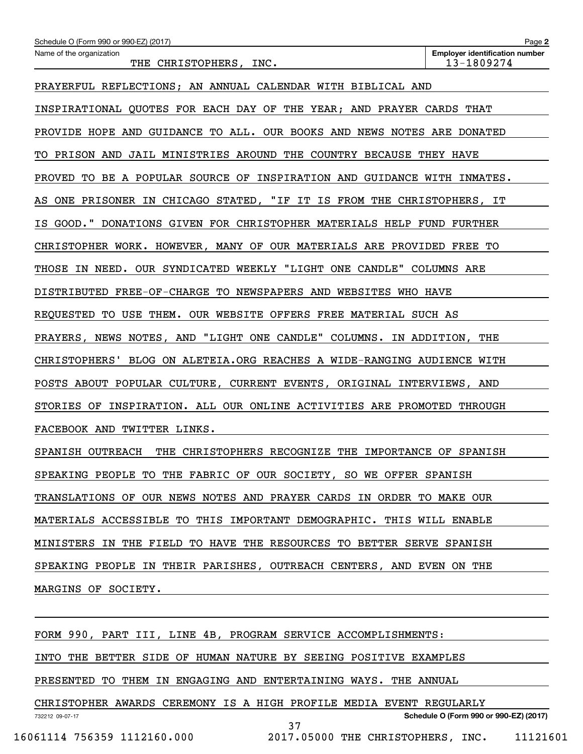Schedule O (Form 990 or 990-EZ) (2017)

Name of the organization: THE CHRISTOPHERS, INC.

Employer identification number: 13-1809274

PRAYERFUL REFLECTIONS; AN ANNUAL CALENDAR WITH BIBLICAL AND INSPIRATIONAL QUOTES FOR EACH DAY OF THE YEAR; AND PRAYER CARDS THAT PROVIDE HOPE AND GUIDANCE TO ALL. OUR BOOKS AND NEWS NOTES ARE DONATED TO PRISON AND JAIL MINISTRIES AROUND THE COUNTRY BECAUSE THEY HAVE PROVED TO BE A POPULAR SOURCE OF INSPIRATION AND GUIDANCE WITH INMATES. AS ONE PRISONER IN CHICAGO STATED, "IF IT IS FROM THE CHRISTOPHERS, IT IS GOOD." DONATIONS GIVEN FOR CHRISTOPHER MATERIALS HELP FUND FURTHER CHRISTOPHER WORK. HOWEVER, MANY OF OUR MATERIALS ARE PROVIDED FREE TO THOSE IN NEED. OUR SYNDICATED WEEKLY "LIGHT ONE CANDLE" COLUMNS ARE DISTRIBUTED FREE-OF-CHARGE TO NEWSPAPERS AND WEBSITES WHO HAVE REQUESTED TO USE THEM. OUR WEBSITE OFFERS FREE MATERIAL SUCH AS PRAYERS, NEWS NOTES, AND "LIGHT ONE CANDLE" COLUMNS. IN ADDITION, THE CHRISTOPHERS' BLOG ON ALETEIA.ORG REACHES A WIDE-RANGING AUDIENCE WITH POSTS ABOUT POPULAR CULTURE, CURRENT EVENTS, ORIGINAL INTERVIEWS, AND STORIES OF INSPIRATION. ALL OUR ONLINE ACTIVITIES ARE PROMOTED THROUGH FACEBOOK AND TWITTER LINKS.

SPANISH OUTREACH THE CHRISTOPHERS RECOGNIZE THE IMPORTANCE OF SPANISH SPEAKING PEOPLE TO THE FABRIC OF OUR SOCIETY, SO WE OFFER SPANISH TRANSLATIONS OF OUR NEWS NOTES AND PRAYER CARDS IN ORDER TO MAKE OUR MATERIALS ACCESSIBLE TO THIS IMPORTANT DEMOGRAPHIC. THIS WILL ENABLE MINISTERS IN THE FIELD TO HAVE THE RESOURCES TO BETTER SERVE SPANISH SPEAKING PEOPLE IN THEIR PARISHES, OUTREACH CENTERS, AND EVEN ON THE MARGINS OF SOCIETY.

FORM 990, PART III, LINE 4B, PROGRAM SERVICE ACCOMPLISHMENTS:

INTO THE BETTER SIDE OF HUMAN NATURE BY SEEING POSITIVE EXAMPLES PRESENTED TO THEM IN ENGAGING AND ENTERTAINING WAYS. THE ANNUAL CHRISTOPHER AWARDS CEREMONY IS A HIGH PROFILE MEDIA EVENT REGULARLY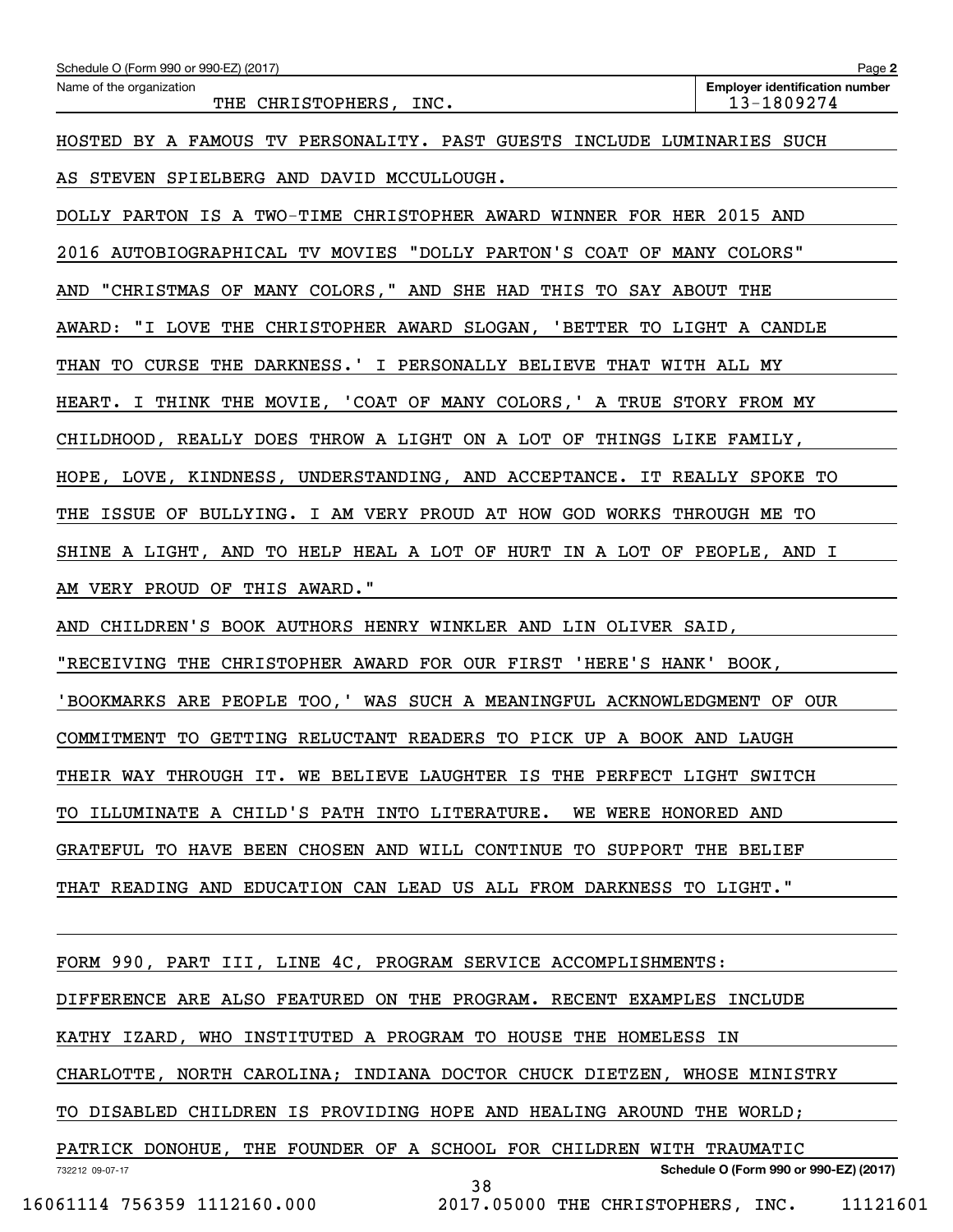Schedule O (Form 990 or 990-EZ) (2017)

Name of the organization: THE CHRISTOPHERS, INC.

Employer identification number: 13-1809274

HOSTED BY A FAMOUS TV PERSONALITY. PAST GUESTS INCLUDE LUMINARIES SUCH AS STEVEN SPIELBERG AND DAVID MCCULLOUGH.

DOLLY PARTON IS A TWO-TIME CHRISTOPHER AWARD WINNER FOR HER 2015 AND 2016 AUTOBIOGRAPHICAL TV MOVIES "DOLLY PARTON'S COAT OF MANY COLORS" AND "CHRISTMAS OF MANY COLORS," AND SHE HAD THIS TO SAY ABOUT THE AWARD: "I LOVE THE CHRISTOPHER AWARD SLOGAN, 'BETTER TO LIGHT A CANDLE THAN TO CURSE THE DARKNESS.' I PERSONALLY BELIEVE THAT WITH ALL MY HEART. I THINK THE MOVIE, 'COAT OF MANY COLORS,' A TRUE STORY FROM MY CHILDHOOD, REALLY DOES THROW A LIGHT ON A LOT OF THINGS LIKE FAMILY, HOPE, LOVE, KINDNESS, UNDERSTANDING, AND ACCEPTANCE. IT REALLY SPOKE TO THE ISSUE OF BULLYING. I AM VERY PROUD AT HOW GOD WORKS THROUGH ME TO SHINE A LIGHT, AND TO HELP HEAL A LOT OF HURT IN A LOT OF PEOPLE, AND I AM VERY PROUD OF THIS AWARD."

AND CHILDREN'S BOOK AUTHORS HENRY WINKLER AND LIN OLIVER SAID, "RECEIVING THE CHRISTOPHER AWARD FOR OUR FIRST 'HERE'S HANK' BOOK, 'BOOKMARKS ARE PEOPLE TOO,' WAS SUCH A MEANINGFUL ACKNOWLEDGMENT OF OUR COMMITMENT TO GETTING RELUCTANT READERS TO PICK UP A BOOK AND LAUGH THEIR WAY THROUGH IT. WE BELIEVE LAUGHTER IS THE PERFECT LIGHT SWITCH TO ILLUMINATE A CHILD'S PATH INTO LITERATURE. WE WERE HONORED AND GRATEFUL TO HAVE BEEN CHOSEN AND WILL CONTINUE TO SUPPORT THE BELIEF THAT READING AND EDUCATION CAN LEAD US ALL FROM DARKNESS TO LIGHT."

FORM 990, PART III, LINE 4C, PROGRAM SERVICE ACCOMPLISHMENTS:

DIFFERENCE ARE ALSO FEATURED ON THE PROGRAM. RECENT EXAMPLES INCLUDE KATHY IZARD, WHO INSTITUTED A PROGRAM TO HOUSE THE HOMELESS IN CHARLOTTE, NORTH CAROLINA; INDIANA DOCTOR CHUCK DIETZEN, WHOSE MINISTRY TO DISABLED CHILDREN IS PROVIDING HOPE AND HEALING AROUND THE WORLD; PATRICK DONOHUE, THE FOUNDER OF A SCHOOL FOR CHILDREN WITH TRAUMATIC

732212 09-07-17

Schedule O (Form 990 or 990-EZ) (2017)

16061114 756359 1112160.000 2017.05000 THE CHRISTOPHERS, INC. 11121601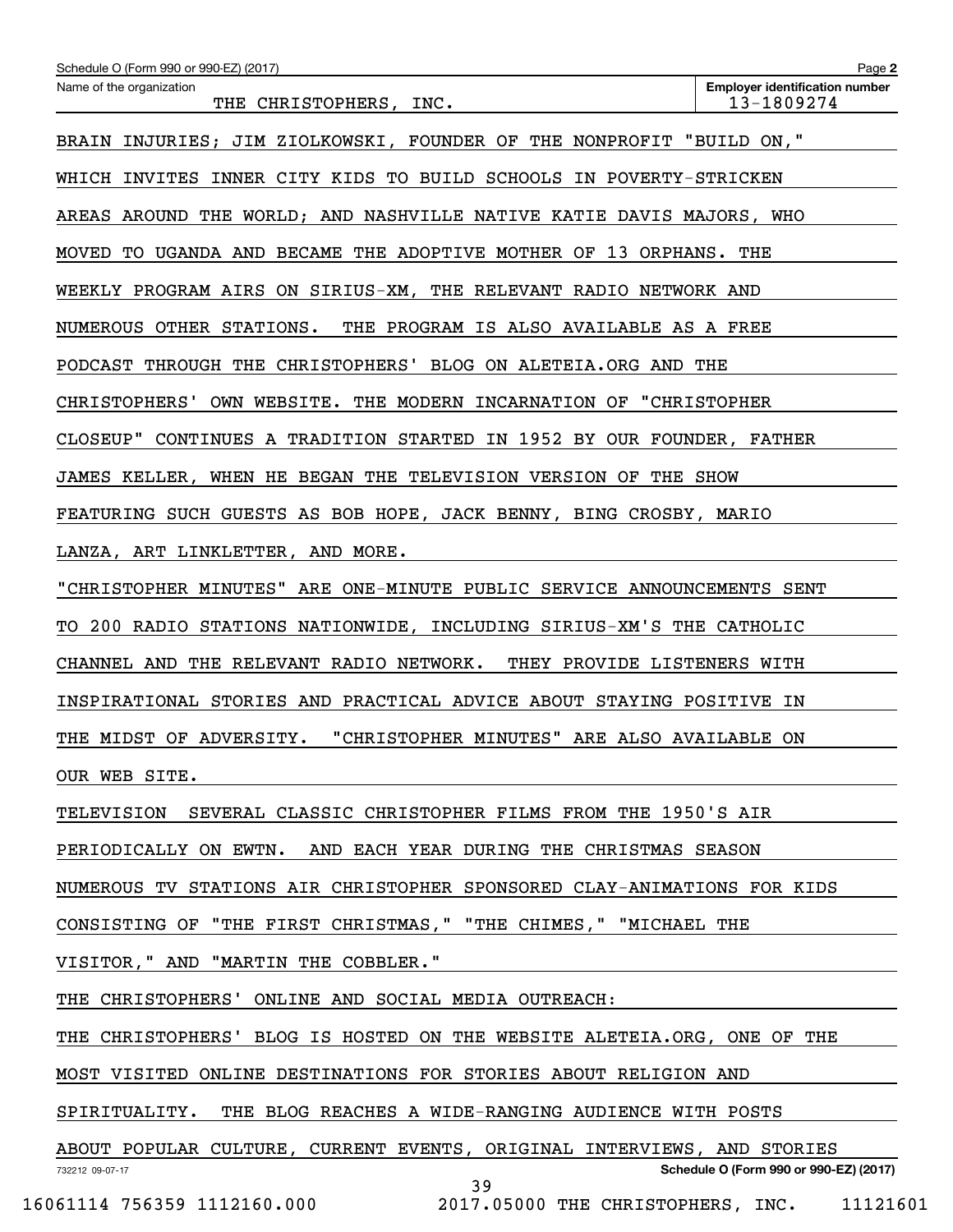Schedule O (Form 990 or 990-EZ) (2017)

Name of the organization: THE CHRISTOPHERS, INC.

Employer identification number: 13-1809274

BRAIN INJURIES; JIM ZIOLKOWSKI, FOUNDER OF THE NONPROFIT "BUILD ON," WHICH INVITES INNER CITY KIDS TO BUILD SCHOOLS IN POVERTY-STRICKEN AREAS AROUND THE WORLD; AND NASHVILLE NATIVE KATIE DAVIS MAJORS, WHO MOVED TO UGANDA AND BECAME THE ADOPTIVE MOTHER OF 13 ORPHANS. THE WEEKLY PROGRAM AIRS ON SIRIUS-XM, THE RELEVANT RADIO NETWORK AND NUMEROUS OTHER STATIONS. THE PROGRAM IS ALSO AVAILABLE AS A FREE PODCAST THROUGH THE CHRISTOPHERS' BLOG ON ALETEIA.ORG AND THE CHRISTOPHERS' OWN WEBSITE. THE MODERN INCARNATION OF "CHRISTOPHER CLOSEUP" CONTINUES A TRADITION STARTED IN 1952 BY OUR FOUNDER, FATHER JAMES KELLER, WHEN HE BEGAN THE TELEVISION VERSION OF THE SHOW FEATURING SUCH GUESTS AS BOB HOPE, JACK BENNY, BING CROSBY, MARIO LANZA, ART LINKLETTER, AND MORE.

"CHRISTOPHER MINUTES" ARE ONE-MINUTE PUBLIC SERVICE ANNOUNCEMENTS SENT TO 200 RADIO STATIONS NATIONWIDE, INCLUDING SIRIUS-XM'S THE CATHOLIC CHANNEL AND THE RELEVANT RADIO NETWORK. THEY PROVIDE LISTENERS WITH INSPIRATIONAL STORIES AND PRACTICAL ADVICE ABOUT STAYING POSITIVE IN THE MIDST OF ADVERSITY. "CHRISTOPHER MINUTES" ARE ALSO AVAILABLE ON OUR WEB SITE.

TELEVISION SEVERAL CLASSIC CHRISTOPHER FILMS FROM THE 1950'S AIR PERIODICALLY ON EWTN. AND EACH YEAR DURING THE CHRISTMAS SEASON NUMEROUS TV STATIONS AIR CHRISTOPHER SPONSORED CLAY-ANIMATIONS FOR KIDS CONSISTING OF "THE FIRST CHRISTMAS," "THE CHIMES," "MICHAEL THE VISITOR," AND "MARTIN THE COBBLER."

THE CHRISTOPHERS' ONLINE AND SOCIAL MEDIA OUTREACH:

THE CHRISTOPHERS' BLOG IS HOSTED ON THE WEBSITE ALETEIA.ORG, ONE OF THE MOST VISITED ONLINE DESTINATIONS FOR STORIES ABOUT RELIGION AND SPIRITUALITY. THE BLOG REACHES A WIDE-RANGING AUDIENCE WITH POSTS ABOUT POPULAR CULTURE, CURRENT EVENTS, ORIGINAL INTERVIEWS, AND STORIES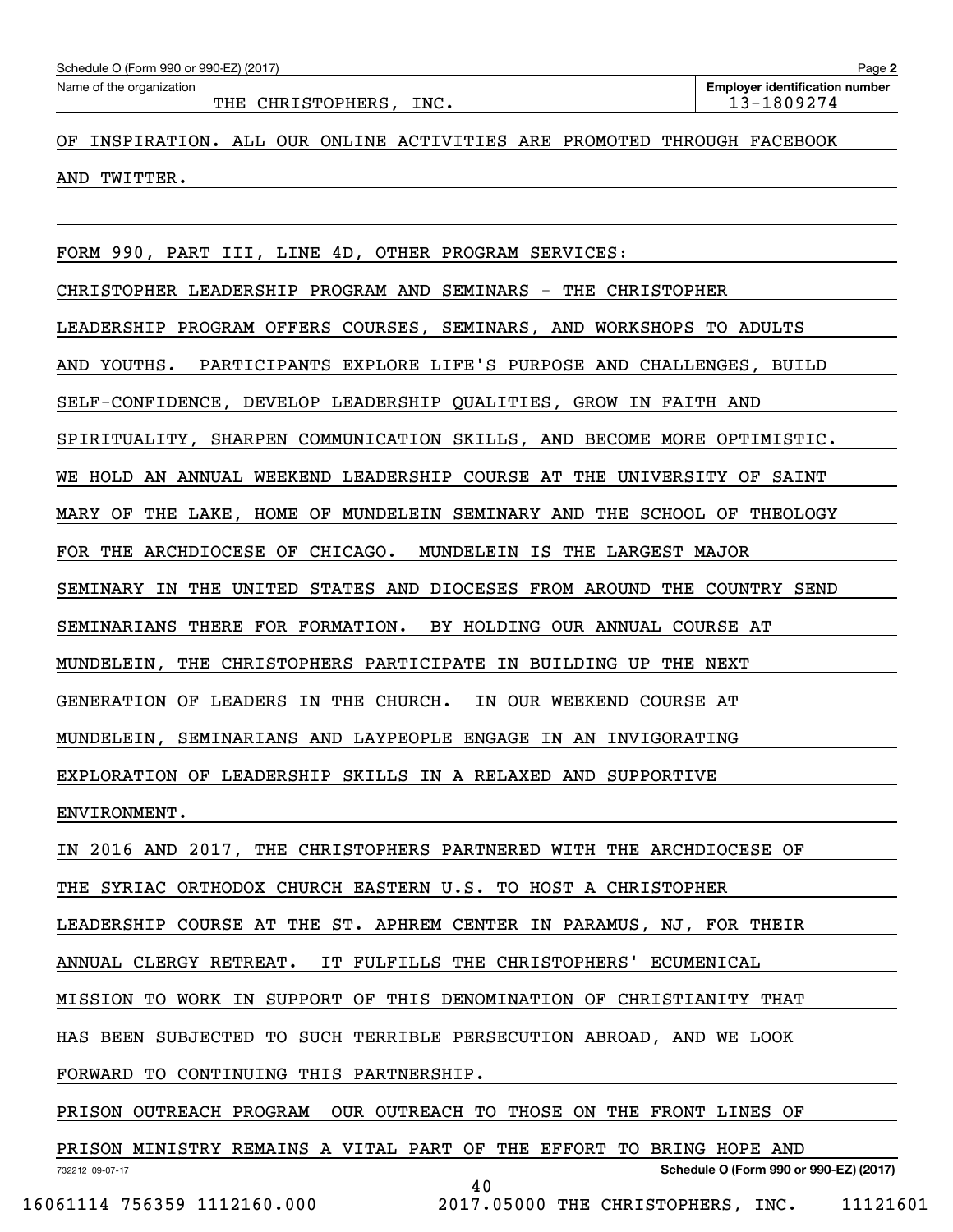Name of the organization: THE CHRISTOPHERS, INC. — Employer identification number: 13-1809274

OF INSPIRATION. ALL OUR ONLINE ACTIVITIES ARE PROMOTED THROUGH FACEBOOK AND TWITTER.

FORM 990, PART III, LINE 4D, OTHER PROGRAM SERVICES:

CHRISTOPHER LEADERSHIP PROGRAM AND SEMINARS - THE CHRISTOPHER LEADERSHIP PROGRAM OFFERS COURSES, SEMINARS, AND WORKSHOPS TO ADULTS AND YOUTHS. PARTICIPANTS EXPLORE LIFE'S PURPOSE AND CHALLENGES, BUILD SELF-CONFIDENCE, DEVELOP LEADERSHIP QUALITIES, GROW IN FAITH AND SPIRITUALITY, SHARPEN COMMUNICATION SKILLS, AND BECOME MORE OPTIMISTIC. WE HOLD AN ANNUAL WEEKEND LEADERSHIP COURSE AT THE UNIVERSITY OF SAINT MARY OF THE LAKE, HOME OF MUNDELEIN SEMINARY AND THE SCHOOL OF THEOLOGY FOR THE ARCHDIOCESE OF CHICAGO. MUNDELEIN IS THE LARGEST MAJOR SEMINARY IN THE UNITED STATES AND DIOCESES FROM AROUND THE COUNTRY SEND SEMINARIANS THERE FOR FORMATION. BY HOLDING OUR ANNUAL COURSE AT MUNDELEIN, THE CHRISTOPHERS PARTICIPATE IN BUILDING UP THE NEXT GENERATION OF LEADERS IN THE CHURCH. IN OUR WEEKEND COURSE AT MUNDELEIN, SEMINARIANS AND LAYPEOPLE ENGAGE IN AN INVIGORATING EXPLORATION OF LEADERSHIP SKILLS IN A RELAXED AND SUPPORTIVE ENVIRONMENT.

IN 2016 AND 2017, THE CHRISTOPHERS PARTNERED WITH THE ARCHDIOCESE OF THE SYRIAC ORTHODOX CHURCH EASTERN U.S. TO HOST A CHRISTOPHER LEADERSHIP COURSE AT THE ST. APHREM CENTER IN PARAMUS, NJ, FOR THEIR ANNUAL CLERGY RETREAT. IT FULFILLS THE CHRISTOPHERS' ECUMENICAL MISSION TO WORK IN SUPPORT OF THIS DENOMINATION OF CHRISTIANITY THAT HAS BEEN SUBJECTED TO SUCH TERRIBLE PERSECUTION ABROAD, AND WE LOOK FORWARD TO CONTINUING THIS PARTNERSHIP.

PRISON OUTREACH PROGRAM OUR OUTREACH TO THOSE ON THE FRONT LINES OF PRISON MINISTRY REMAINS A VITAL PART OF THE EFFORT TO BRING HOPE AND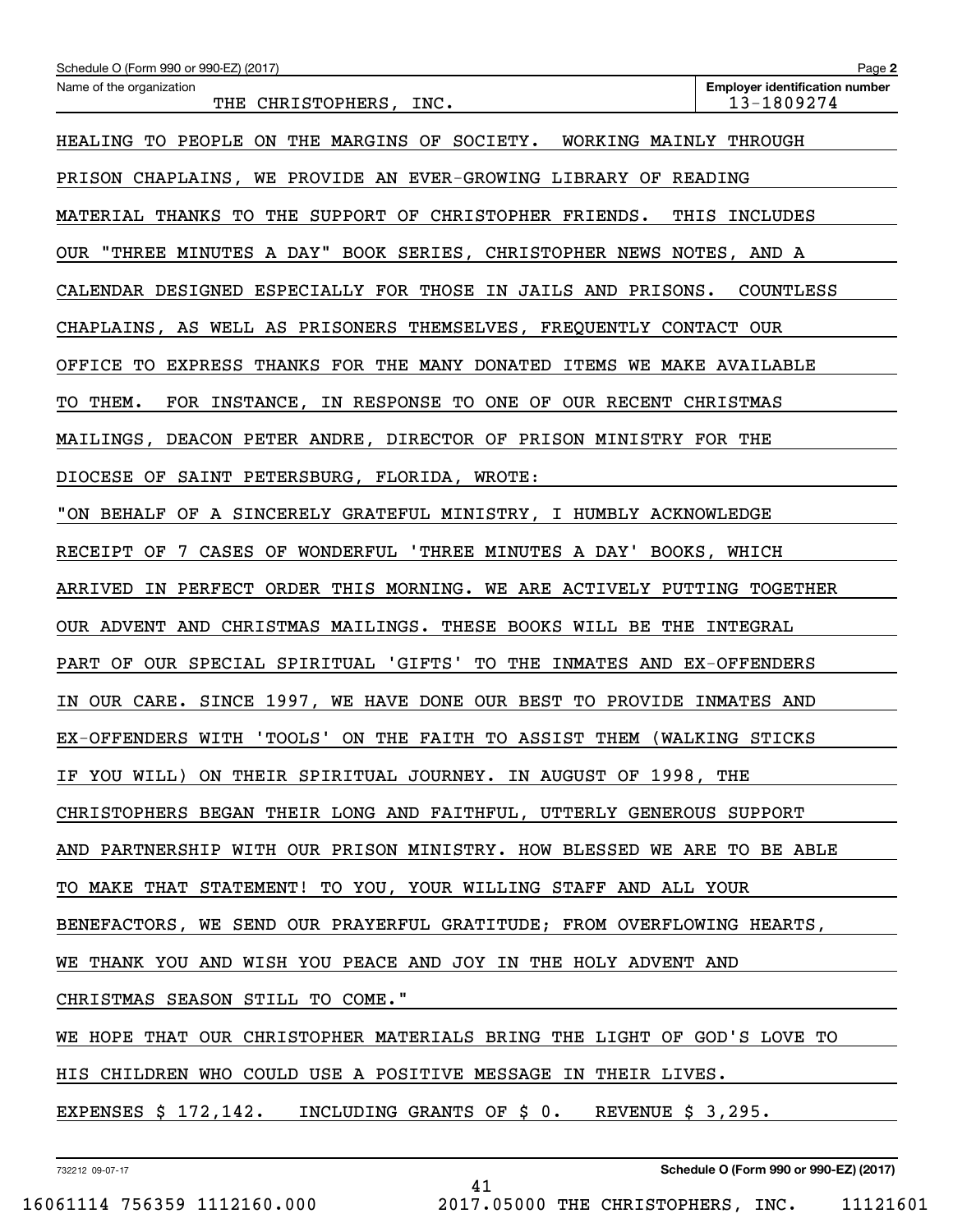Name of the organization: THE CHRISTOPHERS, INC.

Employer identification number: 13-1809274

HEALING TO PEOPLE ON THE MARGINS OF SOCIETY. WORKING MAINLY THROUGH PRISON CHAPLAINS, WE PROVIDE AN EVER-GROWING LIBRARY OF READING MATERIAL THANKS TO THE SUPPORT OF CHRISTOPHER FRIENDS. THIS INCLUDES OUR "THREE MINUTES A DAY" BOOK SERIES, CHRISTOPHER NEWS NOTES, AND A CALENDAR DESIGNED ESPECIALLY FOR THOSE IN JAILS AND PRISONS. COUNTLESS CHAPLAINS, AS WELL AS PRISONERS THEMSELVES, FREQUENTLY CONTACT OUR OFFICE TO EXPRESS THANKS FOR THE MANY DONATED ITEMS WE MAKE AVAILABLE TO THEM. FOR INSTANCE, IN RESPONSE TO ONE OF OUR RECENT CHRISTMAS MAILINGS, DEACON PETER ANDRE, DIRECTOR OF PRISON MINISTRY FOR THE DIOCESE OF SAINT PETERSBURG, FLORIDA, WROTE:

"ON BEHALF OF A SINCERELY GRATEFUL MINISTRY, I HUMBLY ACKNOWLEDGE RECEIPT OF 7 CASES OF WONDERFUL 'THREE MINUTES A DAY' BOOKS, WHICH ARRIVED IN PERFECT ORDER THIS MORNING. WE ARE ACTIVELY PUTTING TOGETHER OUR ADVENT AND CHRISTMAS MAILINGS. THESE BOOKS WILL BE THE INTEGRAL PART OF OUR SPECIAL SPIRITUAL 'GIFTS' TO THE INMATES AND EX-OFFENDERS IN OUR CARE. SINCE 1997, WE HAVE DONE OUR BEST TO PROVIDE INMATES AND EX-OFFENDERS WITH 'TOOLS' ON THE FAITH TO ASSIST THEM (WALKING STICKS IF YOU WILL) ON THEIR SPIRITUAL JOURNEY. IN AUGUST OF 1998, THE CHRISTOPHERS BEGAN THEIR LONG AND FAITHFUL, UTTERLY GENEROUS SUPPORT AND PARTNERSHIP WITH OUR PRISON MINISTRY. HOW BLESSED WE ARE TO BE ABLE TO MAKE THAT STATEMENT! TO YOU, YOUR WILLING STAFF AND ALL YOUR BENEFACTORS, WE SEND OUR PRAYERFUL GRATITUDE; FROM OVERFLOWING HEARTS, WE THANK YOU AND WISH YOU PEACE AND JOY IN THE HOLY ADVENT AND CHRISTMAS SEASON STILL TO COME."

WE HOPE THAT OUR CHRISTOPHER MATERIALS BRING THE LIGHT OF GOD'S LOVE TO HIS CHILDREN WHO COULD USE A POSITIVE MESSAGE IN THEIR LIVES.

EXPENSES $ 172,142. INCLUDING GRANTS OF $ 0. REVENUE $ 3,295.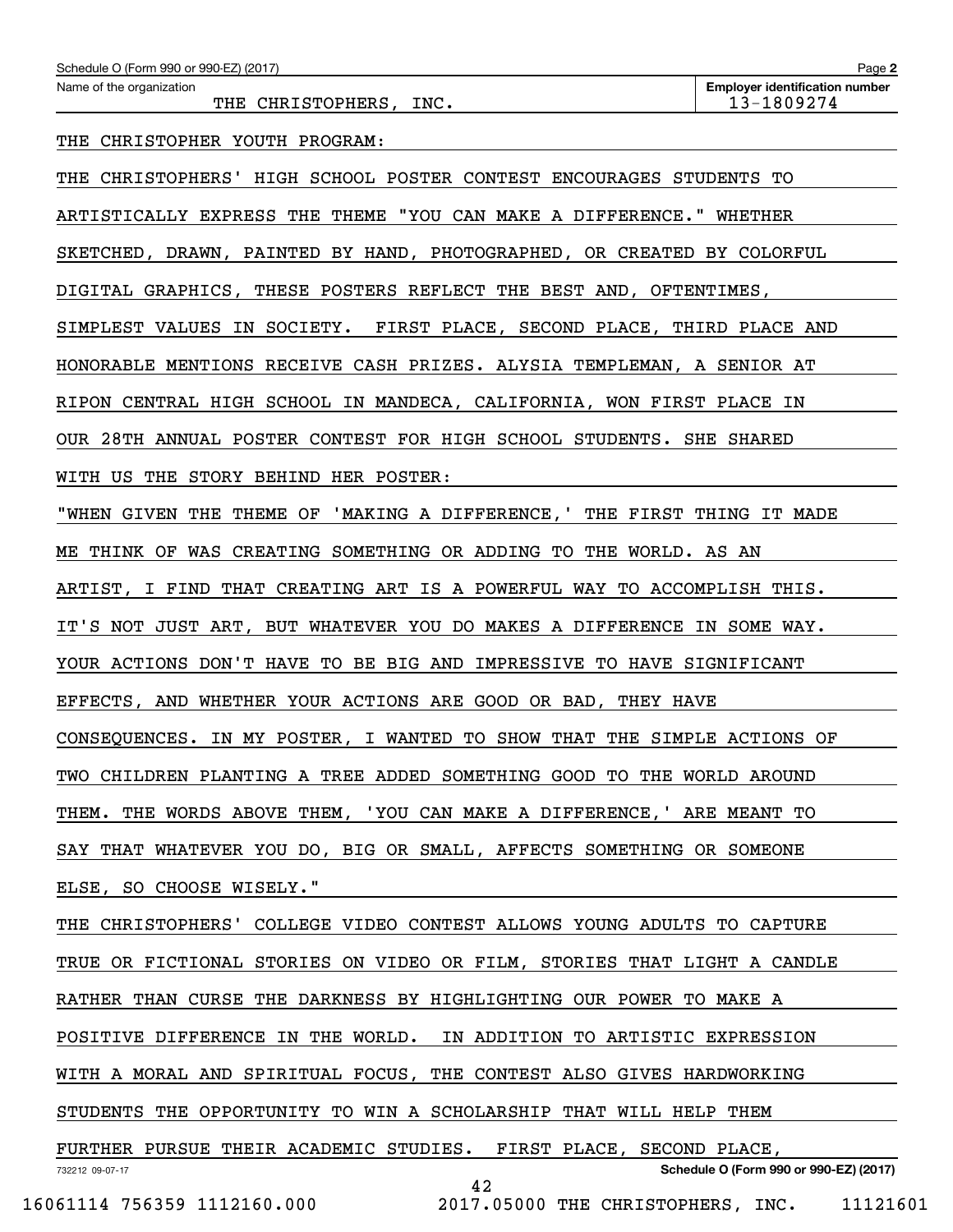Schedule O (Form 990 or 990-EZ) (2017)

Name of the organization: THE CHRISTOPHERS, INC.

Employer identification number: 13-1809274

THE CHRISTOPHER YOUTH PROGRAM:

THE CHRISTOPHERS' HIGH SCHOOL POSTER CONTEST ENCOURAGES STUDENTS TO ARTISTICALLY EXPRESS THE THEME "YOU CAN MAKE A DIFFERENCE." WHETHER SKETCHED, DRAWN, PAINTED BY HAND, PHOTOGRAPHED, OR CREATED BY COLORFUL DIGITAL GRAPHICS, THESE POSTERS REFLECT THE BEST AND, OFTENTIMES, SIMPLEST VALUES IN SOCIETY. FIRST PLACE, SECOND PLACE, THIRD PLACE AND HONORABLE MENTIONS RECEIVE CASH PRIZES. ALYSIA TEMPLEMAN, A SENIOR AT RIPON CENTRAL HIGH SCHOOL IN MANDECA, CALIFORNIA, WON FIRST PLACE IN OUR 28TH ANNUAL POSTER CONTEST FOR HIGH SCHOOL STUDENTS. SHE SHARED WITH US THE STORY BEHIND HER POSTER:

"WHEN GIVEN THE THEME OF 'MAKING A DIFFERENCE,' THE FIRST THING IT MADE ME THINK OF WAS CREATING SOMETHING OR ADDING TO THE WORLD. AS AN ARTIST, I FIND THAT CREATING ART IS A POWERFUL WAY TO ACCOMPLISH THIS. IT'S NOT JUST ART, BUT WHATEVER YOU DO MAKES A DIFFERENCE IN SOME WAY. YOUR ACTIONS DON'T HAVE TO BE BIG AND IMPRESSIVE TO HAVE SIGNIFICANT EFFECTS, AND WHETHER YOUR ACTIONS ARE GOOD OR BAD, THEY HAVE CONSEQUENCES. IN MY POSTER, I WANTED TO SHOW THAT THE SIMPLE ACTIONS OF TWO CHILDREN PLANTING A TREE ADDED SOMETHING GOOD TO THE WORLD AROUND THEM. THE WORDS ABOVE THEM, 'YOU CAN MAKE A DIFFERENCE,' ARE MEANT TO SAY THAT WHATEVER YOU DO, BIG OR SMALL, AFFECTS SOMETHING OR SOMEONE ELSE, SO CHOOSE WISELY."

THE CHRISTOPHERS' COLLEGE VIDEO CONTEST ALLOWS YOUNG ADULTS TO CAPTURE TRUE OR FICTIONAL STORIES ON VIDEO OR FILM, STORIES THAT LIGHT A CANDLE RATHER THAN CURSE THE DARKNESS BY HIGHLIGHTING OUR POWER TO MAKE A POSITIVE DIFFERENCE IN THE WORLD. IN ADDITION TO ARTISTIC EXPRESSION WITH A MORAL AND SPIRITUAL FOCUS, THE CONTEST ALSO GIVES HARDWORKING STUDENTS THE OPPORTUNITY TO WIN A SCHOLARSHIP THAT WILL HELP THEM FURTHER PURSUE THEIR ACADEMIC STUDIES. FIRST PLACE, SECOND PLACE,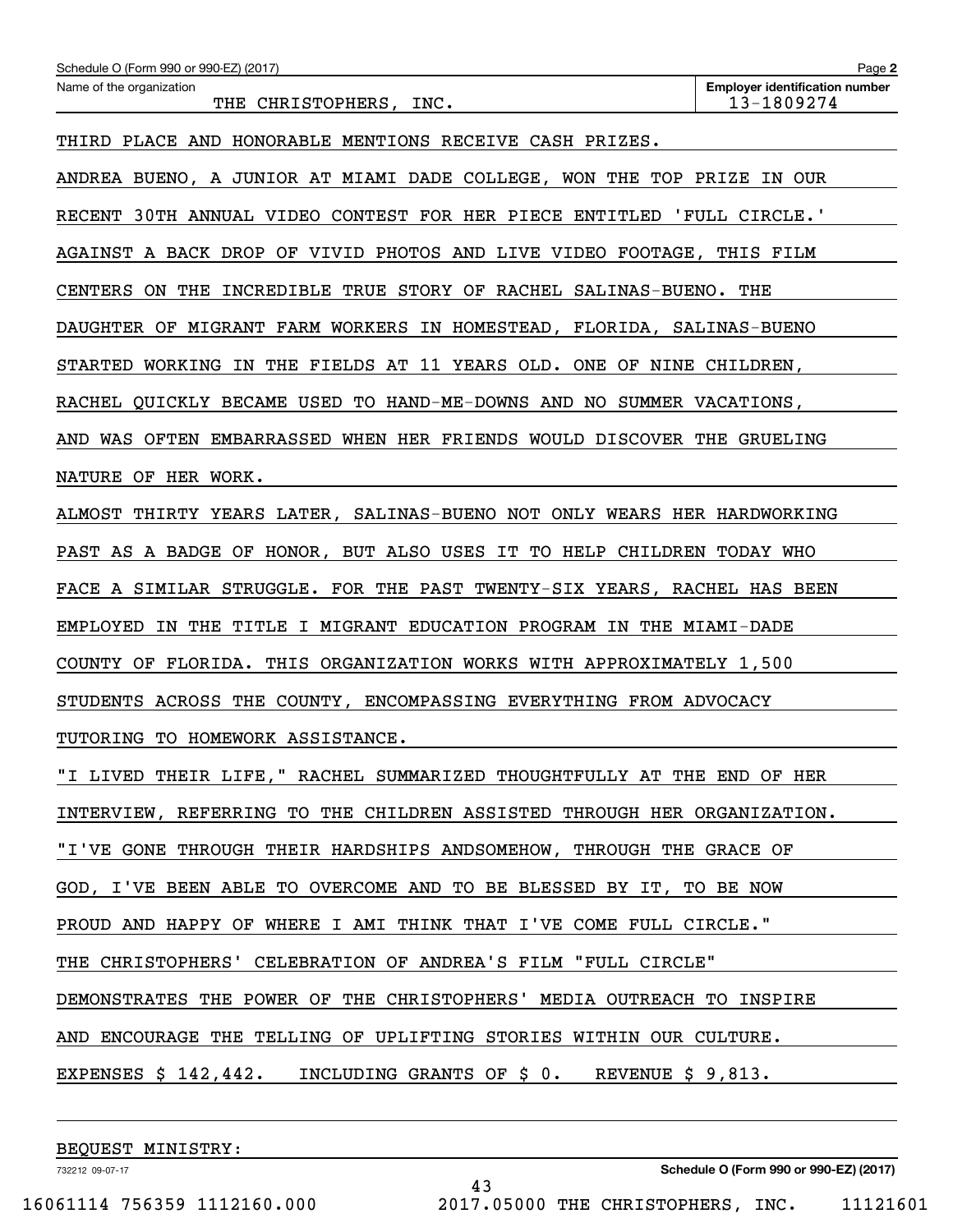Schedule O (Form 990 or 990-EZ) (2017)

Name of the organization: THE CHRISTOPHERS, INC.

Employer identification number: 13-1809274

THIRD PLACE AND HONORABLE MENTIONS RECEIVE CASH PRIZES.

ANDREA BUENO, A JUNIOR AT MIAMI DADE COLLEGE, WON THE TOP PRIZE IN OUR RECENT 30TH ANNUAL VIDEO CONTEST FOR HER PIECE ENTITLED 'FULL CIRCLE.' AGAINST A BACK DROP OF VIVID PHOTOS AND LIVE VIDEO FOOTAGE, THIS FILM CENTERS ON THE INCREDIBLE TRUE STORY OF RACHEL SALINAS-BUENO. THE DAUGHTER OF MIGRANT FARM WORKERS IN HOMESTEAD, FLORIDA, SALINAS-BUENO STARTED WORKING IN THE FIELDS AT 11 YEARS OLD. ONE OF NINE CHILDREN, RACHEL QUICKLY BECAME USED TO HAND-ME-DOWNS AND NO SUMMER VACATIONS, AND WAS OFTEN EMBARRASSED WHEN HER FRIENDS WOULD DISCOVER THE GRUELING NATURE OF HER WORK.

ALMOST THIRTY YEARS LATER, SALINAS-BUENO NOT ONLY WEARS HER HARDWORKING PAST AS A BADGE OF HONOR, BUT ALSO USES IT TO HELP CHILDREN TODAY WHO FACE A SIMILAR STRUGGLE. FOR THE PAST TWENTY-SIX YEARS, RACHEL HAS BEEN EMPLOYED IN THE TITLE I MIGRANT EDUCATION PROGRAM IN THE MIAMI-DADE COUNTY OF FLORIDA. THIS ORGANIZATION WORKS WITH APPROXIMATELY 1,500 STUDENTS ACROSS THE COUNTY, ENCOMPASSING EVERYTHING FROM ADVOCACY TUTORING TO HOMEWORK ASSISTANCE.

"I LIVED THEIR LIFE," RACHEL SUMMARIZED THOUGHTFULLY AT THE END OF HER INTERVIEW, REFERRING TO THE CHILDREN ASSISTED THROUGH HER ORGANIZATION. "I'VE GONE THROUGH THEIR HARDSHIPS ANDSOMEHOW, THROUGH THE GRACE OF GOD, I'VE BEEN ABLE TO OVERCOME AND TO BE BLESSED BY IT, TO BE NOW PROUD AND HAPPY OF WHERE I AMI THINK THAT I'VE COME FULL CIRCLE."

THE CHRISTOPHERS' CELEBRATION OF ANDREA'S FILM "FULL CIRCLE" DEMONSTRATES THE POWER OF THE CHRISTOPHERS' MEDIA OUTREACH TO INSPIRE AND ENCOURAGE THE TELLING OF UPLIFTING STORIES WITHIN OUR CULTURE.

EXPENSES $ 142,442. INCLUDING GRANTS OF $ 0. REVENUE $ 9,813.

BEQUEST MINISTRY:

Schedule O (Form 990 or 990-EZ) (2017)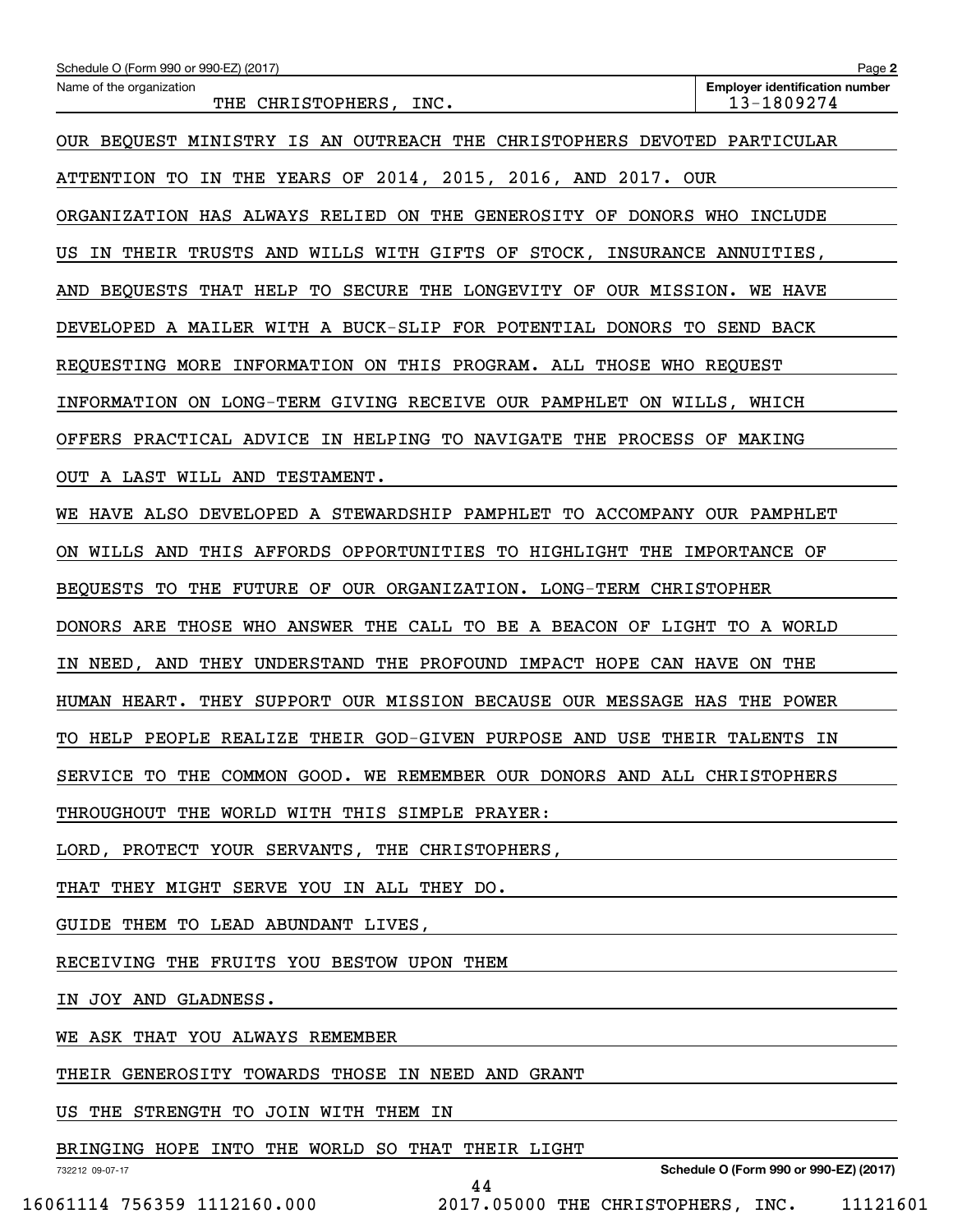Schedule O (Form 990 or 990-EZ) (2017) Page **2**

Name of the organization: THE CHRISTOPHERS, INC.

**Employer identification number:** 13-1809274

OUR BEQUEST MINISTRY IS AN OUTREACH THE CHRISTOPHERS DEVOTED PARTICULAR ATTENTION TO IN THE YEARS OF 2014, 2015, 2016, AND 2017. OUR ORGANIZATION HAS ALWAYS RELIED ON THE GENEROSITY OF DONORS WHO INCLUDE US IN THEIR TRUSTS AND WILLS WITH GIFTS OF STOCK, INSURANCE ANNUITIES, AND BEQUESTS THAT HELP TO SECURE THE LONGEVITY OF OUR MISSION. WE HAVE DEVELOPED A MAILER WITH A BUCK-SLIP FOR POTENTIAL DONORS TO SEND BACK REQUESTING MORE INFORMATION ON THIS PROGRAM. ALL THOSE WHO REQUEST INFORMATION ON LONG-TERM GIVING RECEIVE OUR PAMPHLET ON WILLS, WHICH OFFERS PRACTICAL ADVICE IN HELPING TO NAVIGATE THE PROCESS OF MAKING OUT A LAST WILL AND TESTAMENT.

WE HAVE ALSO DEVELOPED A STEWARDSHIP PAMPHLET TO ACCOMPANY OUR PAMPHLET ON WILLS AND THIS AFFORDS OPPORTUNITIES TO HIGHLIGHT THE IMPORTANCE OF BEQUESTS TO THE FUTURE OF OUR ORGANIZATION. LONG-TERM CHRISTOPHER DONORS ARE THOSE WHO ANSWER THE CALL TO BE A BEACON OF LIGHT TO A WORLD IN NEED, AND THEY UNDERSTAND THE PROFOUND IMPACT HOPE CAN HAVE ON THE HUMAN HEART. THEY SUPPORT OUR MISSION BECAUSE OUR MESSAGE HAS THE POWER TO HELP PEOPLE REALIZE THEIR GOD-GIVEN PURPOSE AND USE THEIR TALENTS IN SERVICE TO THE COMMON GOOD. WE REMEMBER OUR DONORS AND ALL CHRISTOPHERS THROUGHOUT THE WORLD WITH THIS SIMPLE PRAYER:

LORD, PROTECT YOUR SERVANTS, THE CHRISTOPHERS,

THAT THEY MIGHT SERVE YOU IN ALL THEY DO.

GUIDE THEM TO LEAD ABUNDANT LIVES,

RECEIVING THE FRUITS YOU BESTOW UPON THEM

IN JOY AND GLADNESS.

WE ASK THAT YOU ALWAYS REMEMBER

THEIR GENEROSITY TOWARDS THOSE IN NEED AND GRANT

US THE STRENGTH TO JOIN WITH THEM IN

BRINGING HOPE INTO THE WORLD SO THAT THEIR LIGHT

732212 09-07-17 **Schedule O (Form 990 or 990-EZ) (2017)**

16061114 756359 1112160.000 2017.05000 THE CHRISTOPHERS, INC. 11121601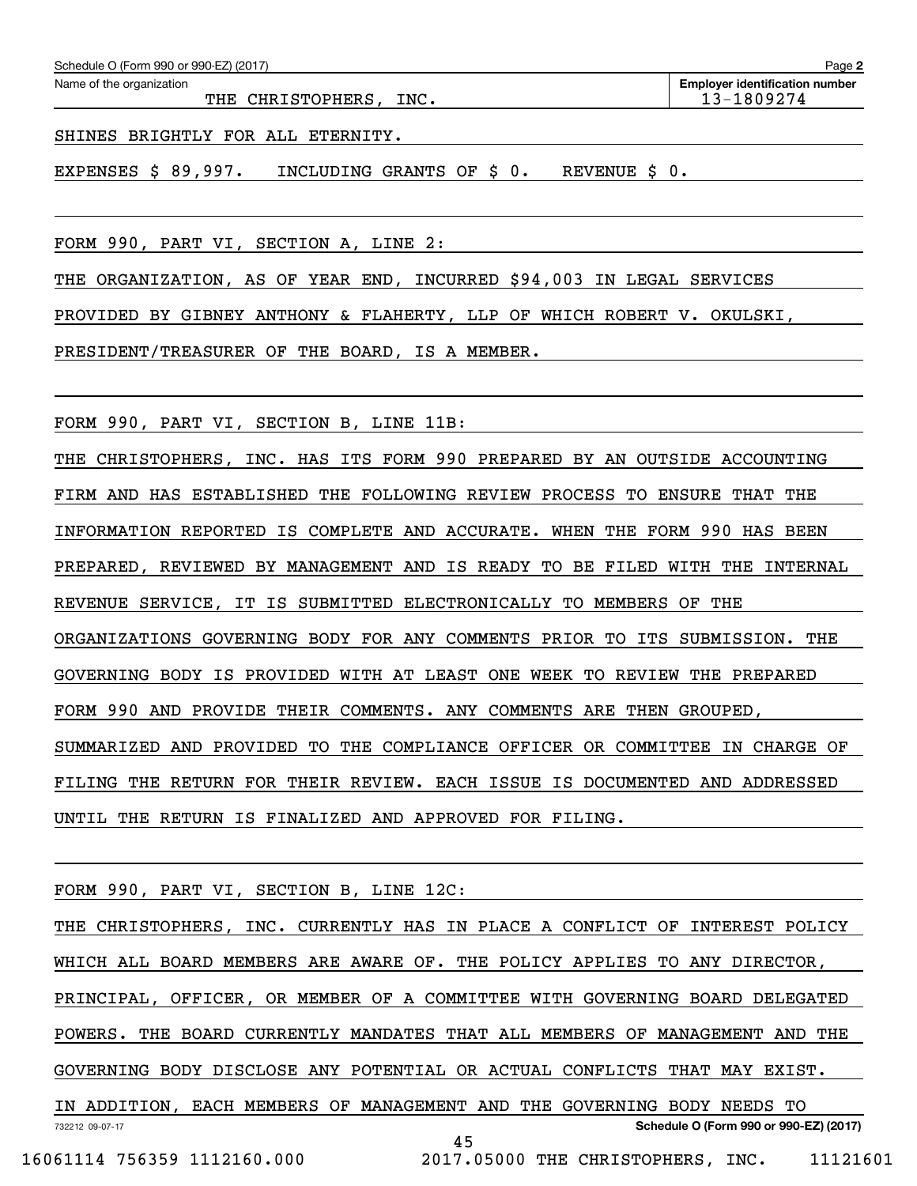Schedule O (Form 990 or 990-EZ) (2017) Page **2**

Name of the organization: THE CHRISTOPHERS, INC.

**Employer identification number**: 13-1809274

SHINES BRIGHTLY FOR ALL ETERNITY.

EXPENSES $ 89,997. INCLUDING GRANTS OF $ 0. REVENUE $ 0.

FORM 990, PART VI, SECTION A, LINE 2:

THE ORGANIZATION, AS OF YEAR END, INCURRED $94,003 IN LEGAL SERVICES PROVIDED BY GIBNEY ANTHONY & FLAHERTY, LLP OF WHICH ROBERT V. OKULSKI, PRESIDENT/TREASURER OF THE BOARD, IS A MEMBER.

FORM 990, PART VI, SECTION B, LINE 11B:

THE CHRISTOPHERS, INC. HAS ITS FORM 990 PREPARED BY AN OUTSIDE ACCOUNTING FIRM AND HAS ESTABLISHED THE FOLLOWING REVIEW PROCESS TO ENSURE THAT THE INFORMATION REPORTED IS COMPLETE AND ACCURATE. WHEN THE FORM 990 HAS BEEN PREPARED, REVIEWED BY MANAGEMENT AND IS READY TO BE FILED WITH THE INTERNAL REVENUE SERVICE, IT IS SUBMITTED ELECTRONICALLY TO MEMBERS OF THE ORGANIZATIONS GOVERNING BODY FOR ANY COMMENTS PRIOR TO ITS SUBMISSION. THE GOVERNING BODY IS PROVIDED WITH AT LEAST ONE WEEK TO REVIEW THE PREPARED FORM 990 AND PROVIDE THEIR COMMENTS. ANY COMMENTS ARE THEN GROUPED, SUMMARIZED AND PROVIDED TO THE COMPLIANCE OFFICER OR COMMITTEE IN CHARGE OF FILING THE RETURN FOR THEIR REVIEW. EACH ISSUE IS DOCUMENTED AND ADDRESSED UNTIL THE RETURN IS FINALIZED AND APPROVED FOR FILING.

FORM 990, PART VI, SECTION B, LINE 12C:

THE CHRISTOPHERS, INC. CURRENTLY HAS IN PLACE A CONFLICT OF INTEREST POLICY WHICH ALL BOARD MEMBERS ARE AWARE OF. THE POLICY APPLIES TO ANY DIRECTOR, PRINCIPAL, OFFICER, OR MEMBER OF A COMMITTEE WITH GOVERNING BOARD DELEGATED POWERS. THE BOARD CURRENTLY MANDATES THAT ALL MEMBERS OF MANAGEMENT AND THE GOVERNING BODY DISCLOSE ANY POTENTIAL OR ACTUAL CONFLICTS THAT MAY EXIST. IN ADDITION, EACH MEMBERS OF MANAGEMENT AND THE GOVERNING BODY NEEDS TO

732212 09-07-17 **Schedule O (Form 990 or 990-EZ) (2017)**

16061114 756359 1112160.000 2017.05000 THE CHRISTOPHERS, INC. 11121601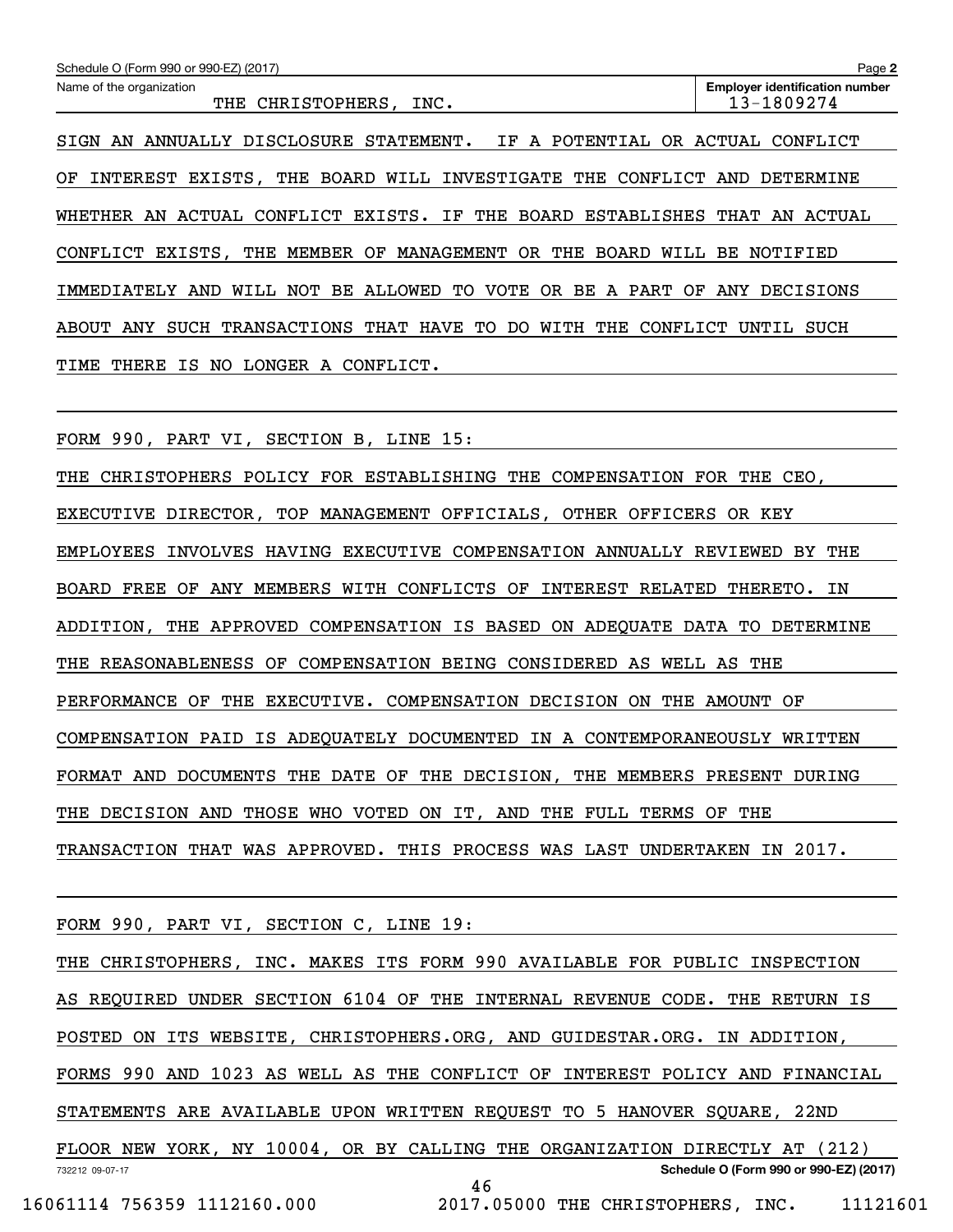Schedule O (Form 990 or 990-EZ) (2017) Page **2**

| Name of the organization | Employer identification number |
| --- | --- |
| THE CHRISTOPHERS, INC. | 13-1809274 |

SIGN AN ANNUALLY DISCLOSURE STATEMENT. IF A POTENTIAL OR ACTUAL CONFLICT OF INTEREST EXISTS, THE BOARD WILL INVESTIGATE THE CONFLICT AND DETERMINE WHETHER AN ACTUAL CONFLICT EXISTS. IF THE BOARD ESTABLISHES THAT AN ACTUAL CONFLICT EXISTS, THE MEMBER OF MANAGEMENT OR THE BOARD WILL BE NOTIFIED IMMEDIATELY AND WILL NOT BE ALLOWED TO VOTE OR BE A PART OF ANY DECISIONS ABOUT ANY SUCH TRANSACTIONS THAT HAVE TO DO WITH THE CONFLICT UNTIL SUCH TIME THERE IS NO LONGER A CONFLICT.

FORM 990, PART VI, SECTION B, LINE 15:

THE CHRISTOPHERS POLICY FOR ESTABLISHING THE COMPENSATION FOR THE CEO, EXECUTIVE DIRECTOR, TOP MANAGEMENT OFFICIALS, OTHER OFFICERS OR KEY EMPLOYEES INVOLVES HAVING EXECUTIVE COMPENSATION ANNUALLY REVIEWED BY THE BOARD FREE OF ANY MEMBERS WITH CONFLICTS OF INTEREST RELATED THERETO. IN ADDITION, THE APPROVED COMPENSATION IS BASED ON ADEQUATE DATA TO DETERMINE THE REASONABLENESS OF COMPENSATION BEING CONSIDERED AS WELL AS THE PERFORMANCE OF THE EXECUTIVE. COMPENSATION DECISION ON THE AMOUNT OF COMPENSATION PAID IS ADEQUATELY DOCUMENTED IN A CONTEMPORANEOUSLY WRITTEN FORMAT AND DOCUMENTS THE DATE OF THE DECISION, THE MEMBERS PRESENT DURING THE DECISION AND THOSE WHO VOTED ON IT, AND THE FULL TERMS OF THE TRANSACTION THAT WAS APPROVED. THIS PROCESS WAS LAST UNDERTAKEN IN 2017.

FORM 990, PART VI, SECTION C, LINE 19:

THE CHRISTOPHERS, INC. MAKES ITS FORM 990 AVAILABLE FOR PUBLIC INSPECTION AS REQUIRED UNDER SECTION 6104 OF THE INTERNAL REVENUE CODE. THE RETURN IS POSTED ON ITS WEBSITE, CHRISTOPHERS.ORG, AND GUIDESTAR.ORG. IN ADDITION, FORMS 990 AND 1023 AS WELL AS THE CONFLICT OF INTEREST POLICY AND FINANCIAL STATEMENTS ARE AVAILABLE UPON WRITTEN REQUEST TO 5 HANOVER SQUARE, 22ND FLOOR NEW YORK, NY 10004, OR BY CALLING THE ORGANIZATION DIRECTLY AT (212)

732212 09-07-17 **Schedule O (Form 990 or 990-EZ) (2017)**

16061114 756359 1112160.000 2017.05000 THE CHRISTOPHERS, INC. 11121601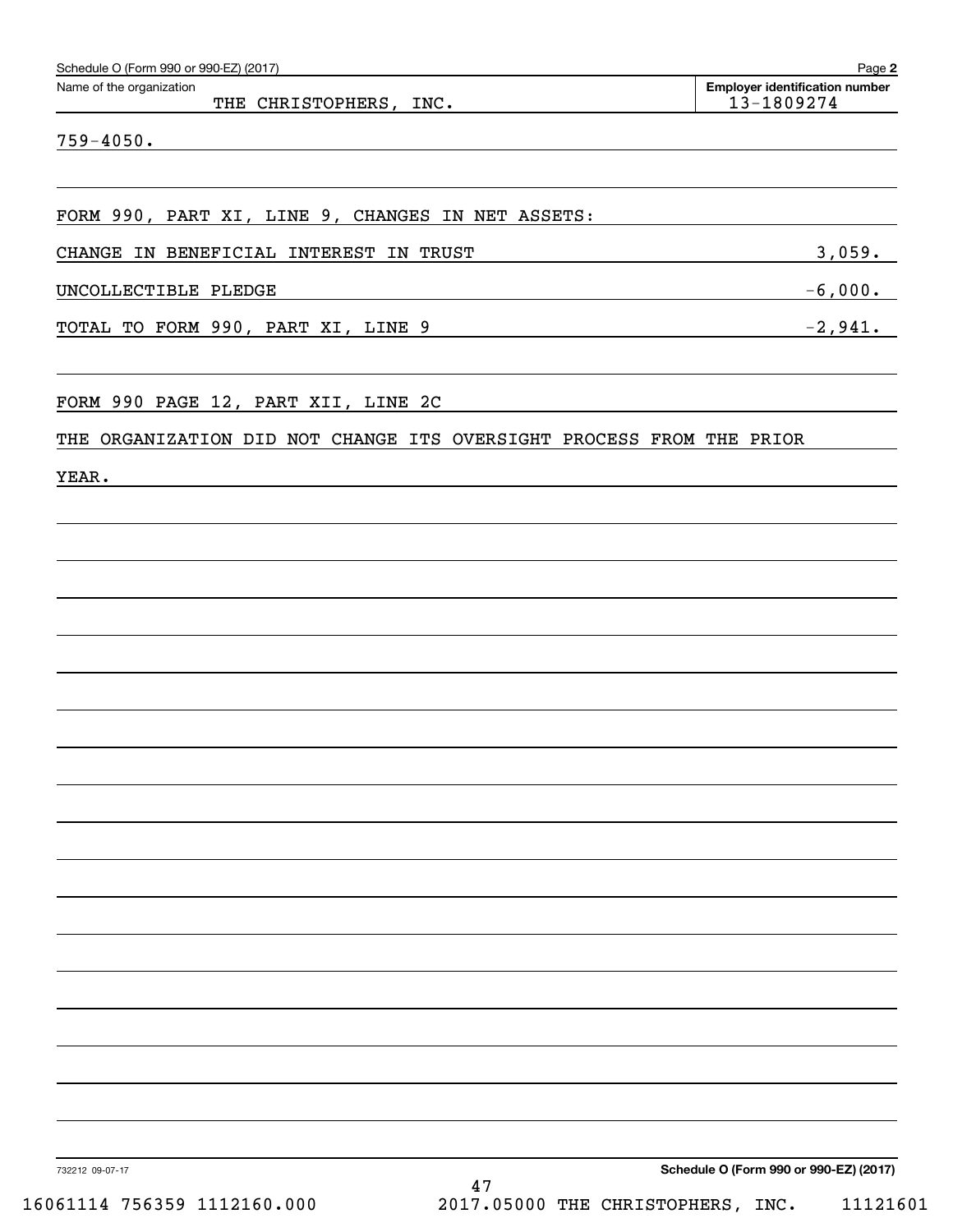Schedule O (Form 990 or 990-EZ) (2017) Page **2**

Name of the organization: THE CHRISTOPHERS, INC.

**Employer identification number** 13-1809274

759-4050.

FORM 990, PART XI, LINE 9, CHANGES IN NET ASSETS:

| | |
|---|---|
| CHANGE IN BENEFICIAL INTEREST IN TRUST | 3,059. |
| UNCOLLECTIBLE PLEDGE | -6,000. |
| TOTAL TO FORM 990, PART XI, LINE 9 | -2,941. |

FORM 990 PAGE 12, PART XII, LINE 2C

THE ORGANIZATION DID NOT CHANGE ITS OVERSIGHT PROCESS FROM THE PRIOR YEAR.

732212 09-07-17

**Schedule O (Form 990 or 990-EZ) (2017)**

16061114 756359 1112160.000 2017.05000 THE CHRISTOPHERS, INC. 11121601